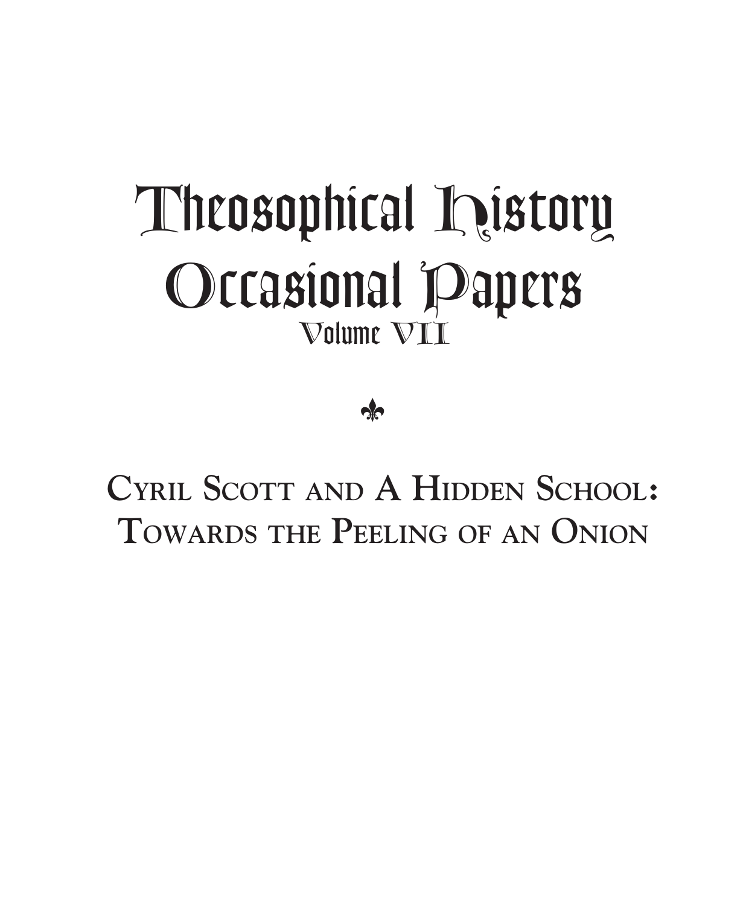# Theosophical History Occasional Papers

## Volume VII

⚜

## Cyril Scott and A Hidden School: Towards the Peeling of an Onion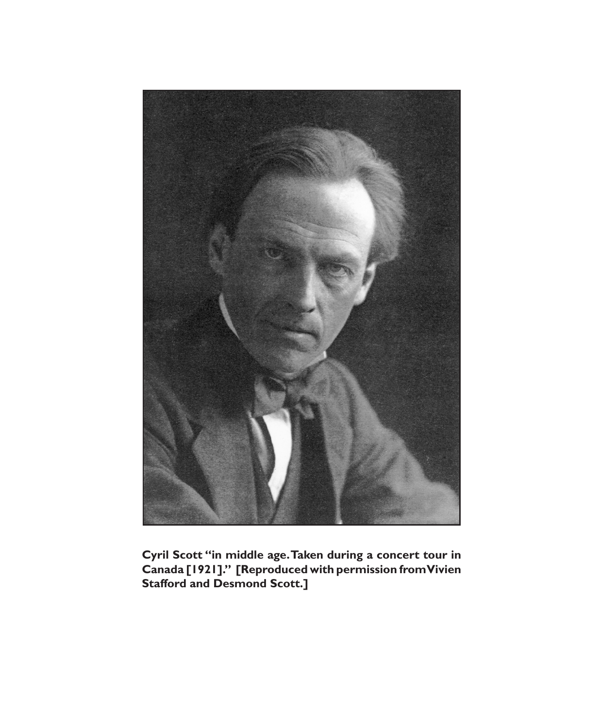**Cyril Scott "in middle age. Taken during a concert tour in Canada [1921]." [Reproduced with permission from Vivien Stafford and Desmond Scott.]**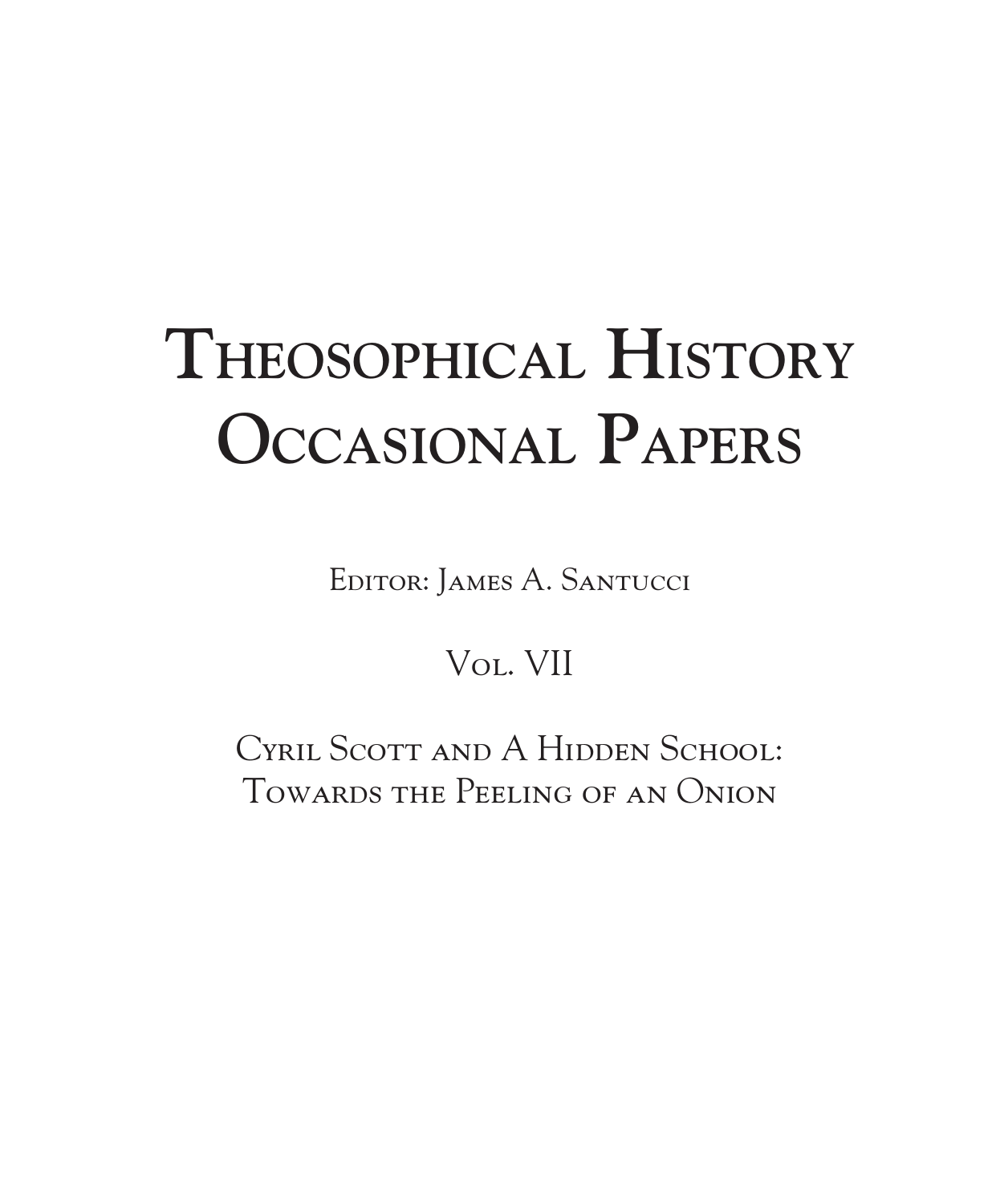# Theosophical History Occasional Papers

Editor: James A. Santucci

Vol. VII

Cyril Scott and A Hidden School: Towards the Peeling of an Onion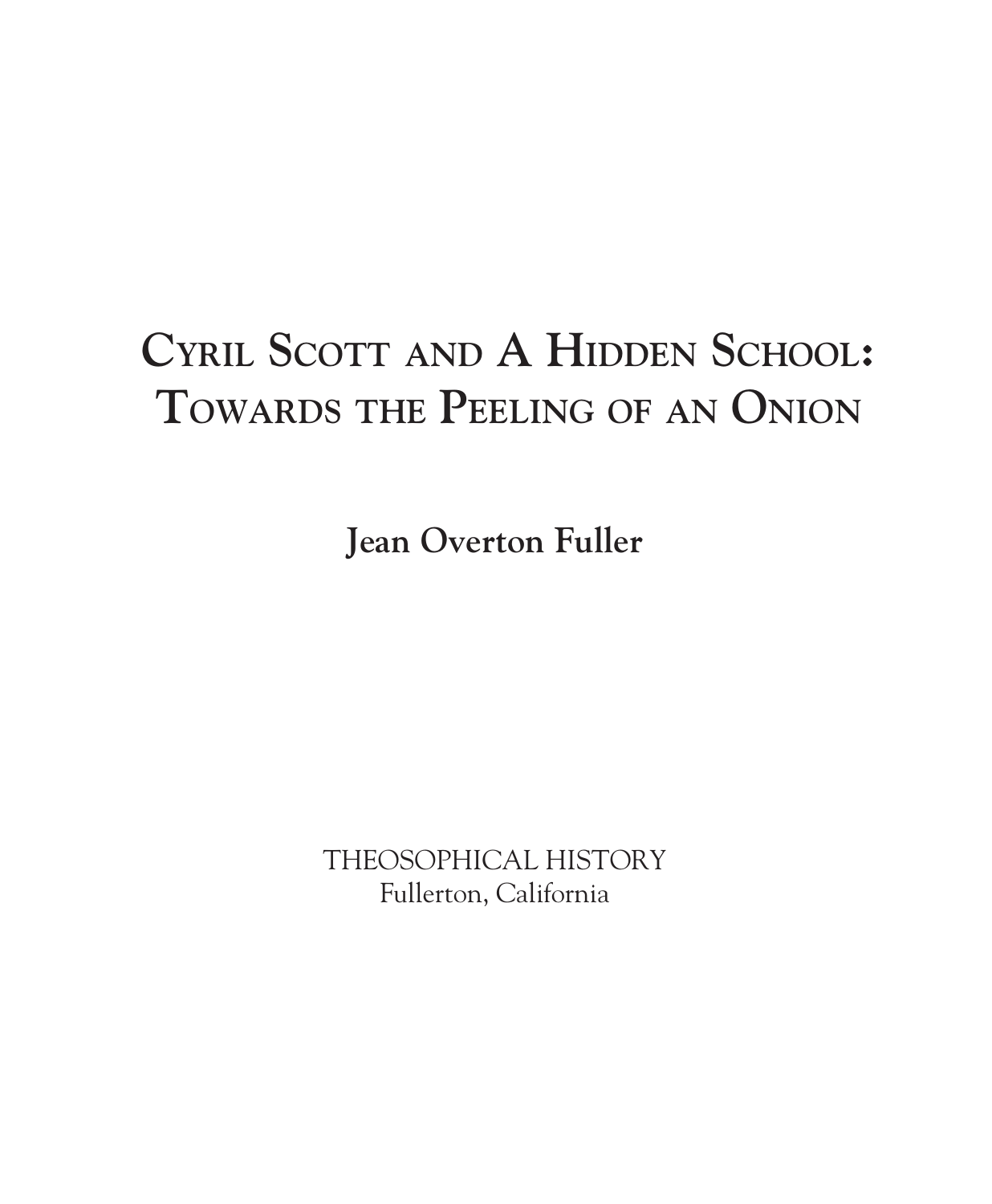# Cyril Scott and A Hidden School: Towards the Peeling of an Onion

**Jean Overton Fuller**

THEOSOPHICAL HISTORY
Fullerton, California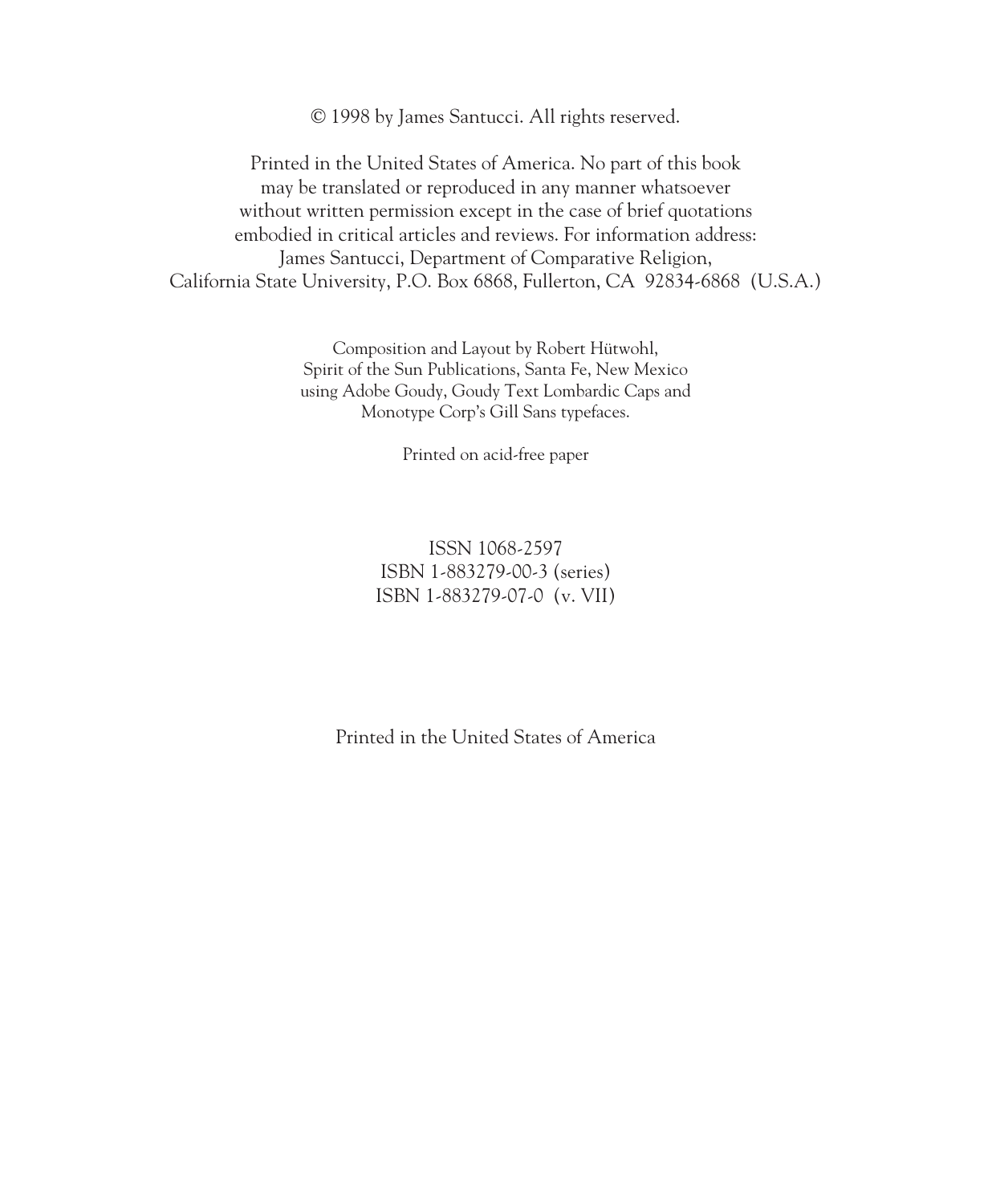© 1998 by James Santucci. All rights reserved.

Printed in the United States of America. No part of this book may be translated or reproduced in any manner whatsoever without written permission except in the case of brief quotations embodied in critical articles and reviews. For information address: James Santucci, Department of Comparative Religion, California State University, P.O. Box 6868, Fullerton, CA 92834-6868 (U.S.A.)

Composition and Layout by Robert Hütwohl,
Spirit of the Sun Publications, Santa Fe, New Mexico
using Adobe Goudy, Goudy Text Lombardic Caps and
Monotype Corp's Gill Sans typefaces.

Printed on acid-free paper

ISSN 1068-2597
ISBN 1-883279-00-3 (series)
ISBN 1-883279-07-0 (v. VII)

Printed in the United States of America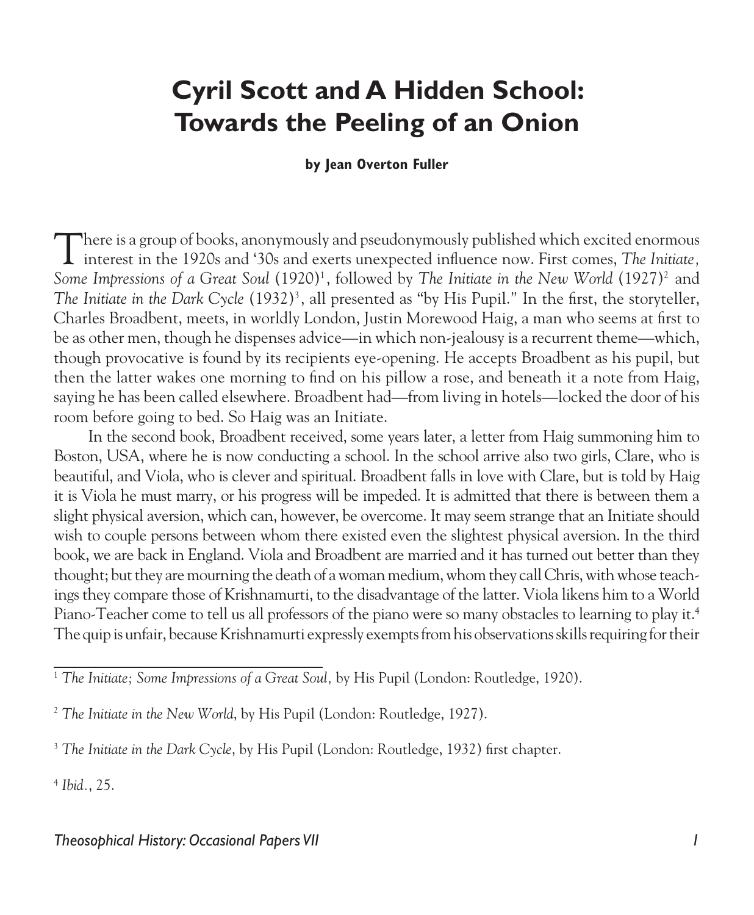# Cyril Scott and A Hidden School: Towards the Peeling of an Onion

**by Jean Overton Fuller**

There is a group of books, anonymously and pseudonymously published which excited enormous interest in the 1920s and '30s and exerts unexpected influence now. First comes, *The Initiate, Some Impressions of a Great Soul* (1920)[1], followed by *The Initiate in the New World* (1927)[2] and *The Initiate in the Dark Cycle* (1932)[3], all presented as "by His Pupil." In the first, the storyteller, Charles Broadbent, meets, in worldly London, Justin Morewood Haig, a man who seems at first to be as other men, though he dispenses advice—in which non-jealousy is a recurrent theme—which, though provocative is found by its recipients eye-opening. He accepts Broadbent as his pupil, but then the latter wakes one morning to find on his pillow a rose, and beneath it a note from Haig, saying he has been called elsewhere. Broadbent had—from living in hotels—locked the door of his room before going to bed. So Haig was an Initiate.

In the second book, Broadbent received, some years later, a letter from Haig summoning him to Boston, USA, where he is now conducting a school. In the school arrive also two girls, Clare, who is beautiful, and Viola, who is clever and spiritual. Broadbent falls in love with Clare, but is told by Haig it is Viola he must marry, or his progress will be impeded. It is admitted that there is between them a slight physical aversion, which can, however, be overcome. It may seem strange that an Initiate should wish to couple persons between whom there existed even the slightest physical aversion. In the third book, we are back in England. Viola and Broadbent are married and it has turned out better than they thought; but they are mourning the death of a woman medium, whom they call Chris, with whose teachings they compare those of Krishnamurti, to the disadvantage of the latter. Viola likens him to a World Piano-Teacher come to tell us all professors of the piano were so many obstacles to learning to play it.[4] The quip is unfair, because Krishnamurti expressly exempts from his observations skills requiring for their

---

[1] *The Initiate; Some Impressions of a Great Soul,* by His Pupil (London: Routledge, 1920).

[2] *The Initiate in the New World*, by His Pupil (London: Routledge, 1927).

[3] *The Initiate in the Dark Cycle*, by His Pupil (London: Routledge, 1932) first chapter.

[4] *Ibid.*, 25.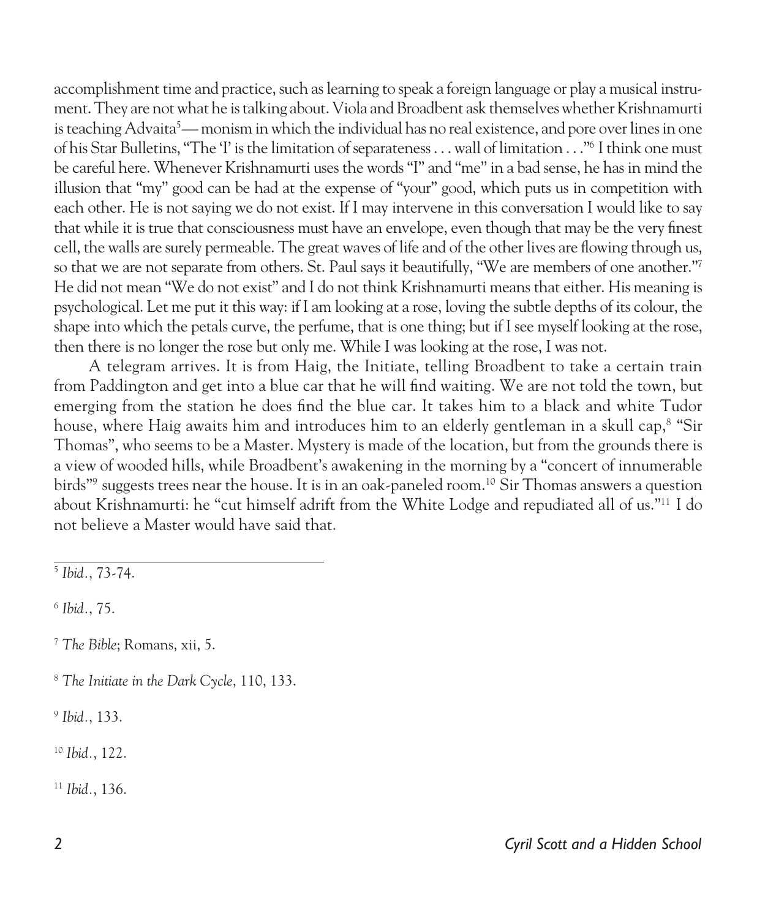accomplishment time and practice, such as learning to speak a foreign language or play a musical instrument. They are not what he is talking about. Viola and Broadbent ask themselves whether Krishnamurti is teaching Advaita[5]— monism in which the individual has no real existence, and pore over lines in one of his Star Bulletins, "The 'I' is the limitation of separateness . . . wall of limitation . . ."[6] I think one must be careful here. Whenever Krishnamurti uses the words "I" and "me" in a bad sense, he has in mind the illusion that "my" good can be had at the expense of "your" good, which puts us in competition with each other. He is not saying we do not exist. If I may intervene in this conversation I would like to say that while it is true that consciousness must have an envelope, even though that may be the very finest cell, the walls are surely permeable. The great waves of life and of the other lives are flowing through us, so that we are not separate from others. St. Paul says it beautifully, "We are members of one another."[7] He did not mean "We do not exist" and I do not think Krishnamurti means that either. His meaning is psychological. Let me put it this way: if I am looking at a rose, loving the subtle depths of its colour, the shape into which the petals curve, the perfume, that is one thing; but if I see myself looking at the rose, then there is no longer the rose but only me. While I was looking at the rose, I was not.

A telegram arrives. It is from Haig, the Initiate, telling Broadbent to take a certain train from Paddington and get into a blue car that he will find waiting. We are not told the town, but emerging from the station he does find the blue car. It takes him to a black and white Tudor house, where Haig awaits him and introduces him to an elderly gentleman in a skull cap,[8] "Sir Thomas", who seems to be a Master. Mystery is made of the location, but from the grounds there is a view of wooded hills, while Broadbent's awakening in the morning by a "concert of innumerable birds"[9] suggests trees near the house. It is in an oak-paneled room.[10] Sir Thomas answers a question about Krishnamurti: he "cut himself adrift from the White Lodge and repudiated all of us."[11] I do not believe a Master would have said that.

---

[5] *Ibid.*, 73-74.

[6] *Ibid.*, 75.

[7] *The Bible*; Romans, xii, 5.

[8] *The Initiate in the Dark Cycle*, 110, 133.

[9] *Ibid.*, 133.

[10] *Ibid.*, 122.

[11] *Ibid.*, 136.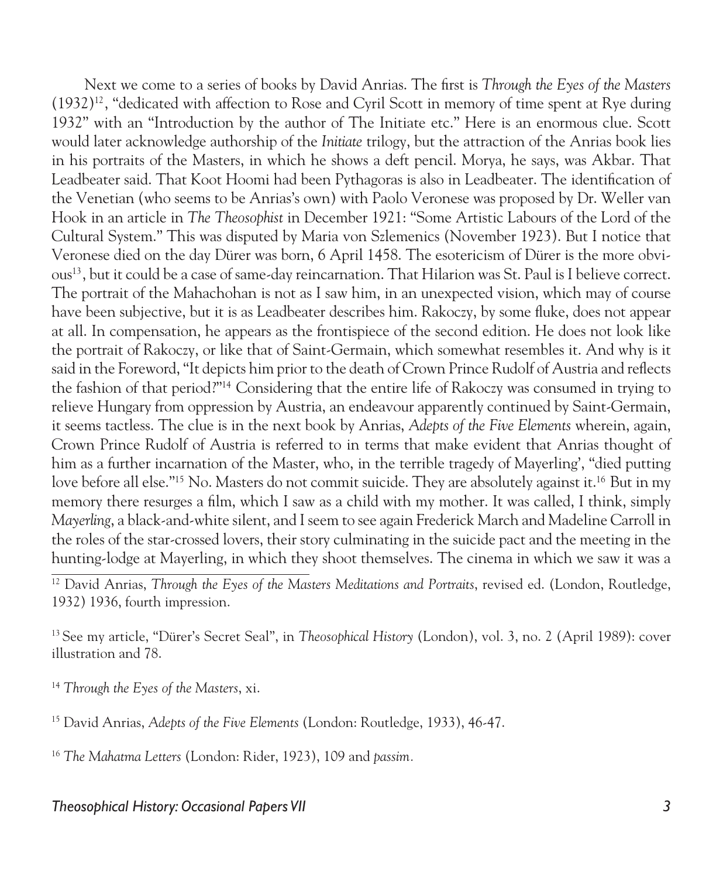Next we come to a series of books by David Anrias. The first is *Through the Eyes of the Masters* (1932)[12], "dedicated with affection to Rose and Cyril Scott in memory of time spent at Rye during 1932" with an "Introduction by the author of The Initiate etc." Here is an enormous clue. Scott would later acknowledge authorship of the *Initiate* trilogy, but the attraction of the Anrias book lies in his portraits of the Masters, in which he shows a deft pencil. Morya, he says, was Akbar. That Leadbeater said. That Koot Hoomi had been Pythagoras is also in Leadbeater. The identification of the Venetian (who seems to be Anrias's own) with Paolo Veronese was proposed by Dr. Weller van Hook in an article in *The Theosophist* in December 1921: "Some Artistic Labours of the Lord of the Cultural System." This was disputed by Maria von Szlemenics (November 1923). But I notice that Veronese died on the day Dürer was born, 6 April 1458. The esotericism of Dürer is the more obvious[13], but it could be a case of same-day reincarnation. That Hilarion was St. Paul is I believe correct. The portrait of the Mahachohan is not as I saw him, in an unexpected vision, which may of course have been subjective, but it is as Leadbeater describes him. Rakoczy, by some fluke, does not appear at all. In compensation, he appears as the frontispiece of the second edition. He does not look like the portrait of Rakoczy, or like that of Saint-Germain, which somewhat resembles it. And why is it said in the Foreword, "It depicts him prior to the death of Crown Prince Rudolf of Austria and reflects the fashion of that period?"[14] Considering that the entire life of Rakoczy was consumed in trying to relieve Hungary from oppression by Austria, an endeavour apparently continued by Saint-Germain, it seems tactless. The clue is in the next book by Anrias, *Adepts of the Five Elements* wherein, again, Crown Prince Rudolf of Austria is referred to in terms that make evident that Anrias thought of him as a further incarnation of the Master, who, in the terrible tragedy of Mayerling', "died putting love before all else."[15] No. Masters do not commit suicide. They are absolutely against it.[16] But in my memory there resurges a film, which I saw as a child with my mother. It was called, I think, simply *Mayerling*, a black-and-white silent, and I seem to see again Frederick March and Madeline Carroll in the roles of the star-crossed lovers, their story culminating in the suicide pact and the meeting in the hunting-lodge at Mayerling, in which they shoot themselves. The cinema in which we saw it was a

[12] David Anrias, *Through the Eyes of the Masters Meditations and Portraits*, revised ed. (London, Routledge, 1932) 1936, fourth impression.

[13] See my article, "Dürer's Secret Seal", in *Theosophical History* (London), vol. 3, no. 2 (April 1989): cover illustration and 78.

[14] *Through the Eyes of the Masters*, xi.

[15] David Anrias, *Adepts of the Five Elements* (London: Routledge, 1933), 46-47.

[16] *The Mahatma Letters* (London: Rider, 1923), 109 and *passim*.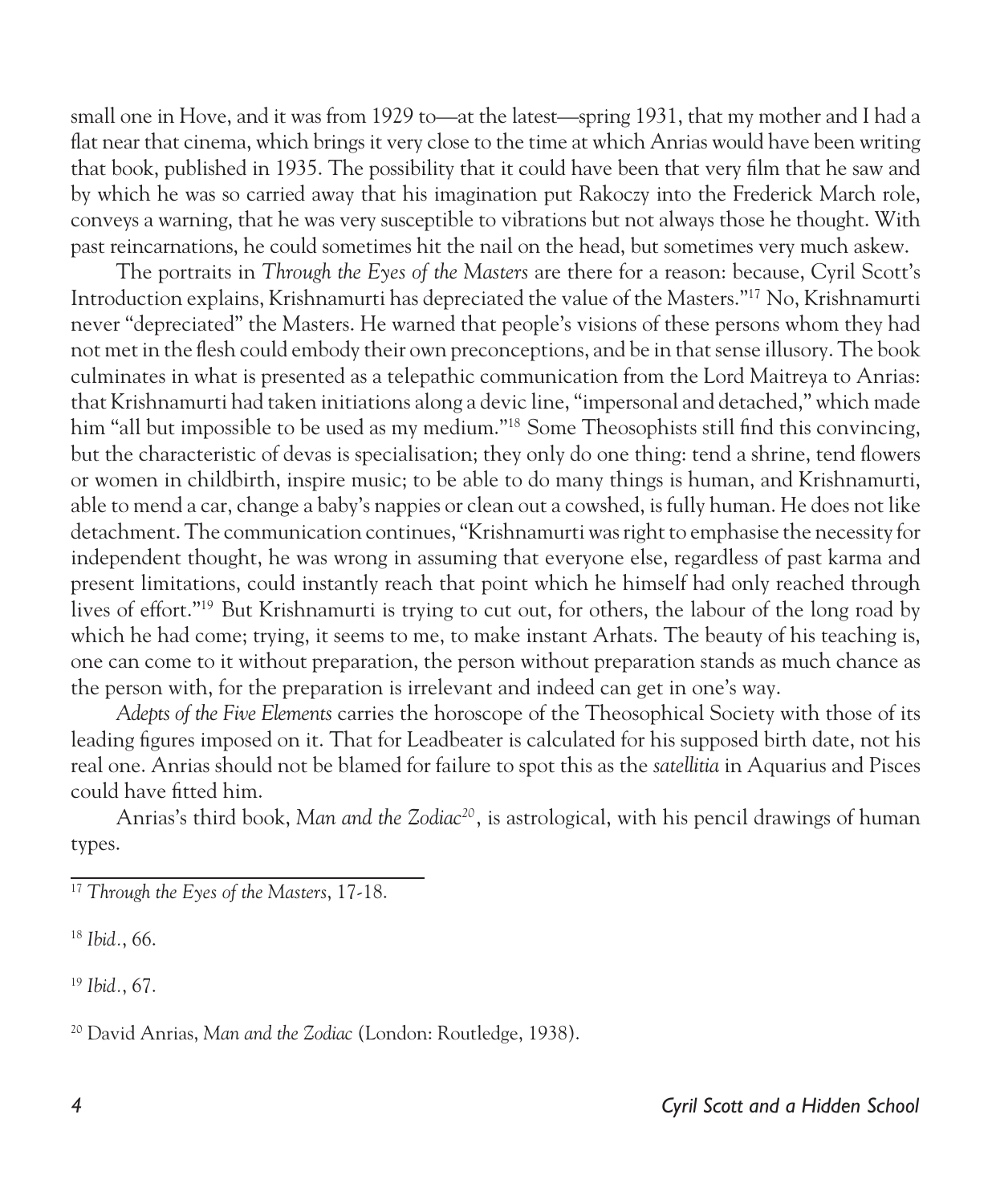small one in Hove, and it was from 1929 to—at the latest—spring 1931, that my mother and I had a flat near that cinema, which brings it very close to the time at which Anrias would have been writing that book, published in 1935. The possibility that it could have been that very film that he saw and by which he was so carried away that his imagination put Rakoczy into the Frederick March role, conveys a warning, that he was very susceptible to vibrations but not always those he thought. With past reincarnations, he could sometimes hit the nail on the head, but sometimes very much askew.

The portraits in *Through the Eyes of the Masters* are there for a reason: because, Cyril Scott's Introduction explains, Krishnamurti has depreciated the value of the Masters."[17] No, Krishnamurti never "depreciated" the Masters. He warned that people's visions of these persons whom they had not met in the flesh could embody their own preconceptions, and be in that sense illusory. The book culminates in what is presented as a telepathic communication from the Lord Maitreya to Anrias: that Krishnamurti had taken initiations along a devic line, "impersonal and detached," which made him "all but impossible to be used as my medium."[18] Some Theosophists still find this convincing, but the characteristic of devas is specialisation; they only do one thing: tend a shrine, tend flowers or women in childbirth, inspire music; to be able to do many things is human, and Krishnamurti, able to mend a car, change a baby's nappies or clean out a cowshed, is fully human. He does not like detachment. The communication continues, "Krishnamurti was right to emphasise the necessity for independent thought, he was wrong in assuming that everyone else, regardless of past karma and present limitations, could instantly reach that point which he himself had only reached through lives of effort."[19] But Krishnamurti is trying to cut out, for others, the labour of the long road by which he had come; trying, it seems to me, to make instant Arhats. The beauty of his teaching is, one can come to it without preparation, the person without preparation stands as much chance as the person with, for the preparation is irrelevant and indeed can get in one's way.

*Adepts of the Five Elements* carries the horoscope of the Theosophical Society with those of its leading figures imposed on it. That for Leadbeater is calculated for his supposed birth date, not his real one. Anrias should not be blamed for failure to spot this as the *satellitia* in Aquarius and Pisces could have fitted him.

Anrias's third book, *Man and the Zodiac*[20], is astrological, with his pencil drawings of human types.

---

[17] *Through the Eyes of the Masters*, 17-18.

[18] *Ibid.*, 66.

[19] *Ibid.*, 67.

[20] David Anrias, *Man and the Zodiac* (London: Routledge, 1938).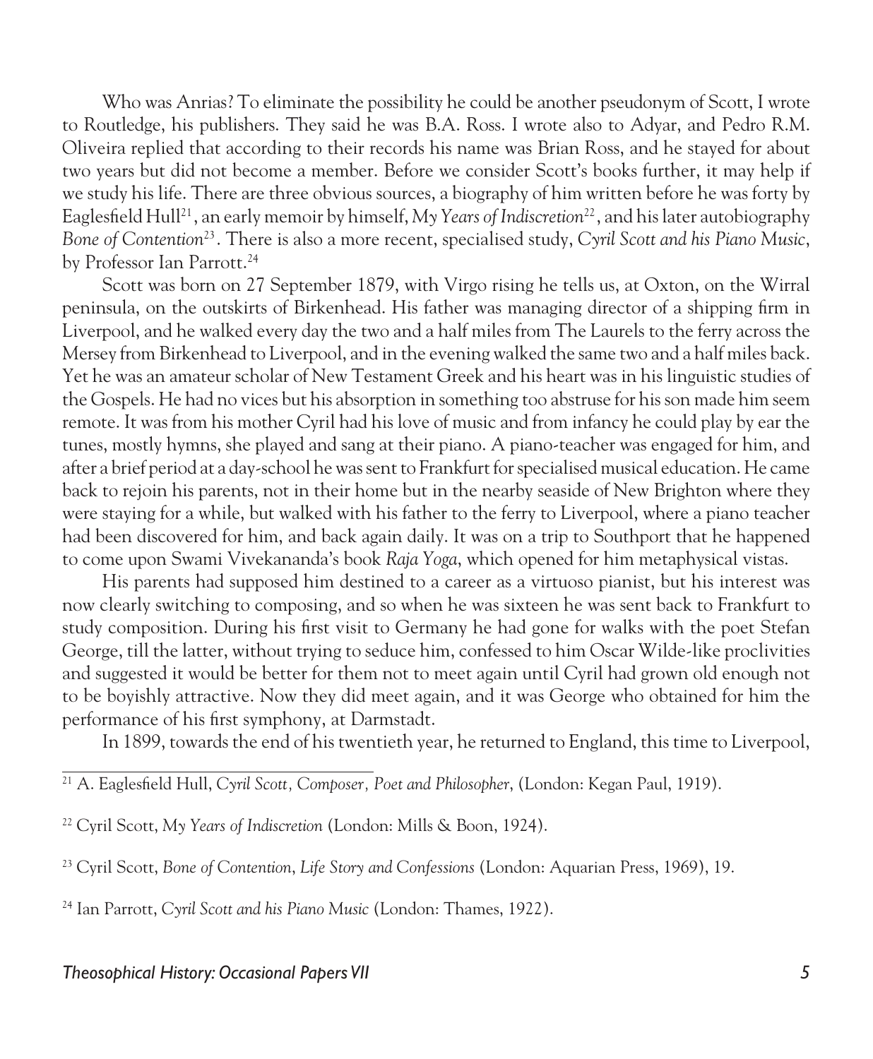Who was Anrias? To eliminate the possibility he could be another pseudonym of Scott, I wrote to Routledge, his publishers. They said he was B.A. Ross. I wrote also to Adyar, and Pedro R.M. Oliveira replied that according to their records his name was Brian Ross, and he stayed for about two years but did not become a member. Before we consider Scott's books further, it may help if we study his life. There are three obvious sources, a biography of him written before he was forty by Eaglesfield Hull[21], an early memoir by himself, *My Years of Indiscretion*[22], and his later autobiography *Bone of Contention*[23]. There is also a more recent, specialised study, *Cyril Scott and his Piano Music*, by Professor Ian Parrott.[24]

Scott was born on 27 September 1879, with Virgo rising he tells us, at Oxton, on the Wirral peninsula, on the outskirts of Birkenhead. His father was managing director of a shipping firm in Liverpool, and he walked every day the two and a half miles from The Laurels to the ferry across the Mersey from Birkenhead to Liverpool, and in the evening walked the same two and a half miles back. Yet he was an amateur scholar of New Testament Greek and his heart was in his linguistic studies of the Gospels. He had no vices but his absorption in something too abstruse for his son made him seem remote. It was from his mother Cyril had his love of music and from infancy he could play by ear the tunes, mostly hymns, she played and sang at their piano. A piano-teacher was engaged for him, and after a brief period at a day-school he was sent to Frankfurt for specialised musical education. He came back to rejoin his parents, not in their home but in the nearby seaside of New Brighton where they were staying for a while, but walked with his father to the ferry to Liverpool, where a piano teacher had been discovered for him, and back again daily. It was on a trip to Southport that he happened to come upon Swami Vivekananda's book *Raja Yoga*, which opened for him metaphysical vistas.

His parents had supposed him destined to a career as a virtuoso pianist, but his interest was now clearly switching to composing, and so when he was sixteen he was sent back to Frankfurt to study composition. During his first visit to Germany he had gone for walks with the poet Stefan George, till the latter, without trying to seduce him, confessed to him Oscar Wilde-like proclivities and suggested it would be better for them not to meet again until Cyril had grown old enough not to be boyishly attractive. Now they did meet again, and it was George who obtained for him the performance of his first symphony, at Darmstadt.

In 1899, towards the end of his twentieth year, he returned to England, this time to Liverpool,

---

[21] A. Eaglesfield Hull, *Cyril Scott, Composer, Poet and Philosopher*, (London: Kegan Paul, 1919).

[22] Cyril Scott, *My Years of Indiscretion* (London: Mills & Boon, 1924).

[23] Cyril Scott, *Bone of Contention, Life Story and Confessions* (London: Aquarian Press, 1969), 19.

[24] Ian Parrott, *Cyril Scott and his Piano Music* (London: Thames, 1922).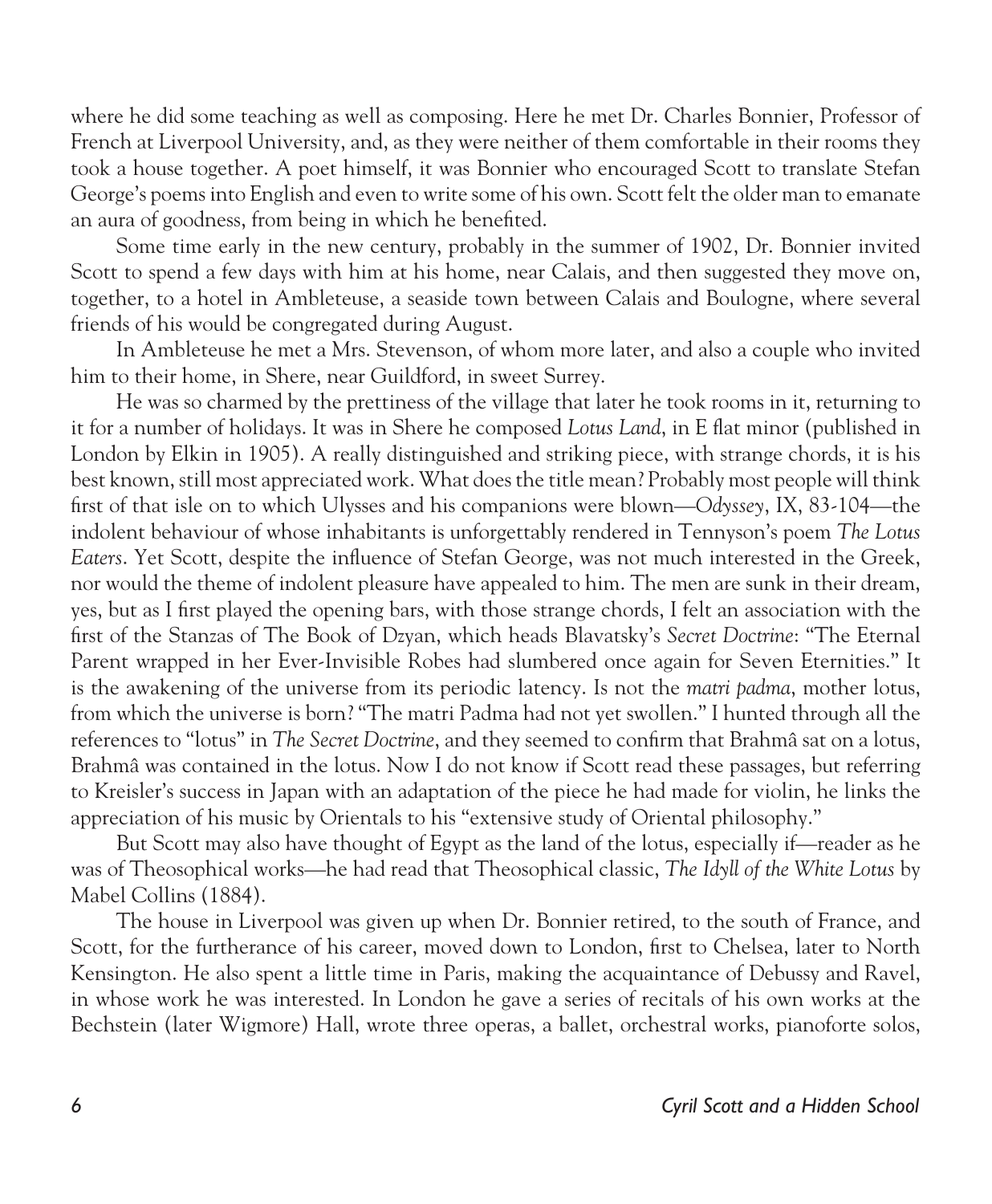where he did some teaching as well as composing. Here he met Dr. Charles Bonnier, Professor of French at Liverpool University, and, as they were neither of them comfortable in their rooms they took a house together. A poet himself, it was Bonnier who encouraged Scott to translate Stefan George's poems into English and even to write some of his own. Scott felt the older man to emanate an aura of goodness, from being in which he benefited.

Some time early in the new century, probably in the summer of 1902, Dr. Bonnier invited Scott to spend a few days with him at his home, near Calais, and then suggested they move on, together, to a hotel in Ambleteuse, a seaside town between Calais and Boulogne, where several friends of his would be congregated during August.

In Ambleteuse he met a Mrs. Stevenson, of whom more later, and also a couple who invited him to their home, in Shere, near Guildford, in sweet Surrey.

He was so charmed by the prettiness of the village that later he took rooms in it, returning to it for a number of holidays. It was in Shere he composed *Lotus Land*, in E flat minor (published in London by Elkin in 1905). A really distinguished and striking piece, with strange chords, it is his best known, still most appreciated work. What does the title mean? Probably most people will think first of that isle on to which Ulysses and his companions were blown—*Odyssey*, IX, 83-104—the indolent behaviour of whose inhabitants is unforgettably rendered in Tennyson's poem *The Lotus Eaters*. Yet Scott, despite the influence of Stefan George, was not much interested in the Greek, nor would the theme of indolent pleasure have appealed to him. The men are sunk in their dream, yes, but as I first played the opening bars, with those strange chords, I felt an association with the first of the Stanzas of The Book of Dzyan, which heads Blavatsky's *Secret Doctrine*: "The Eternal Parent wrapped in her Ever-Invisible Robes had slumbered once again for Seven Eternities." It is the awakening of the universe from its periodic latency. Is not the *matri padma*, mother lotus, from which the universe is born? "The matri Padma had not yet swollen." I hunted through all the references to "lotus" in *The Secret Doctrine*, and they seemed to confirm that Brahmâ sat on a lotus, Brahmâ was contained in the lotus. Now I do not know if Scott read these passages, but referring to Kreisler's success in Japan with an adaptation of the piece he had made for violin, he links the appreciation of his music by Orientals to his "extensive study of Oriental philosophy."

But Scott may also have thought of Egypt as the land of the lotus, especially if—reader as he was of Theosophical works—he had read that Theosophical classic, *The Idyll of the White Lotus* by Mabel Collins (1884).

The house in Liverpool was given up when Dr. Bonnier retired, to the south of France, and Scott, for the furtherance of his career, moved down to London, first to Chelsea, later to North Kensington. He also spent a little time in Paris, making the acquaintance of Debussy and Ravel, in whose work he was interested. In London he gave a series of recitals of his own works at the Bechstein (later Wigmore) Hall, wrote three operas, a ballet, orchestral works, pianoforte solos,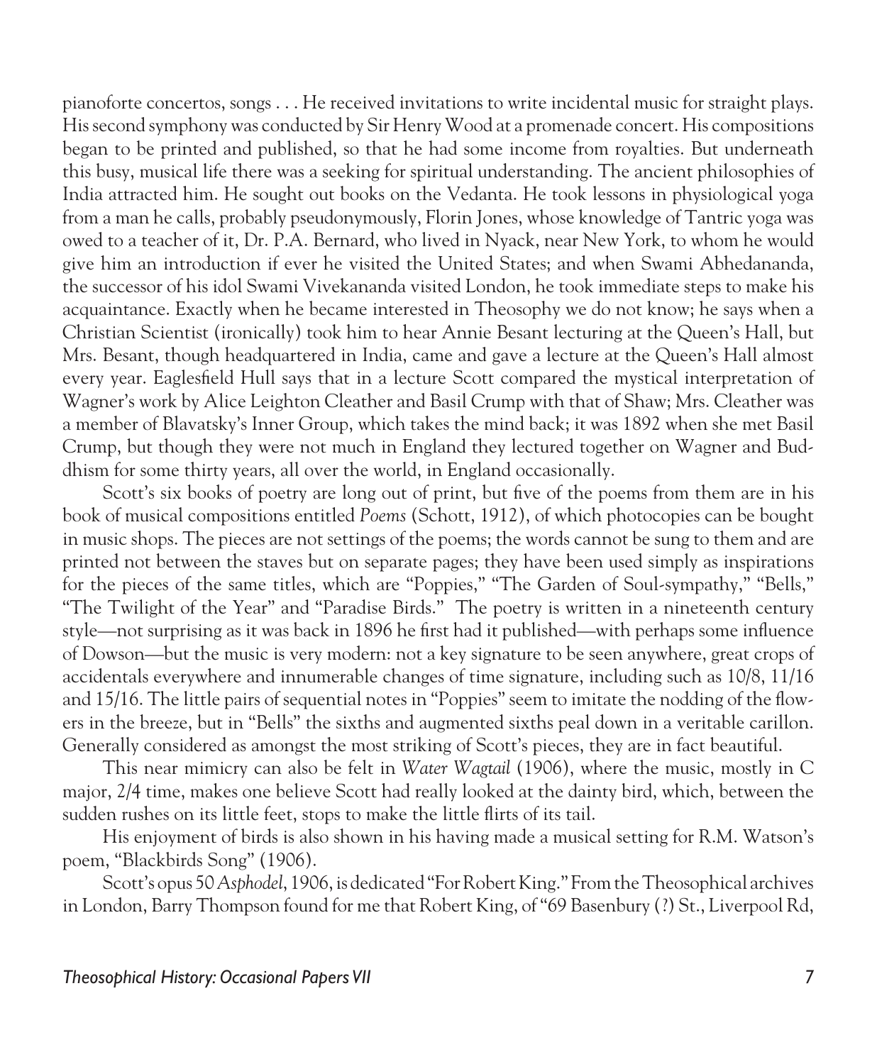pianoforte concertos, songs . . . He received invitations to write incidental music for straight plays. His second symphony was conducted by Sir Henry Wood at a promenade concert. His compositions began to be printed and published, so that he had some income from royalties. But underneath this busy, musical life there was a seeking for spiritual understanding. The ancient philosophies of India attracted him. He sought out books on the Vedanta. He took lessons in physiological yoga from a man he calls, probably pseudonymously, Florin Jones, whose knowledge of Tantric yoga was owed to a teacher of it, Dr. P.A. Bernard, who lived in Nyack, near New York, to whom he would give him an introduction if ever he visited the United States; and when Swami Abhedananda, the successor of his idol Swami Vivekananda visited London, he took immediate steps to make his acquaintance. Exactly when he became interested in Theosophy we do not know; he says when a Christian Scientist (ironically) took him to hear Annie Besant lecturing at the Queen's Hall, but Mrs. Besant, though headquartered in India, came and gave a lecture at the Queen's Hall almost every year. Eaglesfield Hull says that in a lecture Scott compared the mystical interpretation of Wagner's work by Alice Leighton Cleather and Basil Crump with that of Shaw; Mrs. Cleather was a member of Blavatsky's Inner Group, which takes the mind back; it was 1892 when she met Basil Crump, but though they were not much in England they lectured together on Wagner and Buddhism for some thirty years, all over the world, in England occasionally.

Scott's six books of poetry are long out of print, but five of the poems from them are in his book of musical compositions entitled *Poems* (Schott, 1912), of which photocopies can be bought in music shops. The pieces are not settings of the poems; the words cannot be sung to them and are printed not between the staves but on separate pages; they have been used simply as inspirations for the pieces of the same titles, which are "Poppies," "The Garden of Soul-sympathy," "Bells," "The Twilight of the Year" and "Paradise Birds." The poetry is written in a nineteenth century style—not surprising as it was back in 1896 he first had it published—with perhaps some influence of Dowson—but the music is very modern: not a key signature to be seen anywhere, great crops of accidentals everywhere and innumerable changes of time signature, including such as 10/8, 11/16 and 15/16. The little pairs of sequential notes in "Poppies" seem to imitate the nodding of the flowers in the breeze, but in "Bells" the sixths and augmented sixths peal down in a veritable carillon. Generally considered as amongst the most striking of Scott's pieces, they are in fact beautiful.

This near mimicry can also be felt in *Water Wagtail* (1906), where the music, mostly in C major, 2/4 time, makes one believe Scott had really looked at the dainty bird, which, between the sudden rushes on its little feet, stops to make the little flirts of its tail.

His enjoyment of birds is also shown in his having made a musical setting for R.M. Watson's poem, "Blackbirds Song" (1906).

Scott's opus 50 *Asphodel*, 1906, is dedicated "For Robert King." From the Theosophical archives in London, Barry Thompson found for me that Robert King, of "69 Basenbury (?) St., Liverpool Rd,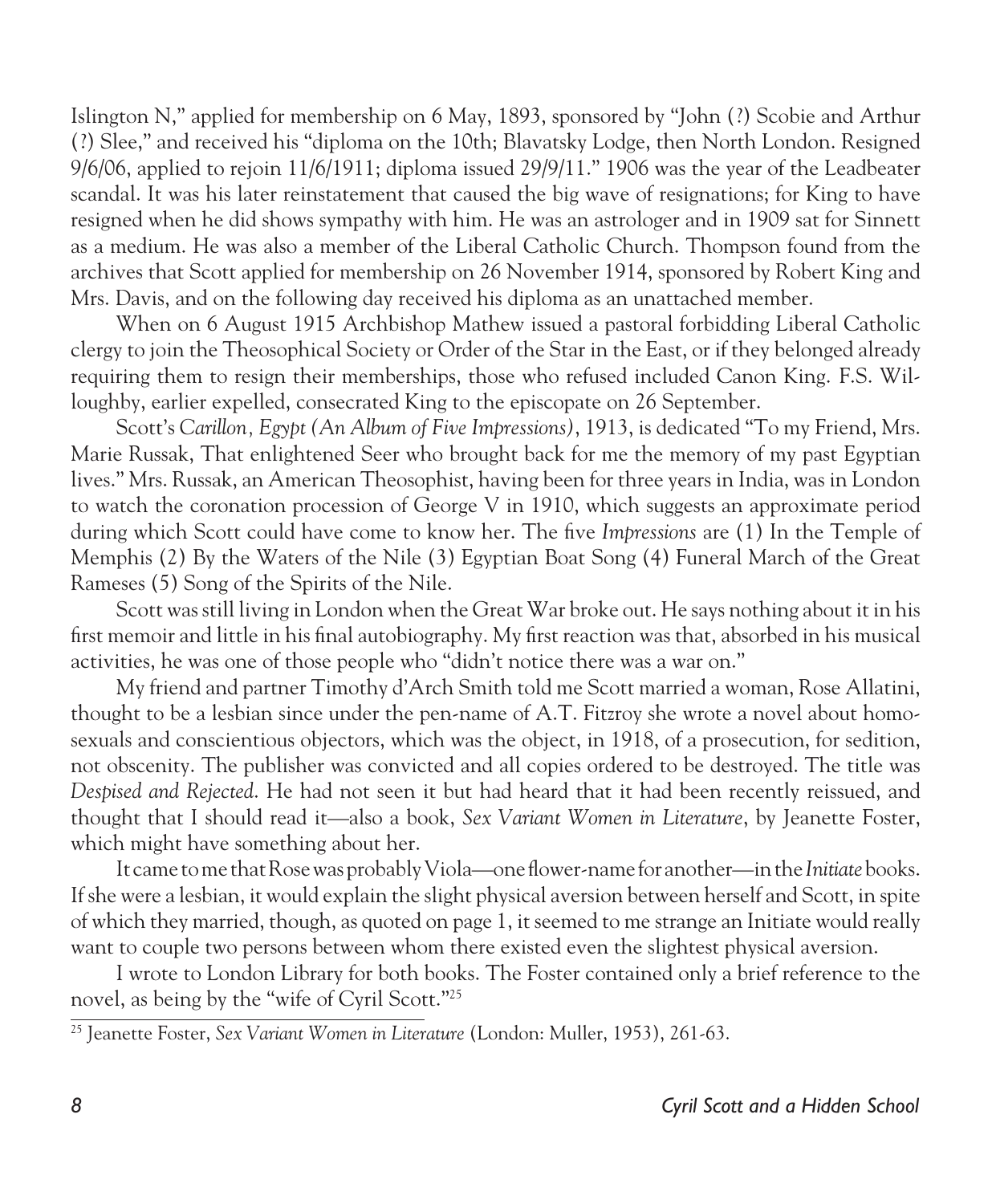Islington N," applied for membership on 6 May, 1893, sponsored by "John (?) Scobie and Arthur (?) Slee," and received his "diploma on the 10th; Blavatsky Lodge, then North London. Resigned 9/6/06, applied to rejoin 11/6/1911; diploma issued 29/9/11." 1906 was the year of the Leadbeater scandal. It was his later reinstatement that caused the big wave of resignations; for King to have resigned when he did shows sympathy with him. He was an astrologer and in 1909 sat for Sinnett as a medium. He was also a member of the Liberal Catholic Church. Thompson found from the archives that Scott applied for membership on 26 November 1914, sponsored by Robert King and Mrs. Davis, and on the following day received his diploma as an unattached member.

When on 6 August 1915 Archbishop Mathew issued a pastoral forbidding Liberal Catholic clergy to join the Theosophical Society or Order of the Star in the East, or if they belonged already requiring them to resign their memberships, those who refused included Canon King. F.S. Willoughby, earlier expelled, consecrated King to the episcopate on 26 September.

Scott's *Carillon, Egypt (An Album of Five Impressions)*, 1913, is dedicated "To my Friend, Mrs. Marie Russak, That enlightened Seer who brought back for me the memory of my past Egyptian lives." Mrs. Russak, an American Theosophist, having been for three years in India, was in London to watch the coronation procession of George V in 1910, which suggests an approximate period during which Scott could have come to know her. The five *Impressions* are (1) In the Temple of Memphis (2) By the Waters of the Nile (3) Egyptian Boat Song (4) Funeral March of the Great Rameses (5) Song of the Spirits of the Nile.

Scott was still living in London when the Great War broke out. He says nothing about it in his first memoir and little in his final autobiography. My first reaction was that, absorbed in his musical activities, he was one of those people who "didn't notice there was a war on."

My friend and partner Timothy d'Arch Smith told me Scott married a woman, Rose Allatini, thought to be a lesbian since under the pen-name of A.T. Fitzroy she wrote a novel about homosexuals and conscientious objectors, which was the object, in 1918, of a prosecution, for sedition, not obscenity. The publisher was convicted and all copies ordered to be destroyed. The title was *Despised and Rejected*. He had not seen it but had heard that it had been recently reissued, and thought that I should read it—also a book, *Sex Variant Women in Literature*, by Jeanette Foster, which might have something about her.

It came to me that Rose was probably Viola—one flower-name for another—in the *Initiate* books. If she were a lesbian, it would explain the slight physical aversion between herself and Scott, in spite of which they married, though, as quoted on page 1, it seemed to me strange an Initiate would really want to couple two persons between whom there existed even the slightest physical aversion.

I wrote to London Library for both books. The Foster contained only a brief reference to the novel, as being by the "wife of Cyril Scott."[25]

[25] Jeanette Foster, *Sex Variant Women in Literature* (London: Muller, 1953), 261-63.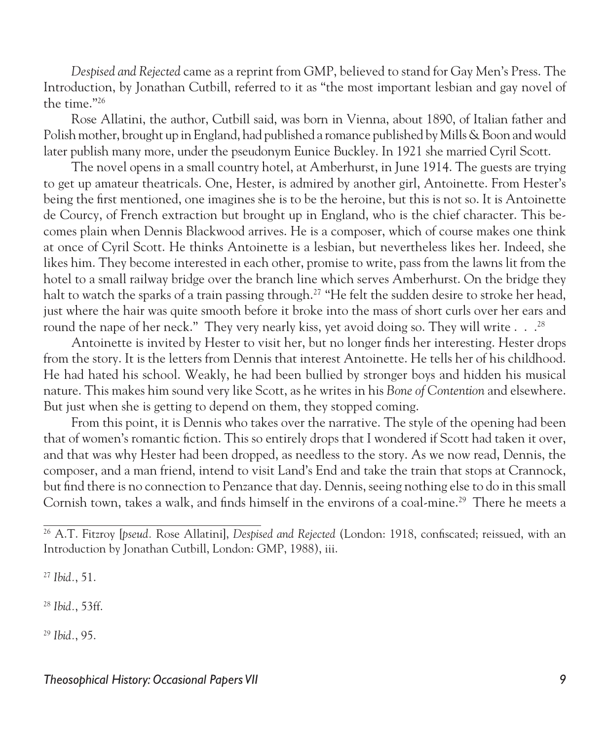*Despised and Rejected* came as a reprint from GMP, believed to stand for Gay Men's Press. The Introduction, by Jonathan Cutbill, referred to it as "the most important lesbian and gay novel of the time."[26]

Rose Allatini, the author, Cutbill said, was born in Vienna, about 1890, of Italian father and Polish mother, brought up in England, had published a romance published by Mills & Boon and would later publish many more, under the pseudonym Eunice Buckley. In 1921 she married Cyril Scott.

The novel opens in a small country hotel, at Amberhurst, in June 1914. The guests are trying to get up amateur theatricals. One, Hester, is admired by another girl, Antoinette. From Hester's being the first mentioned, one imagines she is to be the heroine, but this is not so. It is Antoinette de Courcy, of French extraction but brought up in England, who is the chief character. This becomes plain when Dennis Blackwood arrives. He is a composer, which of course makes one think at once of Cyril Scott. He thinks Antoinette is a lesbian, but nevertheless likes her. Indeed, she likes him. They become interested in each other, promise to write, pass from the lawns lit from the hotel to a small railway bridge over the branch line which serves Amberhurst. On the bridge they halt to watch the sparks of a train passing through.[27] "He felt the sudden desire to stroke her head, just where the hair was quite smooth before it broke into the mass of short curls over her ears and round the nape of her neck." They very nearly kiss, yet avoid doing so. They will write . . .[28]

Antoinette is invited by Hester to visit her, but no longer finds her interesting. Hester drops from the story. It is the letters from Dennis that interest Antoinette. He tells her of his childhood. He had hated his school. Weakly, he had been bullied by stronger boys and hidden his musical nature. This makes him sound very like Scott, as he writes in his *Bone of Contention* and elsewhere. But just when she is getting to depend on them, they stopped coming.

From this point, it is Dennis who takes over the narrative. The style of the opening had been that of women's romantic fiction. This so entirely drops that I wondered if Scott had taken it over, and that was why Hester had been dropped, as needless to the story. As we now read, Dennis, the composer, and a man friend, intend to visit Land's End and take the train that stops at Crannock, but find there is no connection to Penzance that day. Dennis, seeing nothing else to do in this small Cornish town, takes a walk, and finds himself in the environs of a coal-mine.[29] There he meets a

---

[26] A.T. Fitzroy [*pseud.* Rose Allatini], *Despised and Rejected* (London: 1918, confiscated; reissued, with an Introduction by Jonathan Cutbill, London: GMP, 1988), iii.

[27] *Ibid.*, 51.

[28] *Ibid.*, 53ff.

[29] *Ibid.*, 95.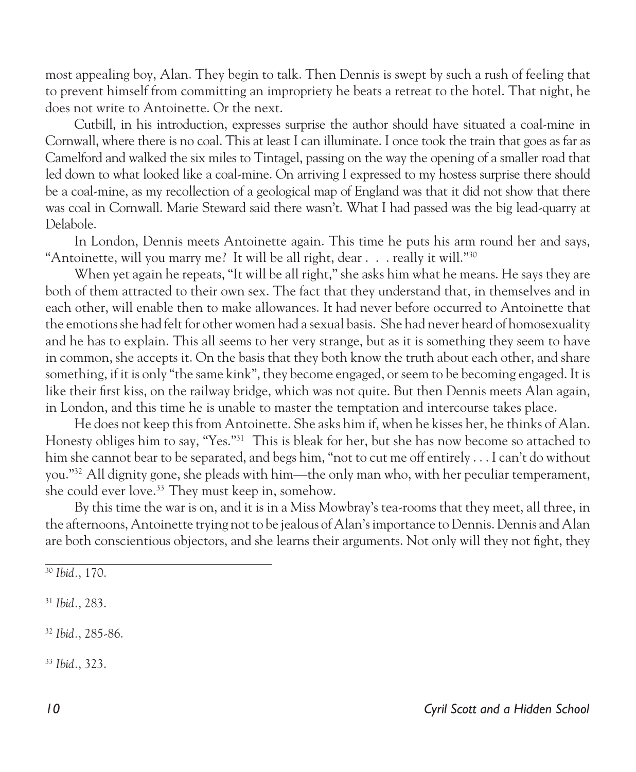most appealing boy, Alan. They begin to talk. Then Dennis is swept by such a rush of feeling that to prevent himself from committing an impropriety he beats a retreat to the hotel. That night, he does not write to Antoinette. Or the next.

Cutbill, in his introduction, expresses surprise the author should have situated a coal-mine in Cornwall, where there is no coal. This at least I can illuminate. I once took the train that goes as far as Camelford and walked the six miles to Tintagel, passing on the way the opening of a smaller road that led down to what looked like a coal-mine. On arriving I expressed to my hostess surprise there should be a coal-mine, as my recollection of a geological map of England was that it did not show that there was coal in Cornwall. Marie Steward said there wasn't. What I had passed was the big lead-quarry at Delabole.

In London, Dennis meets Antoinette again. This time he puts his arm round her and says, "Antoinette, will you marry me? It will be all right, dear . . . really it will."[30]

When yet again he repeats, "It will be all right," she asks him what he means. He says they are both of them attracted to their own sex. The fact that they understand that, in themselves and in each other, will enable then to make allowances. It had never before occurred to Antoinette that the emotions she had felt for other women had a sexual basis. She had never heard of homosexuality and he has to explain. This all seems to her very strange, but as it is something they seem to have in common, she accepts it. On the basis that they both know the truth about each other, and share something, if it is only "the same kink", they become engaged, or seem to be becoming engaged. It is like their first kiss, on the railway bridge, which was not quite. But then Dennis meets Alan again, in London, and this time he is unable to master the temptation and intercourse takes place.

He does not keep this from Antoinette. She asks him if, when he kisses her, he thinks of Alan. Honesty obliges him to say, "Yes."[31] This is bleak for her, but she has now become so attached to him she cannot bear to be separated, and begs him, "not to cut me off entirely . . . I can't do without you."[32] All dignity gone, she pleads with him—the only man who, with her peculiar temperament, she could ever love.[33] They must keep in, somehow.

By this time the war is on, and it is in a Miss Mowbray's tea-rooms that they meet, all three, in the afternoons, Antoinette trying not to be jealous of Alan's importance to Dennis. Dennis and Alan are both conscientious objectors, and she learns their arguments. Not only will they not fight, they

[30] *Ibid.*, 170.

[31] *Ibid.*, 283.

[32] *Ibid.*, 285-86.

[33] *Ibid.*, 323.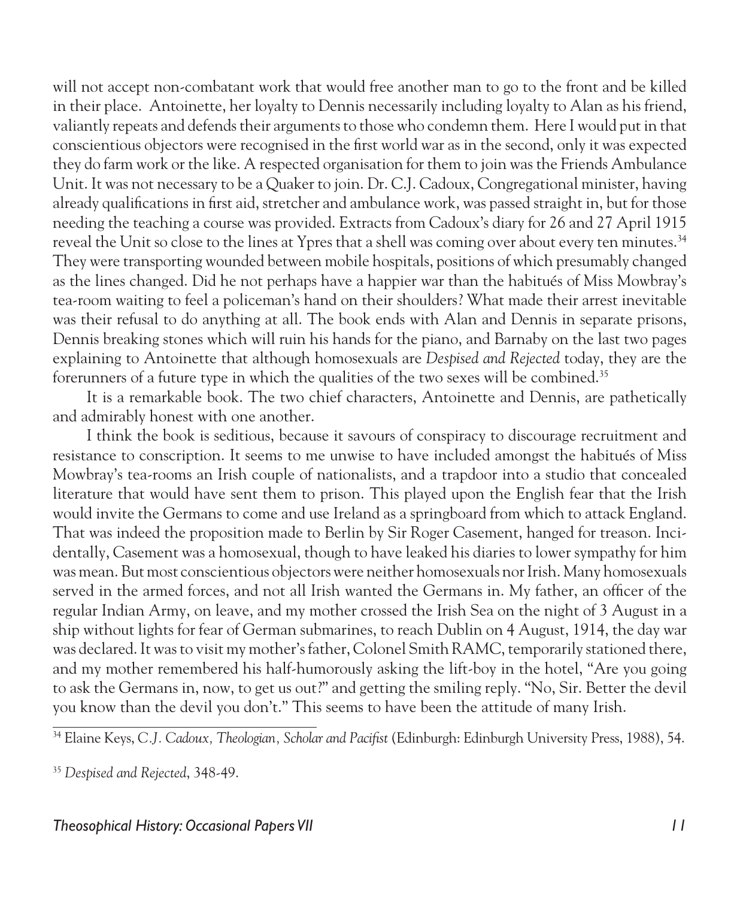will not accept non-combatant work that would free another man to go to the front and be killed in their place. Antoinette, her loyalty to Dennis necessarily including loyalty to Alan as his friend, valiantly repeats and defends their arguments to those who condemn them. Here I would put in that conscientious objectors were recognised in the first world war as in the second, only it was expected they do farm work or the like. A respected organisation for them to join was the Friends Ambulance Unit. It was not necessary to be a Quaker to join. Dr. C.J. Cadoux, Congregational minister, having already qualifications in first aid, stretcher and ambulance work, was passed straight in, but for those needing the teaching a course was provided. Extracts from Cadoux's diary for 26 and 27 April 1915 reveal the Unit so close to the lines at Ypres that a shell was coming over about every ten minutes.[34] They were transporting wounded between mobile hospitals, positions of which presumably changed as the lines changed. Did he not perhaps have a happier war than the habitués of Miss Mowbray's tea-room waiting to feel a policeman's hand on their shoulders? What made their arrest inevitable was their refusal to do anything at all. The book ends with Alan and Dennis in separate prisons, Dennis breaking stones which will ruin his hands for the piano, and Barnaby on the last two pages explaining to Antoinette that although homosexuals are *Despised and Rejected* today, they are the forerunners of a future type in which the qualities of the two sexes will be combined.[35]

It is a remarkable book. The two chief characters, Antoinette and Dennis, are pathetically and admirably honest with one another.

I think the book is seditious, because it savours of conspiracy to discourage recruitment and resistance to conscription. It seems to me unwise to have included amongst the habitués of Miss Mowbray's tea-rooms an Irish couple of nationalists, and a trapdoor into a studio that concealed literature that would have sent them to prison. This played upon the English fear that the Irish would invite the Germans to come and use Ireland as a springboard from which to attack England. That was indeed the proposition made to Berlin by Sir Roger Casement, hanged for treason. Incidentally, Casement was a homosexual, though to have leaked his diaries to lower sympathy for him was mean. But most conscientious objectors were neither homosexuals nor Irish. Many homosexuals served in the armed forces, and not all Irish wanted the Germans in. My father, an officer of the regular Indian Army, on leave, and my mother crossed the Irish Sea on the night of 3 August in a ship without lights for fear of German submarines, to reach Dublin on 4 August, 1914, the day war was declared. It was to visit my mother's father, Colonel Smith RAMC, temporarily stationed there, and my mother remembered his half-humorously asking the lift-boy in the hotel, "Are you going to ask the Germans in, now, to get us out?" and getting the smiling reply. "No, Sir. Better the devil you know than the devil you don't." This seems to have been the attitude of many Irish.

---

[34] Elaine Keys, *C.J. Cadoux, Theologian, Scholar and Pacifist* (Edinburgh: Edinburgh University Press, 1988), 54.

[35] *Despised and Rejected*, 348-49.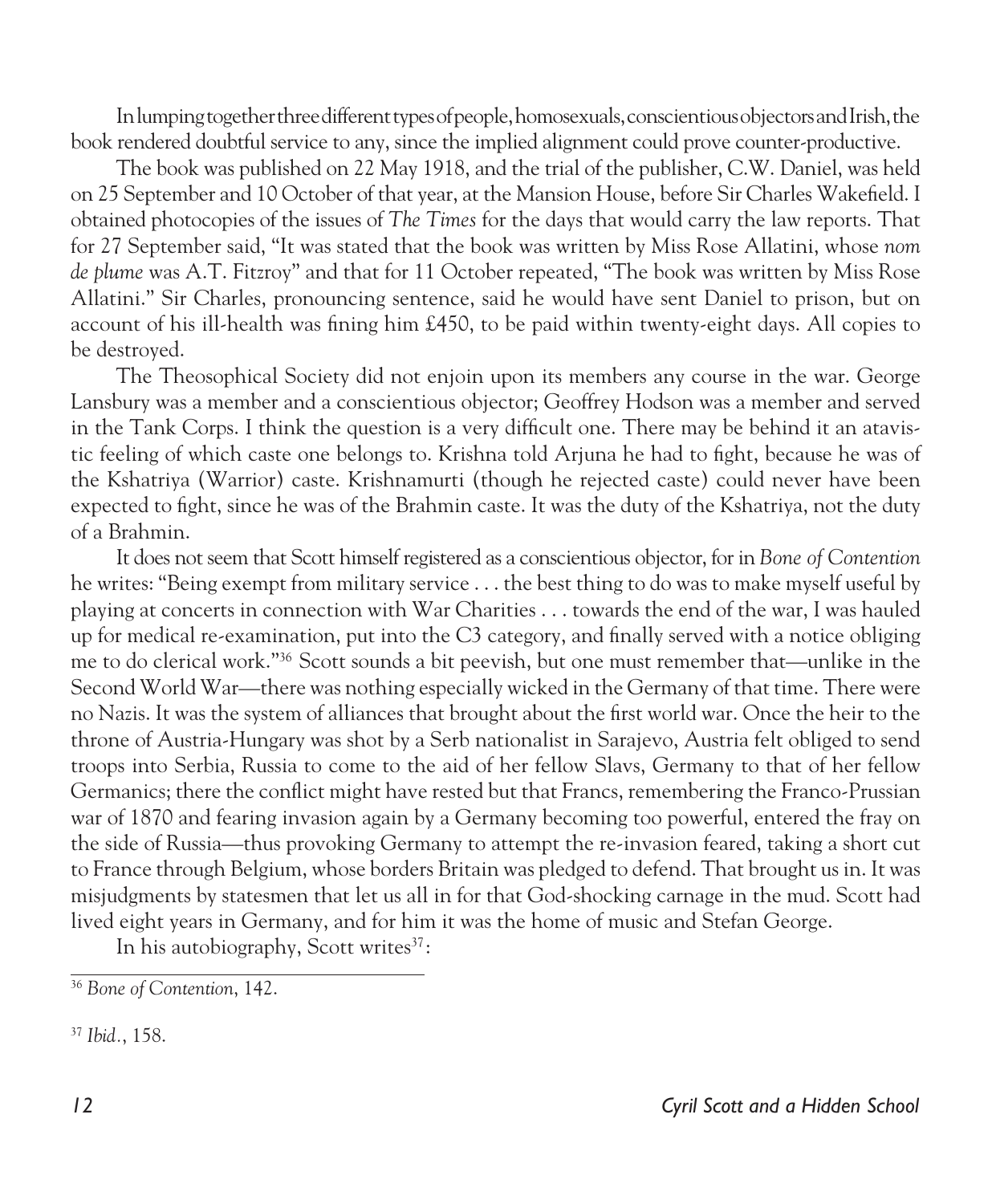In lumping together three different types of people, homosexuals, conscientious objectors and Irish, the book rendered doubtful service to any, since the implied alignment could prove counter-productive.

The book was published on 22 May 1918, and the trial of the publisher, C.W. Daniel, was held on 25 September and 10 October of that year, at the Mansion House, before Sir Charles Wakefield. I obtained photocopies of the issues of *The Times* for the days that would carry the law reports. That for 27 September said, "It was stated that the book was written by Miss Rose Allatini, whose *nom de plume* was A.T. Fitzroy" and that for 11 October repeated, "The book was written by Miss Rose Allatini." Sir Charles, pronouncing sentence, said he would have sent Daniel to prison, but on account of his ill-health was fining him £450, to be paid within twenty-eight days. All copies to be destroyed.

The Theosophical Society did not enjoin upon its members any course in the war. George Lansbury was a member and a conscientious objector; Geoffrey Hodson was a member and served in the Tank Corps. I think the question is a very difficult one. There may be behind it an atavistic feeling of which caste one belongs to. Krishna told Arjuna he had to fight, because he was of the Kshatriya (Warrior) caste. Krishnamurti (though he rejected caste) could never have been expected to fight, since he was of the Brahmin caste. It was the duty of the Kshatriya, not the duty of a Brahmin.

It does not seem that Scott himself registered as a conscientious objector, for in *Bone of Contention* he writes: "Being exempt from military service . . . the best thing to do was to make myself useful by playing at concerts in connection with War Charities . . . towards the end of the war, I was hauled up for medical re-examination, put into the C3 category, and finally served with a notice obliging me to do clerical work."[36] Scott sounds a bit peevish, but one must remember that—unlike in the Second World War—there was nothing especially wicked in the Germany of that time. There were no Nazis. It was the system of alliances that brought about the first world war. Once the heir to the throne of Austria-Hungary was shot by a Serb nationalist in Sarajevo, Austria felt obliged to send troops into Serbia, Russia to come to the aid of her fellow Slavs, Germany to that of her fellow Germanics; there the conflict might have rested but that Francs, remembering the Franco-Prussian war of 1870 and fearing invasion again by a Germany becoming too powerful, entered the fray on the side of Russia—thus provoking Germany to attempt the re-invasion feared, taking a short cut to France through Belgium, whose borders Britain was pledged to defend. That brought us in. It was misjudgments by statesmen that let us all in for that God-shocking carnage in the mud. Scott had lived eight years in Germany, and for him it was the home of music and Stefan George.

In his autobiography, Scott writes[37]:

---

[36] *Bone of Contention*, 142.

[37] *Ibid.*, 158.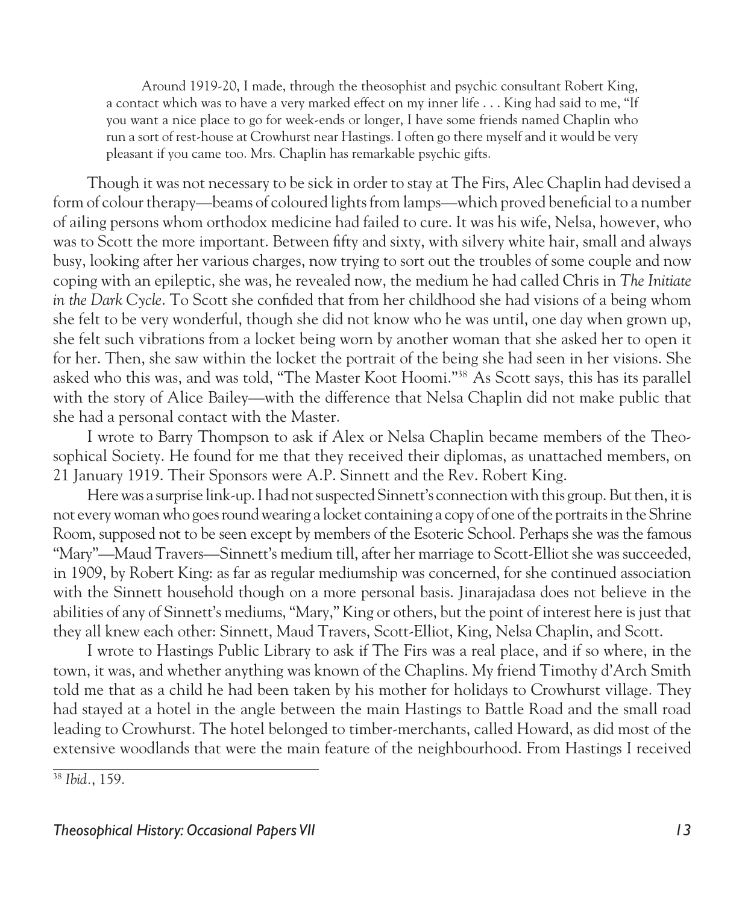> Around 1919-20, I made, through the theosophist and psychic consultant Robert King, a contact which was to have a very marked effect on my inner life . . . King had said to me, "If you want a nice place to go for week-ends or longer, I have some friends named Chaplin who run a sort of rest-house at Crowhurst near Hastings. I often go there myself and it would be very pleasant if you came too. Mrs. Chaplin has remarkable psychic gifts.

Though it was not necessary to be sick in order to stay at The Firs, Alec Chaplin had devised a form of colour therapy—beams of coloured lights from lamps—which proved beneficial to a number of ailing persons whom orthodox medicine had failed to cure. It was his wife, Nelsa, however, who was to Scott the more important. Between fifty and sixty, with silvery white hair, small and always busy, looking after her various charges, now trying to sort out the troubles of some couple and now coping with an epileptic, she was, he revealed now, the medium he had called Chris in *The Initiate in the Dark Cycle*. To Scott she confided that from her childhood she had visions of a being whom she felt to be very wonderful, though she did not know who he was until, one day when grown up, she felt such vibrations from a locket being worn by another woman that she asked her to open it for her. Then, she saw within the locket the portrait of the being she had seen in her visions. She asked who this was, and was told, "The Master Koot Hoomi."[38] As Scott says, this has its parallel with the story of Alice Bailey—with the difference that Nelsa Chaplin did not make public that she had a personal contact with the Master.

I wrote to Barry Thompson to ask if Alex or Nelsa Chaplin became members of the Theosophical Society. He found for me that they received their diplomas, as unattached members, on 21 January 1919. Their Sponsors were A.P. Sinnett and the Rev. Robert King.

Here was a surprise link-up. I had not suspected Sinnett's connection with this group. But then, it is not every woman who goes round wearing a locket containing a copy of one of the portraits in the Shrine Room, supposed not to be seen except by members of the Esoteric School. Perhaps she was the famous "Mary"—Maud Travers—Sinnett's medium till, after her marriage to Scott-Elliot she was succeeded, in 1909, by Robert King: as far as regular mediumship was concerned, for she continued association with the Sinnett household though on a more personal basis. Jinarajadasa does not believe in the abilities of any of Sinnett's mediums, "Mary," King or others, but the point of interest here is just that they all knew each other: Sinnett, Maud Travers, Scott-Elliot, King, Nelsa Chaplin, and Scott.

I wrote to Hastings Public Library to ask if The Firs was a real place, and if so where, in the town, it was, and whether anything was known of the Chaplins. My friend Timothy d'Arch Smith told me that as a child he had been taken by his mother for holidays to Crowhurst village. They had stayed at a hotel in the angle between the main Hastings to Battle Road and the small road leading to Crowhurst. The hotel belonged to timber-merchants, called Howard, as did most of the extensive woodlands that were the main feature of the neighbourhood. From Hastings I received

---

[38] *Ibid.*, 159.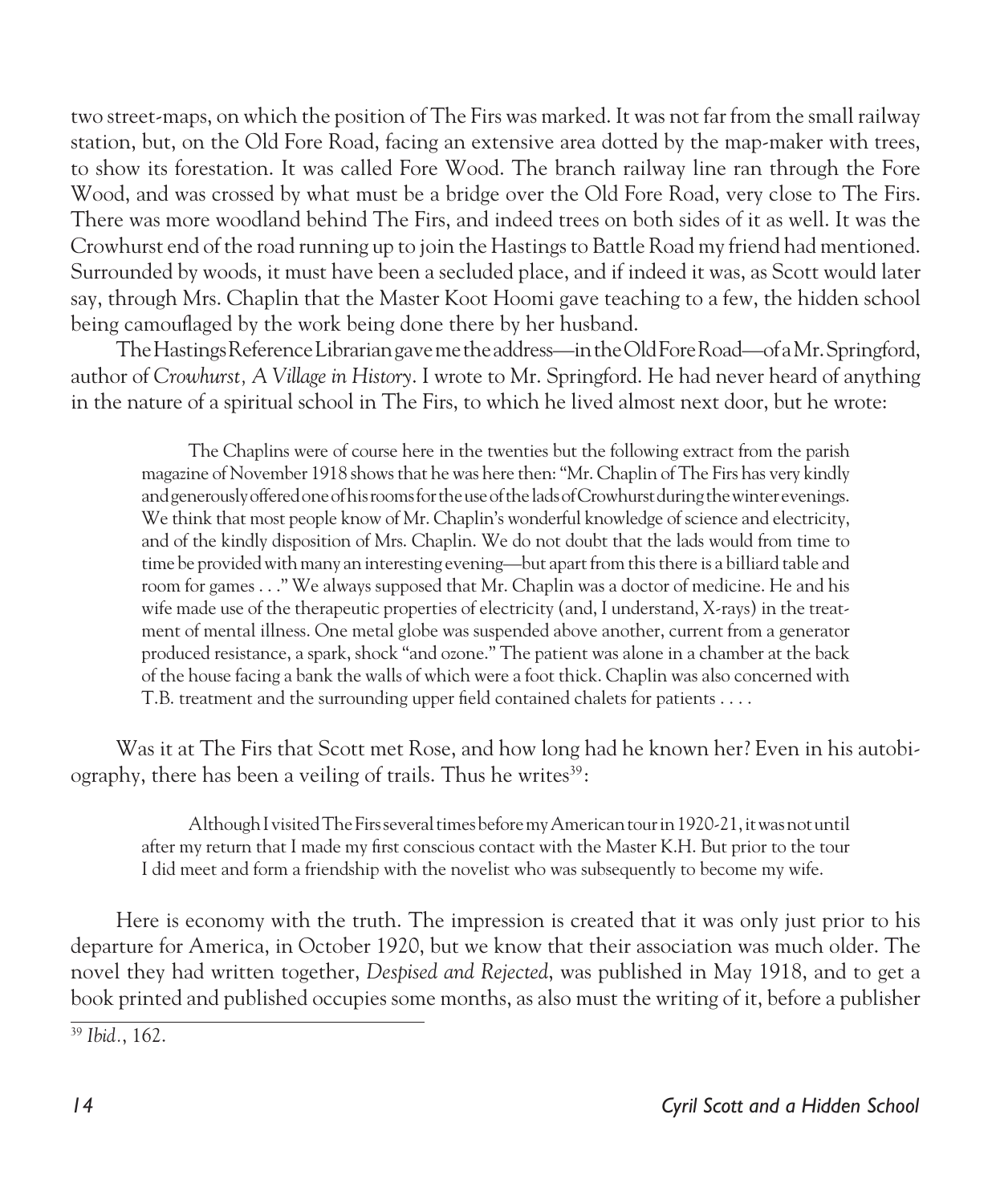two street-maps, on which the position of The Firs was marked. It was not far from the small railway station, but, on the Old Fore Road, facing an extensive area dotted by the map-maker with trees, to show its forestation. It was called Fore Wood. The branch railway line ran through the Fore Wood, and was crossed by what must be a bridge over the Old Fore Road, very close to The Firs. There was more woodland behind The Firs, and indeed trees on both sides of it as well. It was the Crowhurst end of the road running up to join the Hastings to Battle Road my friend had mentioned. Surrounded by woods, it must have been a secluded place, and if indeed it was, as Scott would later say, through Mrs. Chaplin that the Master Koot Hoomi gave teaching to a few, the hidden school being camouflaged by the work being done there by her husband.

The Hastings Reference Librarian gave me the address—in the Old Fore Road—of a Mr. Springford, author of *Crowhurst, A Village in History*. I wrote to Mr. Springford. He had never heard of anything in the nature of a spiritual school in The Firs, to which he lived almost next door, but he wrote:

> The Chaplins were of course here in the twenties but the following extract from the parish magazine of November 1918 shows that he was here then: "Mr. Chaplin of The Firs has very kindly and generously offered one of his rooms for the use of the lads of Crowhurst during the winter evenings. We think that most people know of Mr. Chaplin's wonderful knowledge of science and electricity, and of the kindly disposition of Mrs. Chaplin. We do not doubt that the lads would from time to time be provided with many an interesting evening—but apart from this there is a billiard table and room for games . . ." We always supposed that Mr. Chaplin was a doctor of medicine. He and his wife made use of the therapeutic properties of electricity (and, I understand, X-rays) in the treatment of mental illness. One metal globe was suspended above another, current from a generator produced resistance, a spark, shock "and ozone." The patient was alone in a chamber at the back of the house facing a bank the walls of which were a foot thick. Chaplin was also concerned with T.B. treatment and the surrounding upper field contained chalets for patients . . . .

Was it at The Firs that Scott met Rose, and how long had he known her? Even in his autobiography, there has been a veiling of trails. Thus he writes[39]:

> Although I visited The Firs several times before my American tour in 1920-21, it was not until after my return that I made my first conscious contact with the Master K.H. But prior to the tour I did meet and form a friendship with the novelist who was subsequently to become my wife.

Here is economy with the truth. The impression is created that it was only just prior to his departure for America, in October 1920, but we know that their association was much older. The novel they had written together, *Despised and Rejected*, was published in May 1918, and to get a book printed and published occupies some months, as also must the writing of it, before a publisher

[39] *Ibid.*, 162.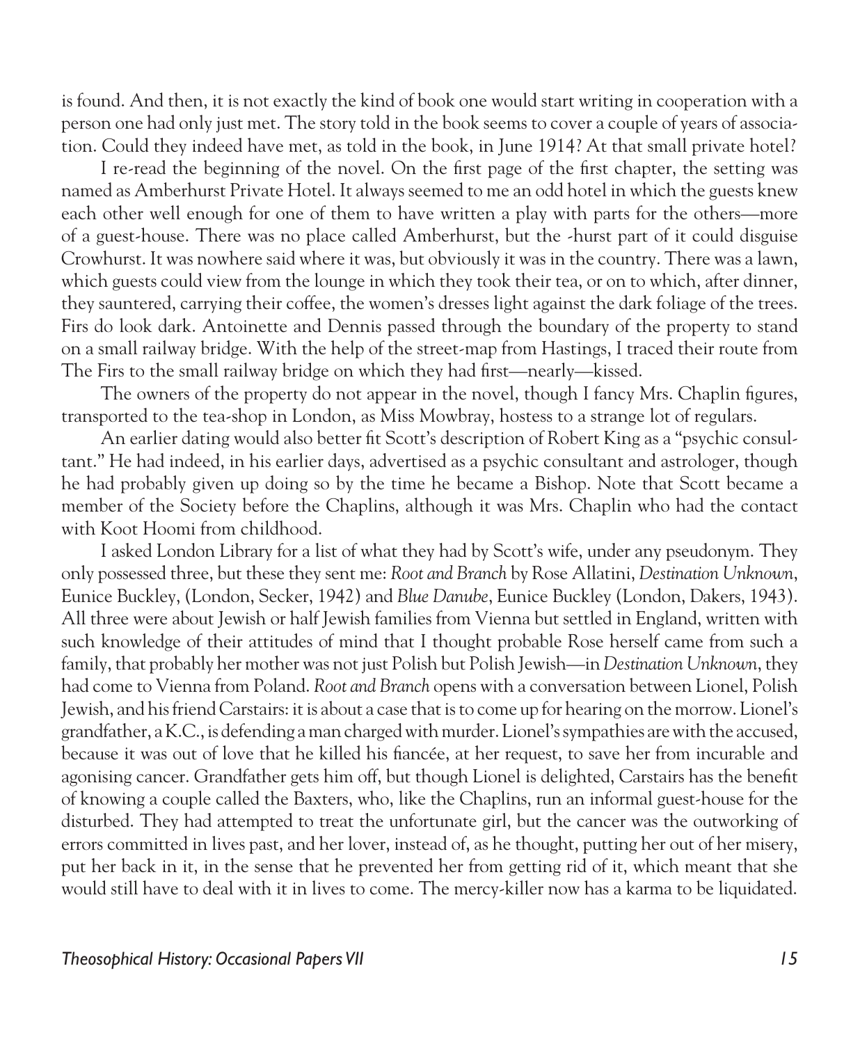is found. And then, it is not exactly the kind of book one would start writing in cooperation with a person one had only just met. The story told in the book seems to cover a couple of years of association. Could they indeed have met, as told in the book, in June 1914? At that small private hotel?

I re-read the beginning of the novel. On the first page of the first chapter, the setting was named as Amberhurst Private Hotel. It always seemed to me an odd hotel in which the guests knew each other well enough for one of them to have written a play with parts for the others—more of a guest-house. There was no place called Amberhurst, but the -hurst part of it could disguise Crowhurst. It was nowhere said where it was, but obviously it was in the country. There was a lawn, which guests could view from the lounge in which they took their tea, or on to which, after dinner, they sauntered, carrying their coffee, the women's dresses light against the dark foliage of the trees. Firs do look dark. Antoinette and Dennis passed through the boundary of the property to stand on a small railway bridge. With the help of the street-map from Hastings, I traced their route from The Firs to the small railway bridge on which they had first—nearly—kissed.

The owners of the property do not appear in the novel, though I fancy Mrs. Chaplin figures, transported to the tea-shop in London, as Miss Mowbray, hostess to a strange lot of regulars.

An earlier dating would also better fit Scott's description of Robert King as a "psychic consultant." He had indeed, in his earlier days, advertised as a psychic consultant and astrologer, though he had probably given up doing so by the time he became a Bishop. Note that Scott became a member of the Society before the Chaplins, although it was Mrs. Chaplin who had the contact with Koot Hoomi from childhood.

I asked London Library for a list of what they had by Scott's wife, under any pseudonym. They only possessed three, but these they sent me: *Root and Branch* by Rose Allatini, *Destination Unknown*, Eunice Buckley, (London, Secker, 1942) and *Blue Danube*, Eunice Buckley (London, Dakers, 1943). All three were about Jewish or half Jewish families from Vienna but settled in England, written with such knowledge of their attitudes of mind that I thought probable Rose herself came from such a family, that probably her mother was not just Polish but Polish Jewish—in *Destination Unknown*, they had come to Vienna from Poland. *Root and Branch* opens with a conversation between Lionel, Polish Jewish, and his friend Carstairs: it is about a case that is to come up for hearing on the morrow. Lionel's grandfather, a K.C., is defending a man charged with murder. Lionel's sympathies are with the accused, because it was out of love that he killed his fiancée, at her request, to save her from incurable and agonising cancer. Grandfather gets him off, but though Lionel is delighted, Carstairs has the benefit of knowing a couple called the Baxters, who, like the Chaplins, run an informal guest-house for the disturbed. They had attempted to treat the unfortunate girl, but the cancer was the outworking of errors committed in lives past, and her lover, instead of, as he thought, putting her out of her misery, put her back in it, in the sense that he prevented her from getting rid of it, which meant that she would still have to deal with it in lives to come. The mercy-killer now has a karma to be liquidated.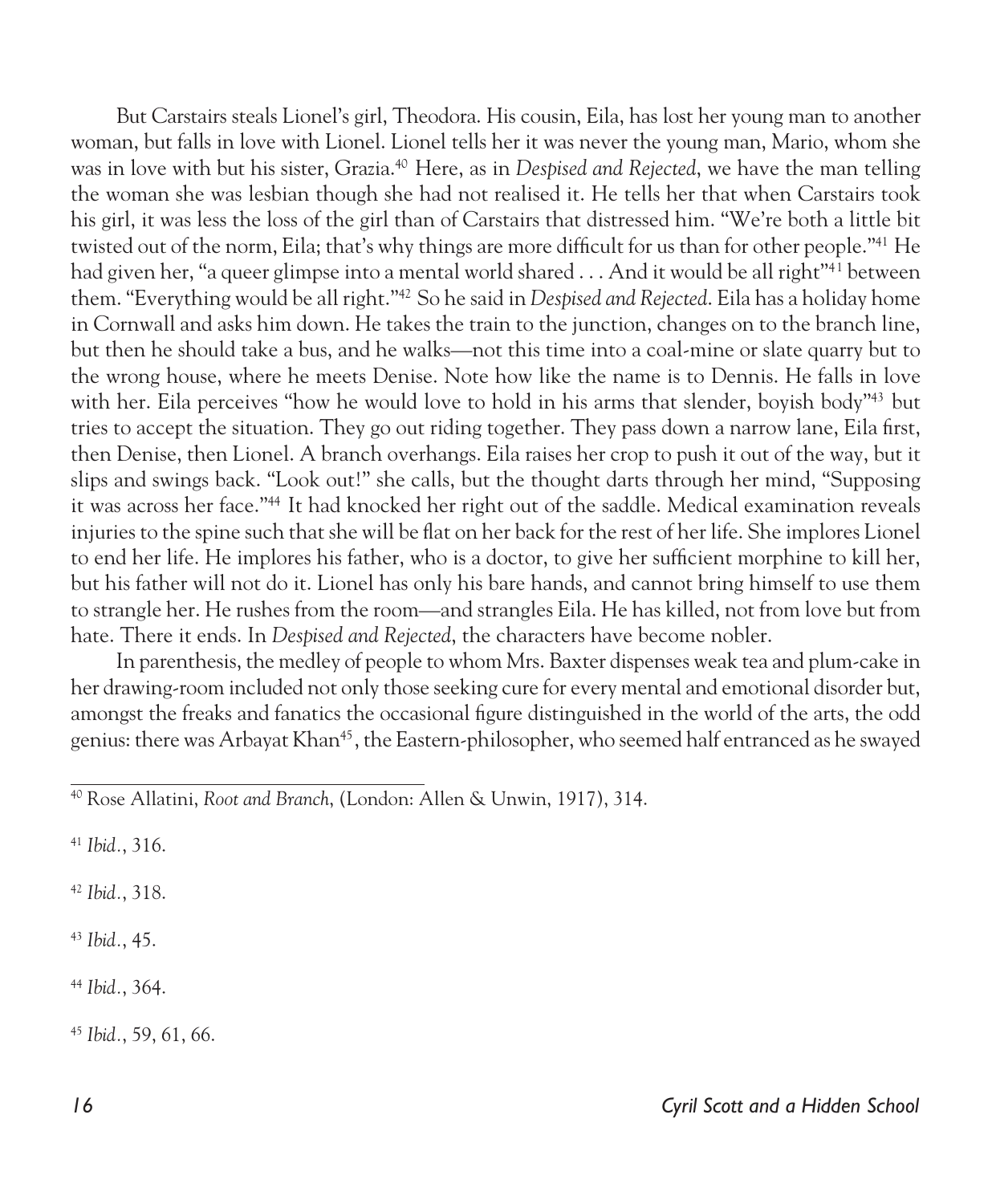But Carstairs steals Lionel's girl, Theodora. His cousin, Eila, has lost her young man to another woman, but falls in love with Lionel. Lionel tells her it was never the young man, Mario, whom she was in love with but his sister, Grazia.[40] Here, as in *Despised and Rejected*, we have the man telling the woman she was lesbian though she had not realised it. He tells her that when Carstairs took his girl, it was less the loss of the girl than of Carstairs that distressed him. "We're both a little bit twisted out of the norm, Eila; that's why things are more difficult for us than for other people."[41] He had given her, "a queer glimpse into a mental world shared . . . And it would be all right"[41] between them. "Everything would be all right."[42] So he said in *Despised and Rejected*. Eila has a holiday home in Cornwall and asks him down. He takes the train to the junction, changes on to the branch line, but then he should take a bus, and he walks—not this time into a coal-mine or slate quarry but to the wrong house, where he meets Denise. Note how like the name is to Dennis. He falls in love with her. Eila perceives "how he would love to hold in his arms that slender, boyish body"[43] but tries to accept the situation. They go out riding together. They pass down a narrow lane, Eila first, then Denise, then Lionel. A branch overhangs. Eila raises her crop to push it out of the way, but it slips and swings back. "Look out!" she calls, but the thought darts through her mind, "Supposing it was across her face."[44] It had knocked her right out of the saddle. Medical examination reveals injuries to the spine such that she will be flat on her back for the rest of her life. She implores Lionel to end her life. He implores his father, who is a doctor, to give her sufficient morphine to kill her, but his father will not do it. Lionel has only his bare hands, and cannot bring himself to use them to strangle her. He rushes from the room—and strangles Eila. He has killed, not from love but from hate. There it ends. In *Despised and Rejected*, the characters have become nobler.

In parenthesis, the medley of people to whom Mrs. Baxter dispenses weak tea and plum-cake in her drawing-room included not only those seeking cure for every mental and emotional disorder but, amongst the freaks and fanatics the occasional figure distinguished in the world of the arts, the odd genius: there was Arbayat Khan[45], the Eastern-philosopher, who seemed half entranced as he swayed

---

[40] Rose Allatini, *Root and Branch*, (London: Allen & Unwin, 1917), 314.

[41] *Ibid.*, 316.

[42] *Ibid.*, 318.

[43] *Ibid.*, 45.

[44] *Ibid.*, 364.

[45] *Ibid.*, 59, 61, 66.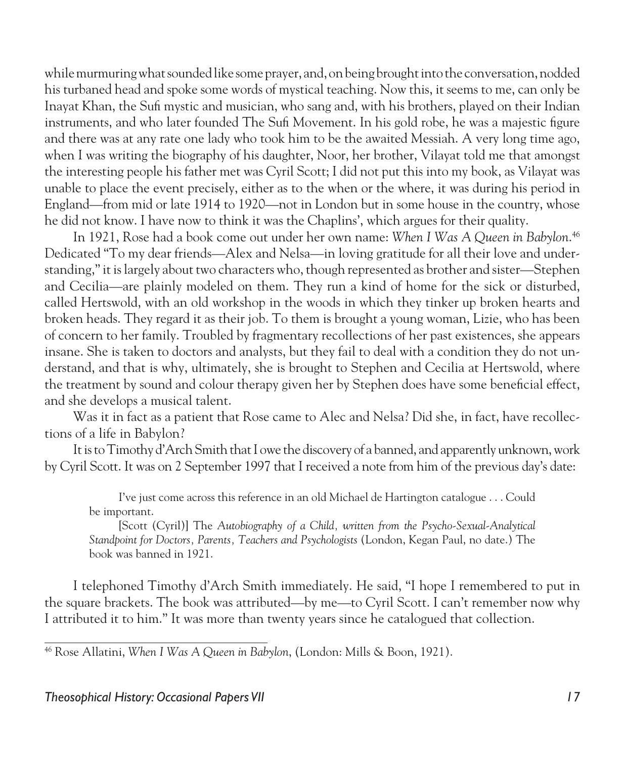while murmuring what sounded like some prayer, and, on being brought into the conversation, nodded his turbaned head and spoke some words of mystical teaching. Now this, it seems to me, can only be Inayat Khan, the Sufi mystic and musician, who sang and, with his brothers, played on their Indian instruments, and who later founded The Sufi Movement. In his gold robe, he was a majestic figure and there was at any rate one lady who took him to be the awaited Messiah. A very long time ago, when I was writing the biography of his daughter, Noor, her brother, Vilayat told me that amongst the interesting people his father met was Cyril Scott; I did not put this into my book, as Vilayat was unable to place the event precisely, either as to the when or the where, it was during his period in England—from mid or late 1914 to 1920—not in London but in some house in the country, whose he did not know. I have now to think it was the Chaplins', which argues for their quality.

In 1921, Rose had a book come out under her own name: *When I Was A Queen in Babylon*.[46] Dedicated "To my dear friends—Alex and Nelsa—in loving gratitude for all their love and understanding," it is largely about two characters who, though represented as brother and sister—Stephen and Cecilia—are plainly modeled on them. They run a kind of home for the sick or disturbed, called Hertswold, with an old workshop in the woods in which they tinker up broken hearts and broken heads. They regard it as their job. To them is brought a young woman, Lizie, who has been of concern to her family. Troubled by fragmentary recollections of her past existences, she appears insane. She is taken to doctors and analysts, but they fail to deal with a condition they do not understand, and that is why, ultimately, she is brought to Stephen and Cecilia at Hertswold, where the treatment by sound and colour therapy given her by Stephen does have some beneficial effect, and she develops a musical talent.

Was it in fact as a patient that Rose came to Alec and Nelsa? Did she, in fact, have recollections of a life in Babylon?

It is to Timothy d'Arch Smith that I owe the discovery of a banned, and apparently unknown, work by Cyril Scott. It was on 2 September 1997 that I received a note from him of the previous day's date:

> I've just come across this reference in an old Michael de Hartington catalogue . . . Could be important.
>
> [Scott (Cyril)] The *Autobiography of a Child, written from the Psycho-Sexual-Analytical Standpoint for Doctors, Parents, Teachers and Psychologists* (London, Kegan Paul, no date.) The book was banned in 1921.

I telephoned Timothy d'Arch Smith immediately. He said, "I hope I remembered to put in the square brackets. The book was attributed—by me—to Cyril Scott. I can't remember now why I attributed it to him." It was more than twenty years since he catalogued that collection.

---

[46] Rose Allatini, *When I Was A Queen in Babylon*, (London: Mills & Boon, 1921).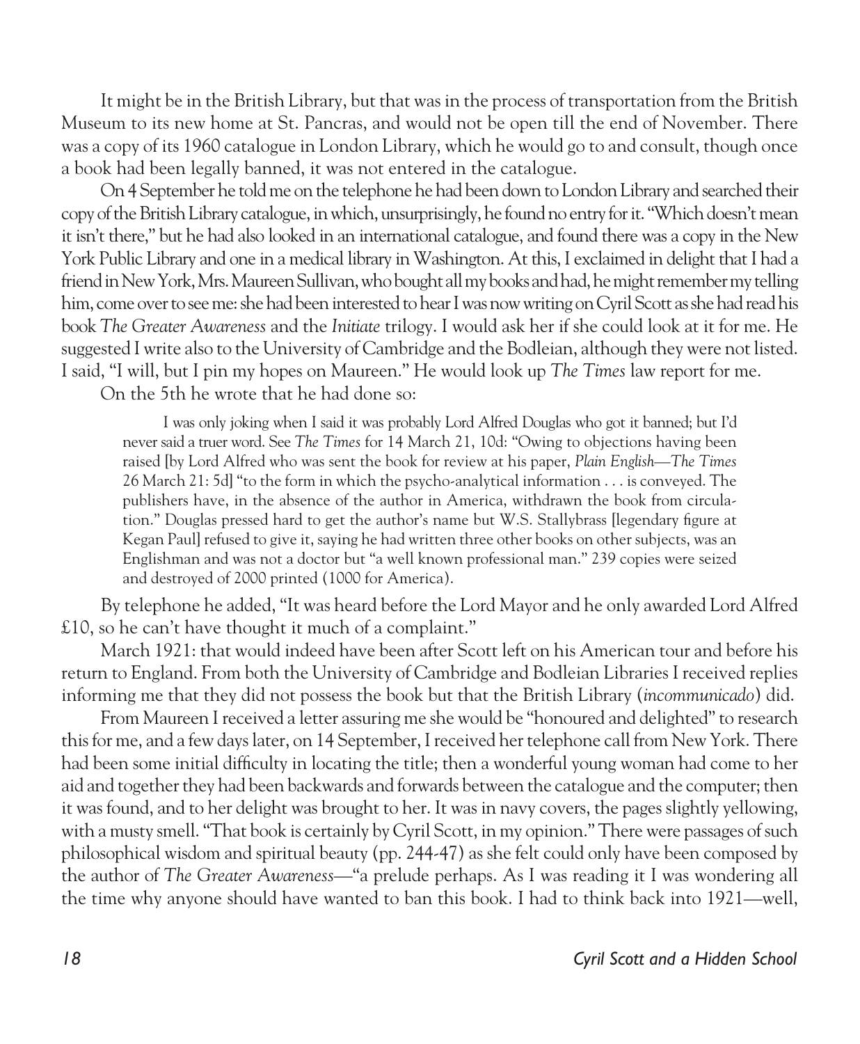It might be in the British Library, but that was in the process of transportation from the British Museum to its new home at St. Pancras, and would not be open till the end of November. There was a copy of its 1960 catalogue in London Library, which he would go to and consult, though once a book had been legally banned, it was not entered in the catalogue.

On 4 September he told me on the telephone he had been down to London Library and searched their copy of the British Library catalogue, in which, unsurprisingly, he found no entry for it. "Which doesn't mean it isn't there," but he had also looked in an international catalogue, and found there was a copy in the New York Public Library and one in a medical library in Washington. At this, I exclaimed in delight that I had a friend in New York, Mrs. Maureen Sullivan, who bought all my books and had, he might remember my telling him, come over to see me: she had been interested to hear I was now writing on Cyril Scott as she had read his book *The Greater Awareness* and the *Initiate* trilogy. I would ask her if she could look at it for me. He suggested I write also to the University of Cambridge and the Bodleian, although they were not listed. I said, "I will, but I pin my hopes on Maureen." He would look up *The Times* law report for me.

On the 5th he wrote that he had done so:

> I was only joking when I said it was probably Lord Alfred Douglas who got it banned; but I'd never said a truer word. See *The Times* for 14 March 21, 10d: "Owing to objections having been raised [by Lord Alfred who was sent the book for review at his paper, *Plain English*—*The Times* 26 March 21: 5d] "to the form in which the psycho-analytical information . . . is conveyed. The publishers have, in the absence of the author in America, withdrawn the book from circulation." Douglas pressed hard to get the author's name but W.S. Stallybrass [legendary figure at Kegan Paul] refused to give it, saying he had written three other books on other subjects, was an Englishman and was not a doctor but "a well known professional man." 239 copies were seized and destroyed of 2000 printed (1000 for America).

By telephone he added, "It was heard before the Lord Mayor and he only awarded Lord Alfred £10, so he can't have thought it much of a complaint."

March 1921: that would indeed have been after Scott left on his American tour and before his return to England. From both the University of Cambridge and Bodleian Libraries I received replies informing me that they did not possess the book but that the British Library (*incommunicado*) did.

From Maureen I received a letter assuring me she would be "honoured and delighted" to research this for me, and a few days later, on 14 September, I received her telephone call from New York. There had been some initial difficulty in locating the title; then a wonderful young woman had come to her aid and together they had been backwards and forwards between the catalogue and the computer; then it was found, and to her delight was brought to her. It was in navy covers, the pages slightly yellowing, with a musty smell. "That book is certainly by Cyril Scott, in my opinion." There were passages of such philosophical wisdom and spiritual beauty (pp. 244-47) as she felt could only have been composed by the author of *The Greater Awareness*—"a prelude perhaps. As I was reading it I was wondering all the time why anyone should have wanted to ban this book. I had to think back into 1921—well,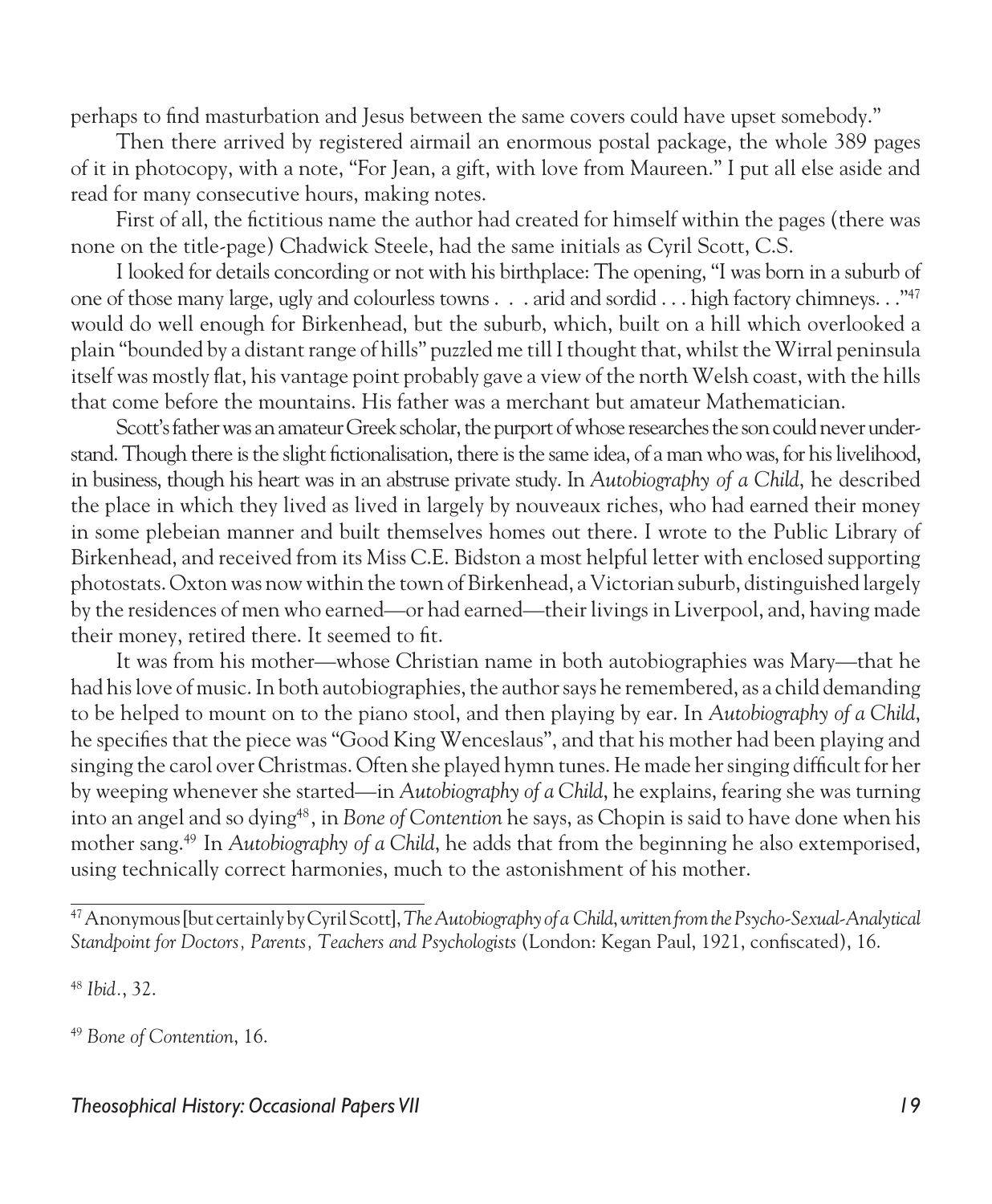perhaps to find masturbation and Jesus between the same covers could have upset somebody."

Then there arrived by registered airmail an enormous postal package, the whole 389 pages of it in photocopy, with a note, "For Jean, a gift, with love from Maureen." I put all else aside and read for many consecutive hours, making notes.

First of all, the fictitious name the author had created for himself within the pages (there was none on the title-page) Chadwick Steele, had the same initials as Cyril Scott, C.S.

I looked for details concording or not with his birthplace: The opening, "I was born in a suburb of one of those many large, ugly and colourless towns . . . arid and sordid . . . high factory chimneys. . ."[47] would do well enough for Birkenhead, but the suburb, which, built on a hill which overlooked a plain "bounded by a distant range of hills" puzzled me till I thought that, whilst the Wirral peninsula itself was mostly flat, his vantage point probably gave a view of the north Welsh coast, with the hills that come before the mountains. His father was a merchant but amateur Mathematician.

Scott's father was an amateur Greek scholar, the purport of whose researches the son could never understand. Though there is the slight fictionalisation, there is the same idea, of a man who was, for his livelihood, in business, though his heart was in an abstruse private study. In *Autobiography of a Child*, he described the place in which they lived as lived in largely by nouveaux riches, who had earned their money in some plebeian manner and built themselves homes out there. I wrote to the Public Library of Birkenhead, and received from its Miss C.E. Bidston a most helpful letter with enclosed supporting photostats. Oxton was now within the town of Birkenhead, a Victorian suburb, distinguished largely by the residences of men who earned—or had earned—their livings in Liverpool, and, having made their money, retired there. It seemed to fit.

It was from his mother—whose Christian name in both autobiographies was Mary—that he had his love of music. In both autobiographies, the author says he remembered, as a child demanding to be helped to mount on to the piano stool, and then playing by ear. In *Autobiography of a Child*, he specifies that the piece was "Good King Wenceslaus", and that his mother had been playing and singing the carol over Christmas. Often she played hymn tunes. He made her singing difficult for her by weeping whenever she started—in *Autobiography of a Child*, he explains, fearing she was turning into an angel and so dying[48], in *Bone of Contention* he says, as Chopin is said to have done when his mother sang.[49] In *Autobiography of a Child*, he adds that from the beginning he also extemporised, using technically correct harmonies, much to the astonishment of his mother.

---

[47] Anonymous [but certainly by Cyril Scott], *The Autobiography of a Child, written from the Psycho-Sexual-Analytical Standpoint for Doctors, Parents, Teachers and Psychologists* (London: Kegan Paul, 1921, confiscated), 16.

[48] *Ibid.*, 32.

[49] *Bone of Contention*, 16.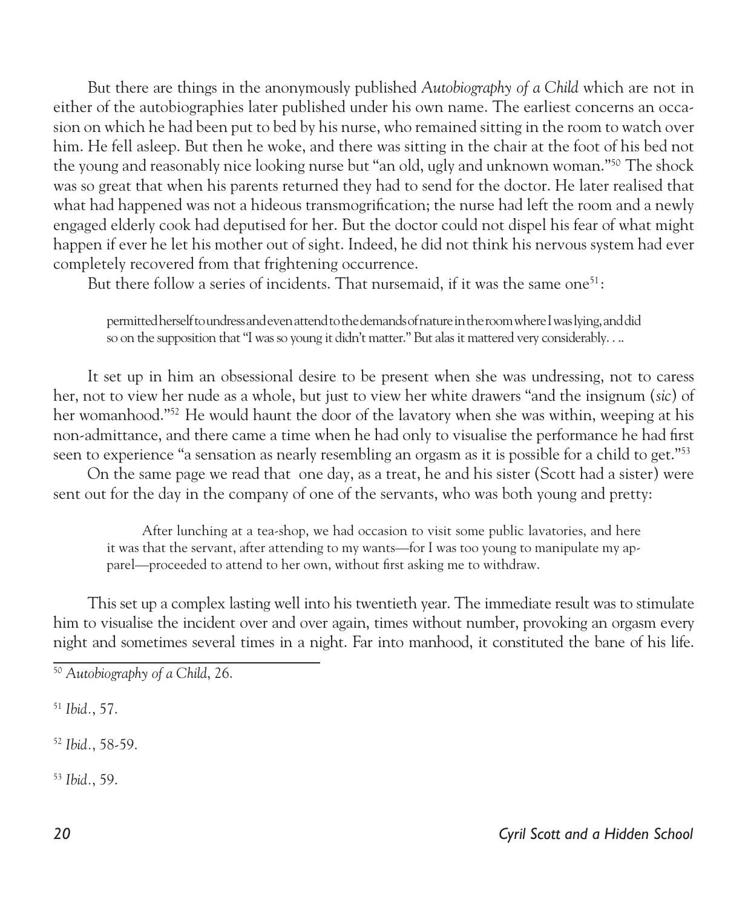But there are things in the anonymously published *Autobiography of a Child* which are not in either of the autobiographies later published under his own name. The earliest concerns an occasion on which he had been put to bed by his nurse, who remained sitting in the room to watch over him. He fell asleep. But then he woke, and there was sitting in the chair at the foot of his bed not the young and reasonably nice looking nurse but "an old, ugly and unknown woman."[50] The shock was so great that when his parents returned they had to send for the doctor. He later realised that what had happened was not a hideous transmogrification; the nurse had left the room and a newly engaged elderly cook had deputised for her. But the doctor could not dispel his fear of what might happen if ever he let his mother out of sight. Indeed, he did not think his nervous system had ever completely recovered from that frightening occurrence.

But there follow a series of incidents. That nursemaid, if it was the same one[51]:

> permitted herself to undress and even attend to the demands of nature in the room where I was lying, and did so on the supposition that "I was so young it didn't matter." But alas it mattered very considerably. . ..

It set up in him an obsessional desire to be present when she was undressing, not to caress her, not to view her nude as a whole, but just to view her white drawers "and the insignum (*sic*) of her womanhood."[52] He would haunt the door of the lavatory when she was within, weeping at his non-admittance, and there came a time when he had only to visualise the performance he had first seen to experience "a sensation as nearly resembling an orgasm as it is possible for a child to get."[53]

On the same page we read that one day, as a treat, he and his sister (Scott had a sister) were sent out for the day in the company of one of the servants, who was both young and pretty:

> After lunching at a tea-shop, we had occasion to visit some public lavatories, and here it was that the servant, after attending to my wants—for I was too young to manipulate my apparel—proceeded to attend to her own, without first asking me to withdraw.

This set up a complex lasting well into his twentieth year. The immediate result was to stimulate him to visualise the incident over and over again, times without number, provoking an orgasm every night and sometimes several times in a night. Far into manhood, it constituted the bane of his life.

---

[50] *Autobiography of a Child*, 26.

[51] *Ibid.*, 57.

[52] *Ibid.*, 58-59.

[53] *Ibid.*, 59.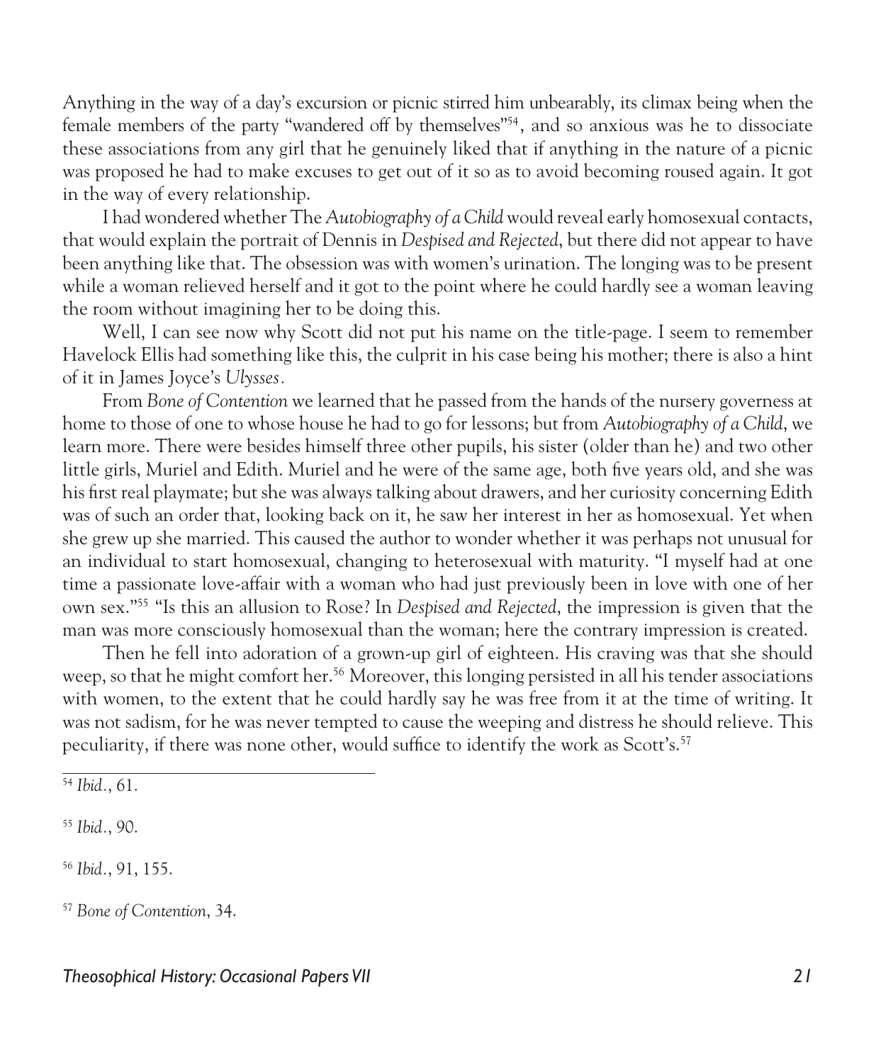Anything in the way of a day's excursion or picnic stirred him unbearably, its climax being when the female members of the party "wandered off by themselves"[54], and so anxious was he to dissociate these associations from any girl that he genuinely liked that if anything in the nature of a picnic was proposed he had to make excuses to get out of it so as to avoid becoming roused again. It got in the way of every relationship.

I had wondered whether The *Autobiography of a Child* would reveal early homosexual contacts, that would explain the portrait of Dennis in *Despised and Rejected*, but there did not appear to have been anything like that. The obsession was with women's urination. The longing was to be present while a woman relieved herself and it got to the point where he could hardly see a woman leaving the room without imagining her to be doing this.

Well, I can see now why Scott did not put his name on the title-page. I seem to remember Havelock Ellis had something like this, the culprit in his case being his mother; there is also a hint of it in James Joyce's *Ulysses*.

From *Bone of Contention* we learned that he passed from the hands of the nursery governess at home to those of one to whose house he had to go for lessons; but from *Autobiography of a Child*, we learn more. There were besides himself three other pupils, his sister (older than he) and two other little girls, Muriel and Edith. Muriel and he were of the same age, both five years old, and she was his first real playmate; but she was always talking about drawers, and her curiosity concerning Edith was of such an order that, looking back on it, he saw her interest in her as homosexual. Yet when she grew up she married. This caused the author to wonder whether it was perhaps not unusual for an individual to start homosexual, changing to heterosexual with maturity. "I myself had at one time a passionate love-affair with a woman who had just previously been in love with one of her own sex."[55] "Is this an allusion to Rose? In *Despised and Rejected*, the impression is given that the man was more consciously homosexual than the woman; here the contrary impression is created.

Then he fell into adoration of a grown-up girl of eighteen. His craving was that she should weep, so that he might comfort her.[56] Moreover, this longing persisted in all his tender associations with women, to the extent that he could hardly say he was free from it at the time of writing. It was not sadism, for he was never tempted to cause the weeping and distress he should relieve. This peculiarity, if there was none other, would suffice to identify the work as Scott's.[57]

---

[54] *Ibid.*, 61.

[55] *Ibid.*, 90.

[56] *Ibid.*, 91, 155.

[57] *Bone of Contention*, 34.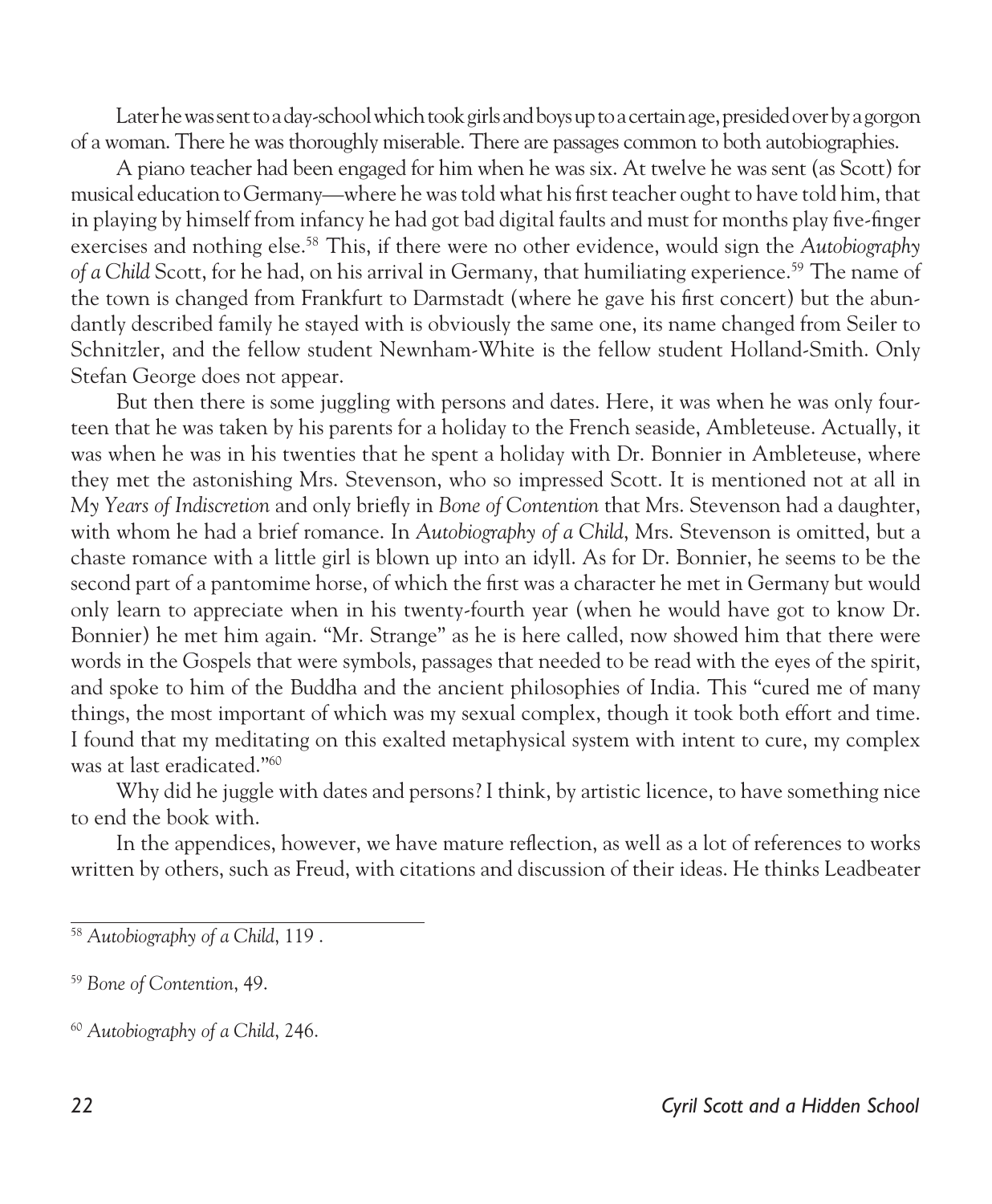Later he was sent to a day-school which took girls and boys up to a certain age, presided over by a gorgon of a woman. There he was thoroughly miserable. There are passages common to both autobiographies.

A piano teacher had been engaged for him when he was six. At twelve he was sent (as Scott) for musical education to Germany—where he was told what his first teacher ought to have told him, that in playing by himself from infancy he had got bad digital faults and must for months play five-finger exercises and nothing else.[58] This, if there were no other evidence, would sign the *Autobiography of a Child* Scott, for he had, on his arrival in Germany, that humiliating experience.[59] The name of the town is changed from Frankfurt to Darmstadt (where he gave his first concert) but the abundantly described family he stayed with is obviously the same one, its name changed from Seiler to Schnitzler, and the fellow student Newnham-White is the fellow student Holland-Smith. Only Stefan George does not appear.

But then there is some juggling with persons and dates. Here, it was when he was only fourteen that he was taken by his parents for a holiday to the French seaside, Ambleteuse. Actually, it was when he was in his twenties that he spent a holiday with Dr. Bonnier in Ambleteuse, where they met the astonishing Mrs. Stevenson, who so impressed Scott. It is mentioned not at all in *My Years of Indiscretion* and only briefly in *Bone of Contention* that Mrs. Stevenson had a daughter, with whom he had a brief romance. In *Autobiography of a Child*, Mrs. Stevenson is omitted, but a chaste romance with a little girl is blown up into an idyll. As for Dr. Bonnier, he seems to be the second part of a pantomime horse, of which the first was a character he met in Germany but would only learn to appreciate when in his twenty-fourth year (when he would have got to know Dr. Bonnier) he met him again. "Mr. Strange" as he is here called, now showed him that there were words in the Gospels that were symbols, passages that needed to be read with the eyes of the spirit, and spoke to him of the Buddha and the ancient philosophies of India. This "cured me of many things, the most important of which was my sexual complex, though it took both effort and time. I found that my meditating on this exalted metaphysical system with intent to cure, my complex was at last eradicated."[60]

Why did he juggle with dates and persons? I think, by artistic licence, to have something nice to end the book with.

In the appendices, however, we have mature reflection, as well as a lot of references to works written by others, such as Freud, with citations and discussion of their ideas. He thinks Leadbeater

---

[58] *Autobiography of a Child*, 119 .

[59] *Bone of Contention*, 49.

[60] *Autobiography of a Child*, 246.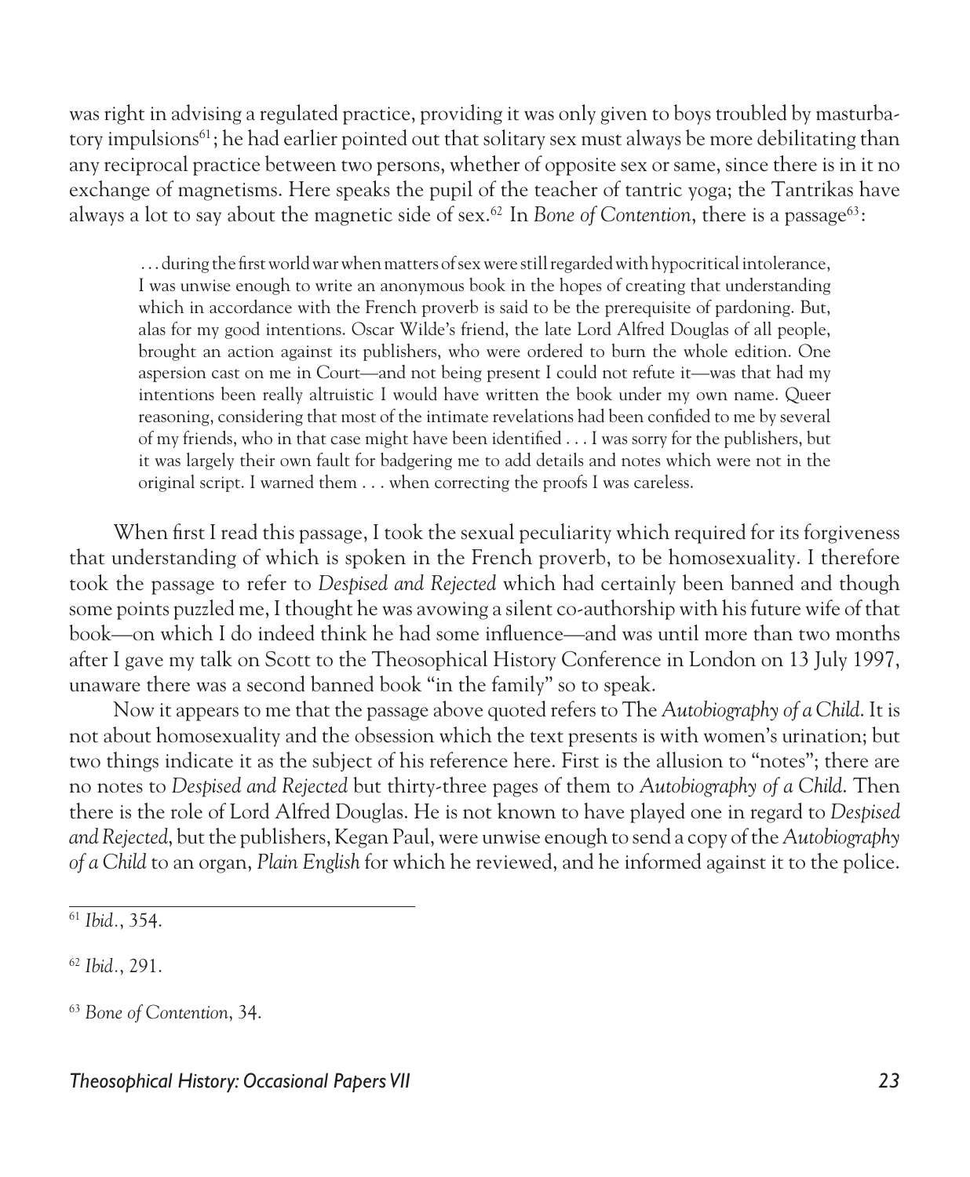was right in advising a regulated practice, providing it was only given to boys troubled by masturbatory impulsions[61]; he had earlier pointed out that solitary sex must always be more debilitating than any reciprocal practice between two persons, whether of opposite sex or same, since there is in it no exchange of magnetisms. Here speaks the pupil of the teacher of tantric yoga; the Tantrikas have always a lot to say about the magnetic side of sex.[62] In *Bone of Contention*, there is a passage[63]:

> . . . during the first world war when matters of sex were still regarded with hypocritical intolerance, I was unwise enough to write an anonymous book in the hopes of creating that understanding which in accordance with the French proverb is said to be the prerequisite of pardoning. But, alas for my good intentions. Oscar Wilde's friend, the late Lord Alfred Douglas of all people, brought an action against its publishers, who were ordered to burn the whole edition. One aspersion cast on me in Court—and not being present I could not refute it—was that had my intentions been really altruistic I would have written the book under my own name. Queer reasoning, considering that most of the intimate revelations had been confided to me by several of my friends, who in that case might have been identified . . . I was sorry for the publishers, but it was largely their own fault for badgering me to add details and notes which were not in the original script. I warned them . . . when correcting the proofs I was careless.

When first I read this passage, I took the sexual peculiarity which required for its forgiveness that understanding of which is spoken in the French proverb, to be homosexuality. I therefore took the passage to refer to *Despised and Rejected* which had certainly been banned and though some points puzzled me, I thought he was avowing a silent co-authorship with his future wife of that book—on which I do indeed think he had some influence—and was until more than two months after I gave my talk on Scott to the Theosophical History Conference in London on 13 July 1997, unaware there was a second banned book "in the family" so to speak.

Now it appears to me that the passage above quoted refers to The *Autobiography of a Child*. It is not about homosexuality and the obsession which the text presents is with women's urination; but two things indicate it as the subject of his reference here. First is the allusion to "notes"; there are no notes to *Despised and Rejected* but thirty-three pages of them to *Autobiography of a Child*. Then there is the role of Lord Alfred Douglas. He is not known to have played one in regard to *Despised and Rejected*, but the publishers, Kegan Paul, were unwise enough to send a copy of the *Autobiography of a Child* to an organ, *Plain English* for which he reviewed, and he informed against it to the police.

---

[61] *Ibid.*, 354.

[62] *Ibid.*, 291.

[63] *Bone of Contention*, 34.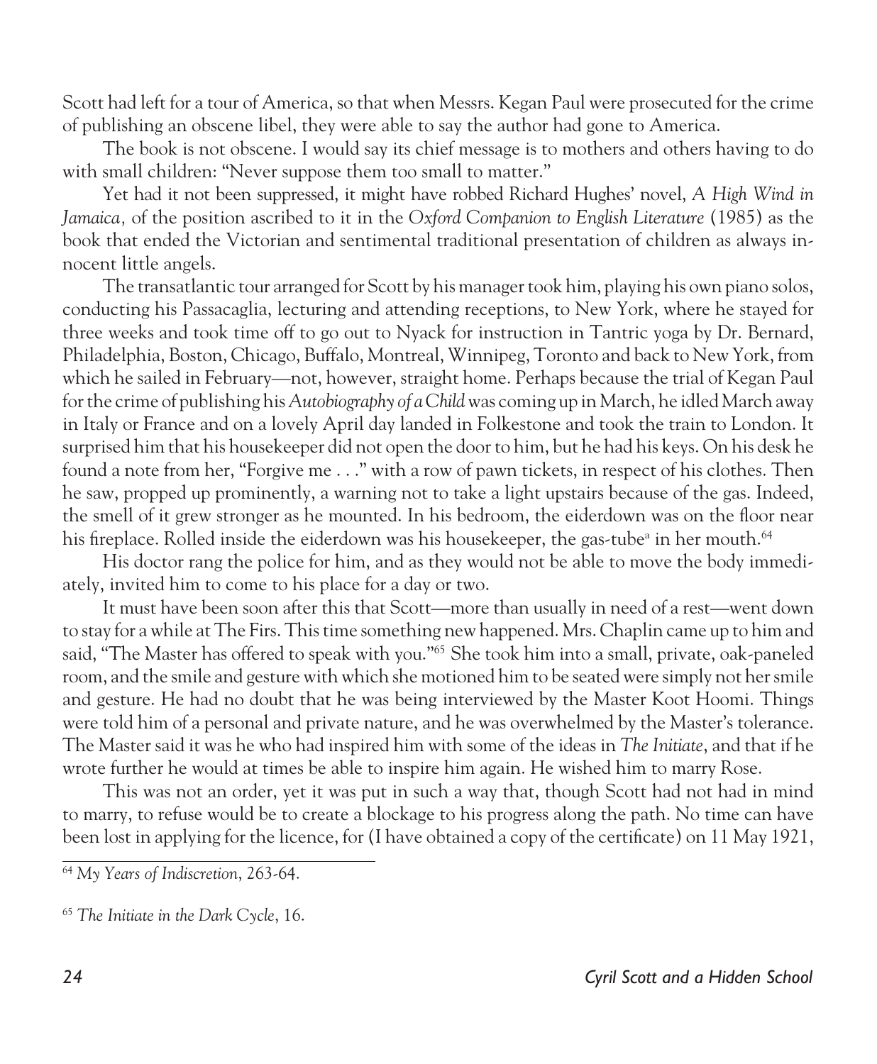Scott had left for a tour of America, so that when Messrs. Kegan Paul were prosecuted for the crime of publishing an obscene libel, they were able to say the author had gone to America.

The book is not obscene. I would say its chief message is to mothers and others having to do with small children: "Never suppose them too small to matter."

Yet had it not been suppressed, it might have robbed Richard Hughes' novel, *A High Wind in Jamaica,* of the position ascribed to it in the *Oxford Companion to English Literature* (1985) as the book that ended the Victorian and sentimental traditional presentation of children as always innocent little angels.

The transatlantic tour arranged for Scott by his manager took him, playing his own piano solos, conducting his Passacaglia, lecturing and attending receptions, to New York, where he stayed for three weeks and took time off to go out to Nyack for instruction in Tantric yoga by Dr. Bernard, Philadelphia, Boston, Chicago, Buffalo, Montreal, Winnipeg, Toronto and back to New York, from which he sailed in February—not, however, straight home. Perhaps because the trial of Kegan Paul for the crime of publishing his *Autobiography of a Child* was coming up in March, he idled March away in Italy or France and on a lovely April day landed in Folkestone and took the train to London. It surprised him that his housekeeper did not open the door to him, but he had his keys. On his desk he found a note from her, "Forgive me . . ." with a row of pawn tickets, in respect of his clothes. Then he saw, propped up prominently, a warning not to take a light upstairs because of the gas. Indeed, the smell of it grew stronger as he mounted. In his bedroom, the eiderdown was on the floor near his fireplace. Rolled inside the eiderdown was his housekeeper, the gas-tube[a] in her mouth.[64]

His doctor rang the police for him, and as they would not be able to move the body immediately, invited him to come to his place for a day or two.

It must have been soon after this that Scott—more than usually in need of a rest—went down to stay for a while at The Firs. This time something new happened. Mrs. Chaplin came up to him and said, "The Master has offered to speak with you."[65] She took him into a small, private, oak-paneled room, and the smile and gesture with which she motioned him to be seated were simply not her smile and gesture. He had no doubt that he was being interviewed by the Master Koot Hoomi. Things were told him of a personal and private nature, and he was overwhelmed by the Master's tolerance. The Master said it was he who had inspired him with some of the ideas in *The Initiate*, and that if he wrote further he would at times be able to inspire him again. He wished him to marry Rose.

This was not an order, yet it was put in such a way that, though Scott had not had in mind to marry, to refuse would be to create a blockage to his progress along the path. No time can have been lost in applying for the licence, for (I have obtained a copy of the certificate) on 11 May 1921,

---

[64] *My Years of Indiscretion*, 263-64.

[65] *The Initiate in the Dark Cycle*, 16.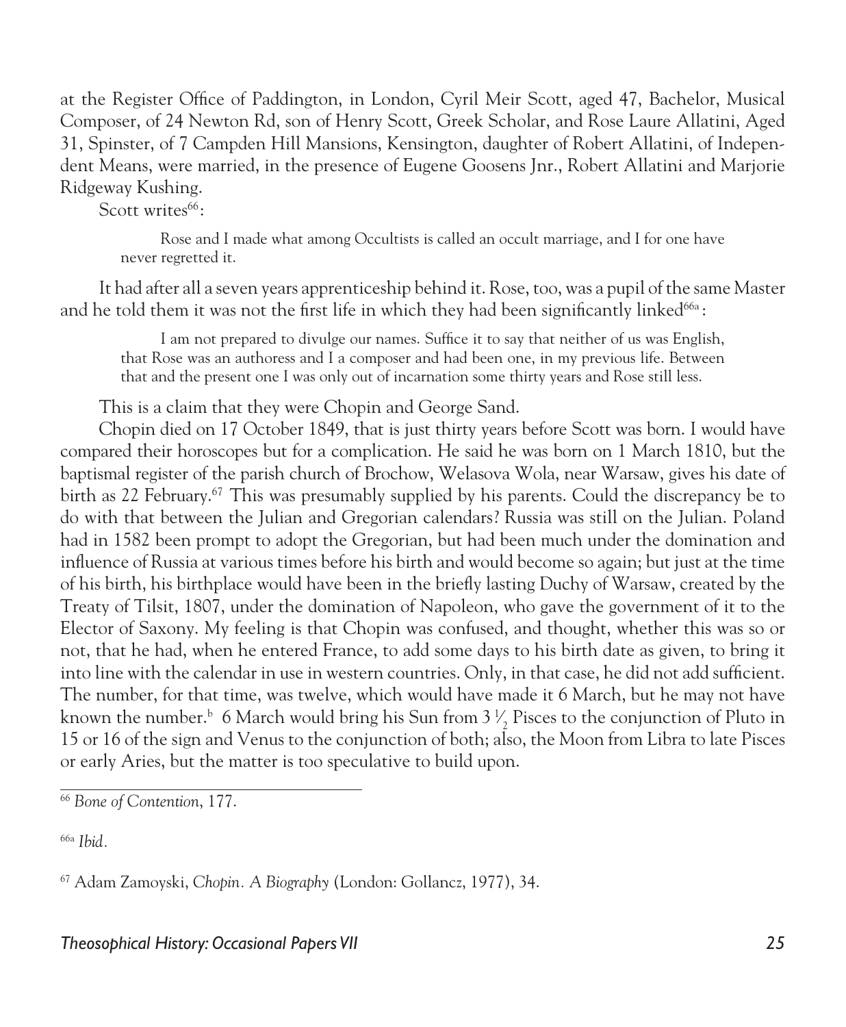at the Register Office of Paddington, in London, Cyril Meir Scott, aged 47, Bachelor, Musical Composer, of 24 Newton Rd, son of Henry Scott, Greek Scholar, and Rose Laure Allatini, Aged 31, Spinster, of 7 Campden Hill Mansions, Kensington, daughter of Robert Allatini, of Independent Means, were married, in the presence of Eugene Goosens Jnr., Robert Allatini and Marjorie Ridgeway Kushing.

Scott writes[66]:

> Rose and I made what among Occultists is called an occult marriage, and I for one have never regretted it.

It had after all a seven years apprenticeship behind it. Rose, too, was a pupil of the same Master and he told them it was not the first life in which they had been significantly linked[66a]:

> I am not prepared to divulge our names. Suffice it to say that neither of us was English, that Rose was an authoress and I a composer and had been one, in my previous life. Between that and the present one I was only out of incarnation some thirty years and Rose still less.

This is a claim that they were Chopin and George Sand.

Chopin died on 17 October 1849, that is just thirty years before Scott was born. I would have compared their horoscopes but for a complication. He said he was born on 1 March 1810, but the baptismal register of the parish church of Brochow, Welasova Wola, near Warsaw, gives his date of birth as 22 February.[67] This was presumably supplied by his parents. Could the discrepancy be to do with that between the Julian and Gregorian calendars? Russia was still on the Julian. Poland had in 1582 been prompt to adopt the Gregorian, but had been much under the domination and influence of Russia at various times before his birth and would become so again; but just at the time of his birth, his birthplace would have been in the briefly lasting Duchy of Warsaw, created by the Treaty of Tilsit, 1807, under the domination of Napoleon, who gave the government of it to the Elector of Saxony. My feeling is that Chopin was confused, and thought, whether this was so or not, that he had, when he entered France, to add some days to his birth date as given, to bring it into line with the calendar in use in western countries. Only, in that case, he did not add sufficient. The number, for that time, was twelve, which would have made it 6 March, but he may not have known the number.[b] 6 March would bring his Sun from 3 ½ Pisces to the conjunction of Pluto in 15 or 16 of the sign and Venus to the conjunction of both; also, the Moon from Libra to late Pisces or early Aries, but the matter is too speculative to build upon.

---

[66] *Bone of Contention*, 177.

[66a] *Ibid*.

[67] Adam Zamoyski, *Chopin. A Biography* (London: Gollancz, 1977), 34.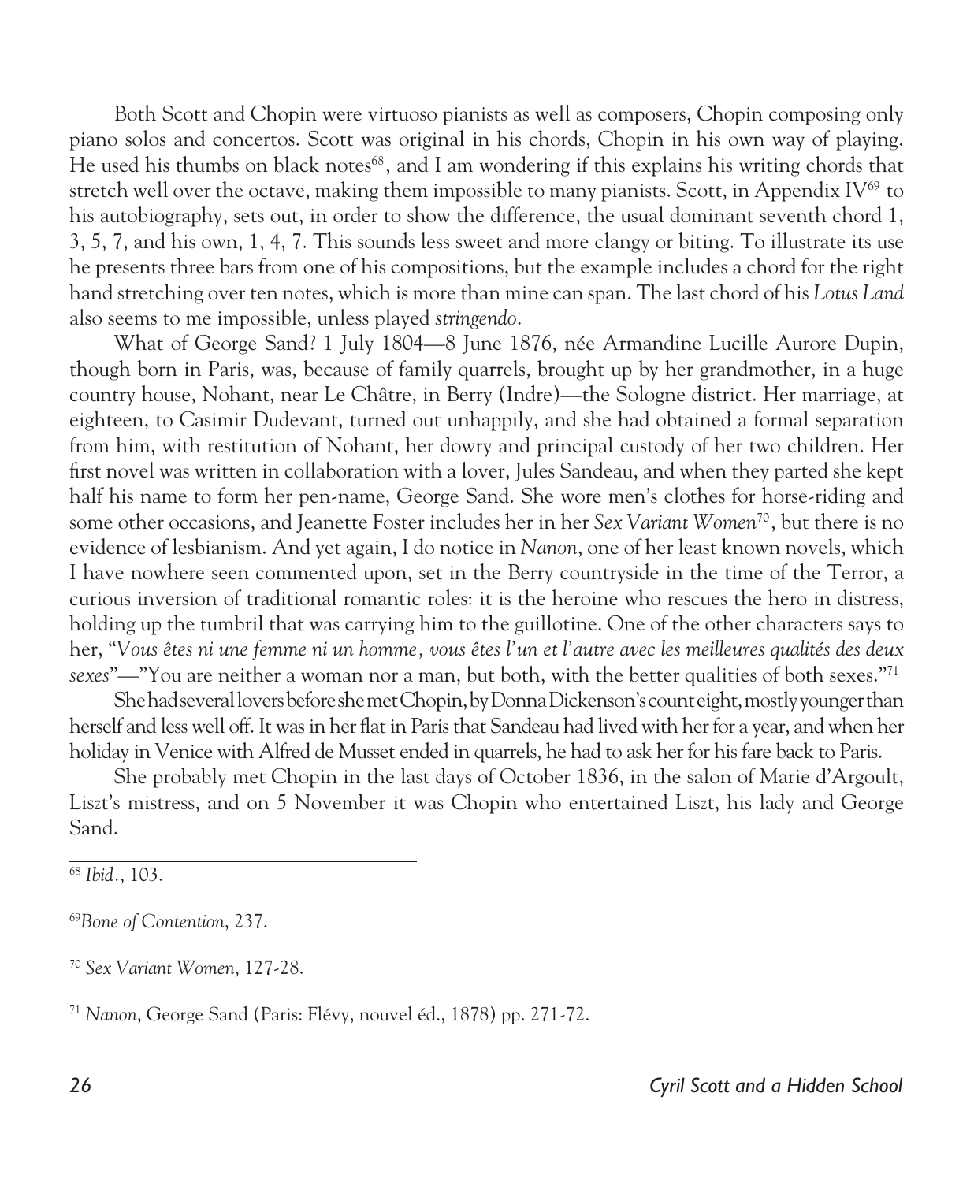Both Scott and Chopin were virtuoso pianists as well as composers, Chopin composing only piano solos and concertos. Scott was original in his chords, Chopin in his own way of playing. He used his thumbs on black notes[68], and I am wondering if this explains his writing chords that stretch well over the octave, making them impossible to many pianists. Scott, in Appendix IV[69] to his autobiography, sets out, in order to show the difference, the usual dominant seventh chord 1, 3, 5, 7, and his own, 1, 4, 7. This sounds less sweet and more clangy or biting. To illustrate its use he presents three bars from one of his compositions, but the example includes a chord for the right hand stretching over ten notes, which is more than mine can span. The last chord of his *Lotus Land* also seems to me impossible, unless played *stringendo*.

What of George Sand? 1 July 1804—8 June 1876, née Armandine Lucille Aurore Dupin, though born in Paris, was, because of family quarrels, brought up by her grandmother, in a huge country house, Nohant, near Le Châtre, in Berry (Indre)—the Sologne district. Her marriage, at eighteen, to Casimir Dudevant, turned out unhappily, and she had obtained a formal separation from him, with restitution of Nohant, her dowry and principal custody of her two children. Her first novel was written in collaboration with a lover, Jules Sandeau, and when they parted she kept half his name to form her pen-name, George Sand. She wore men's clothes for horse-riding and some other occasions, and Jeanette Foster includes her in her *Sex Variant Women*[70], but there is no evidence of lesbianism. And yet again, I do notice in *Nanon*, one of her least known novels, which I have nowhere seen commented upon, set in the Berry countryside in the time of the Terror, a curious inversion of traditional romantic roles: it is the heroine who rescues the hero in distress, holding up the tumbril that was carrying him to the guillotine. One of the other characters says to her, "*Vous êtes ni une femme ni un homme, vous êtes l'un et l'autre avec les meilleures qualités des deux sexes*"—"You are neither a woman nor a man, but both, with the better qualities of both sexes."[71]

She had several lovers before she met Chopin, by Donna Dickenson's count eight, mostly younger than herself and less well off. It was in her flat in Paris that Sandeau had lived with her for a year, and when her holiday in Venice with Alfred de Musset ended in quarrels, he had to ask her for his fare back to Paris.

She probably met Chopin in the last days of October 1836, in the salon of Marie d'Argoult, Liszt's mistress, and on 5 November it was Chopin who entertained Liszt, his lady and George Sand.

---

[68] *Ibid*., 103.

[69] *Bone of Contention*, 237.

[70] *Sex Variant Women*, 127-28.

[71] *Nanon*, George Sand (Paris: Flévy, nouvel éd., 1878) pp. 271-72.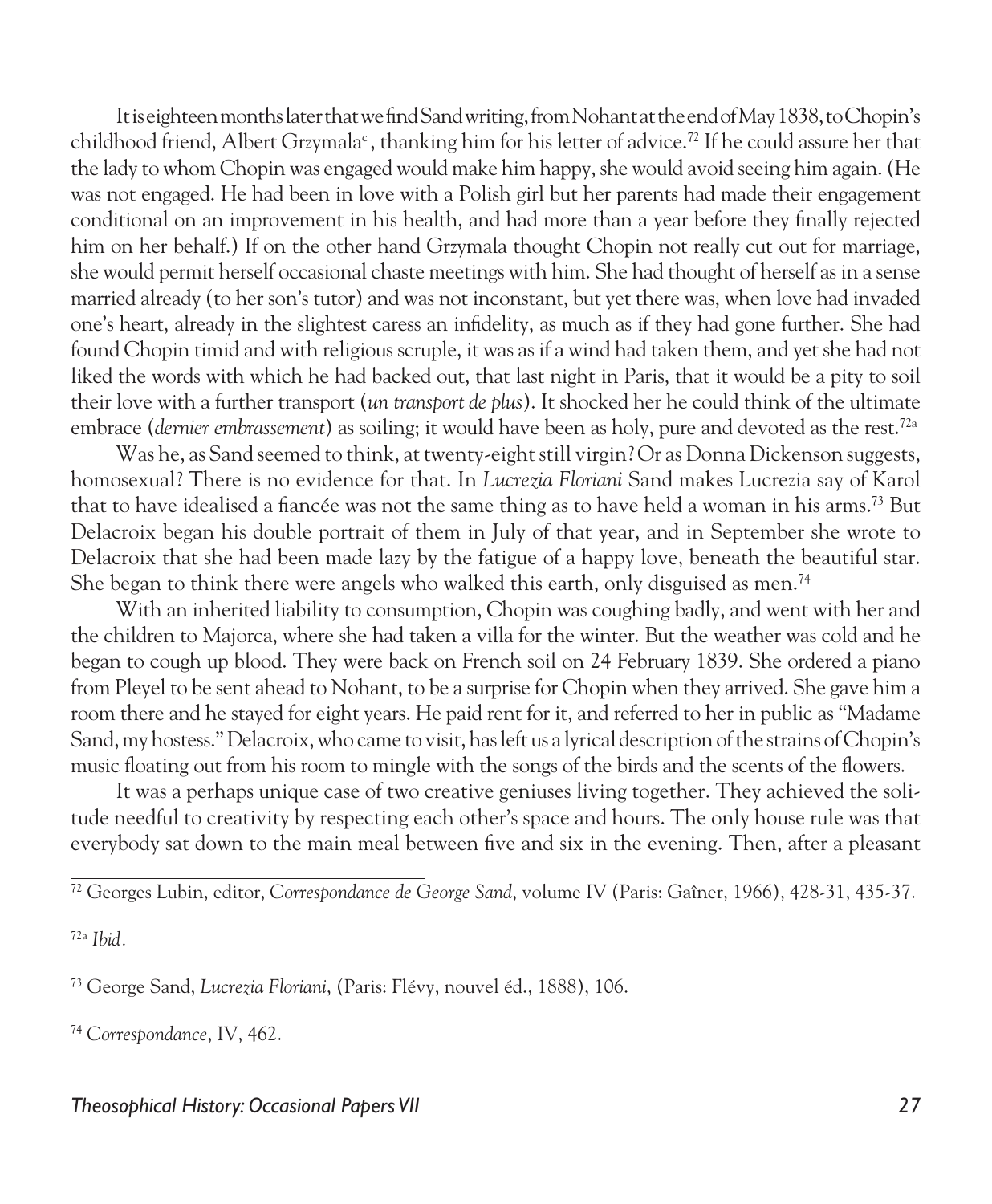It is eighteen months later that we find Sand writing, from Nohant at the end of May 1838, to Chopin's childhood friend, Albert Grzymala[c], thanking him for his letter of advice.[72] If he could assure her that the lady to whom Chopin was engaged would make him happy, she would avoid seeing him again. (He was not engaged. He had been in love with a Polish girl but her parents had made their engagement conditional on an improvement in his health, and had more than a year before they finally rejected him on her behalf.) If on the other hand Grzymala thought Chopin not really cut out for marriage, she would permit herself occasional chaste meetings with him. She had thought of herself as in a sense married already (to her son's tutor) and was not inconstant, but yet there was, when love had invaded one's heart, already in the slightest caress an infidelity, as much as if they had gone further. She had found Chopin timid and with religious scruple, it was as if a wind had taken them, and yet she had not liked the words with which he had backed out, that last night in Paris, that it would be a pity to soil their love with a further transport (*un transport de plus*). It shocked her he could think of the ultimate embrace (*dernier embrassement*) as soiling; it would have been as holy, pure and devoted as the rest.[72a]

Was he, as Sand seemed to think, at twenty-eight still virgin? Or as Donna Dickenson suggests, homosexual? There is no evidence for that. In *Lucrezia Floriani* Sand makes Lucrezia say of Karol that to have idealised a fiancée was not the same thing as to have held a woman in his arms.[73] But Delacroix began his double portrait of them in July of that year, and in September she wrote to Delacroix that she had been made lazy by the fatigue of a happy love, beneath the beautiful star. She began to think there were angels who walked this earth, only disguised as men.[74]

With an inherited liability to consumption, Chopin was coughing badly, and went with her and the children to Majorca, where she had taken a villa for the winter. But the weather was cold and he began to cough up blood. They were back on French soil on 24 February 1839. She ordered a piano from Pleyel to be sent ahead to Nohant, to be a surprise for Chopin when they arrived. She gave him a room there and he stayed for eight years. He paid rent for it, and referred to her in public as "Madame Sand, my hostess." Delacroix, who came to visit, has left us a lyrical description of the strains of Chopin's music floating out from his room to mingle with the songs of the birds and the scents of the flowers.

It was a perhaps unique case of two creative geniuses living together. They achieved the solitude needful to creativity by respecting each other's space and hours. The only house rule was that everybody sat down to the main meal between five and six in the evening. Then, after a pleasant

---

[72] Georges Lubin, editor, *Correspondance de George Sand*, volume IV (Paris: Gaîner, 1966), 428-31, 435-37.

[72a] *Ibid*.

[73] George Sand, *Lucrezia Floriani*, (Paris: Flévy, nouvel éd., 1888), 106.

[74] *Correspondance*, IV, 462.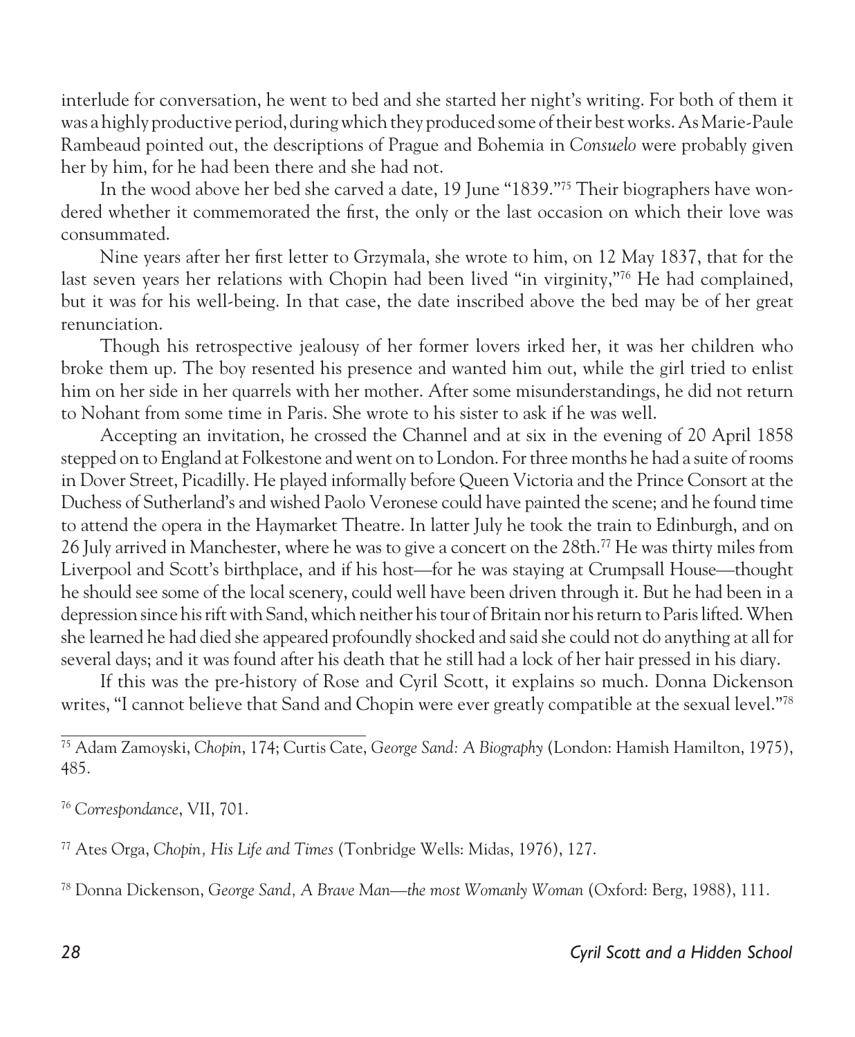interlude for conversation, he went to bed and she started her night's writing. For both of them it was a highly productive period, during which they produced some of their best works. As Marie-Paule Rambeaud pointed out, the descriptions of Prague and Bohemia in *Consuelo* were probably given her by him, for he had been there and she had not.

In the wood above her bed she carved a date, 19 June "1839."[75] Their biographers have wondered whether it commemorated the first, the only or the last occasion on which their love was consummated.

Nine years after her first letter to Grzymala, she wrote to him, on 12 May 1837, that for the last seven years her relations with Chopin had been lived "in virginity,"[76] He had complained, but it was for his well-being. In that case, the date inscribed above the bed may be of her great renunciation.

Though his retrospective jealousy of her former lovers irked her, it was her children who broke them up. The boy resented his presence and wanted him out, while the girl tried to enlist him on her side in her quarrels with her mother. After some misunderstandings, he did not return to Nohant from some time in Paris. She wrote to his sister to ask if he was well.

Accepting an invitation, he crossed the Channel and at six in the evening of 20 April 1858 stepped on to England at Folkestone and went on to London. For three months he had a suite of rooms in Dover Street, Picadilly. He played informally before Queen Victoria and the Prince Consort at the Duchess of Sutherland's and wished Paolo Veronese could have painted the scene; and he found time to attend the opera in the Haymarket Theatre. In latter July he took the train to Edinburgh, and on 26 July arrived in Manchester, where he was to give a concert on the 28th.[77] He was thirty miles from Liverpool and Scott's birthplace, and if his host—for he was staying at Crumpsall House—thought he should see some of the local scenery, could well have been driven through it. But he had been in a depression since his rift with Sand, which neither his tour of Britain nor his return to Paris lifted. When she learned he had died she appeared profoundly shocked and said she could not do anything at all for several days; and it was found after his death that he still had a lock of her hair pressed in his diary.

If this was the pre-history of Rose and Cyril Scott, it explains so much. Donna Dickenson writes, "I cannot believe that Sand and Chopin were ever greatly compatible at the sexual level."[78]

---

[75] Adam Zamoyski, *Chopin*, 174; Curtis Cate, *George Sand: A Biography* (London: Hamish Hamilton, 1975), 485.

[76] *Correspondance*, VII, 701.

[77] Ates Orga, *Chopin, His Life and Times* (Tonbridge Wells: Midas, 1976), 127.

[78] Donna Dickenson, *George Sand, A Brave Man—the most Womanly Woman* (Oxford: Berg, 1988), 111.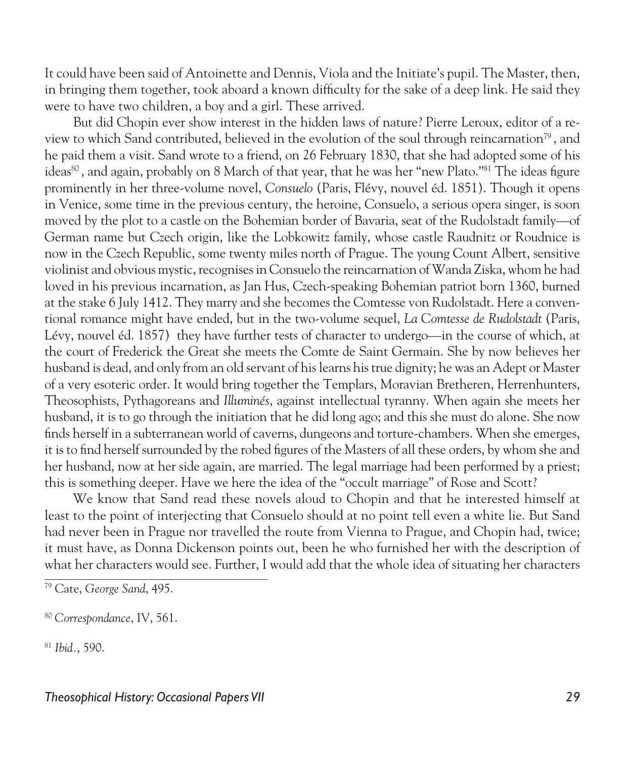It could have been said of Antoinette and Dennis, Viola and the Initiate's pupil. The Master, then, in bringing them together, took aboard a known difficulty for the sake of a deep link. He said they were to have two children, a boy and a girl. These arrived.

But did Chopin ever show interest in the hidden laws of nature? Pierre Leroux, editor of a review to which Sand contributed, believed in the evolution of the soul through reincarnation[79], and he paid them a visit. Sand wrote to a friend, on 26 February 1830, that she had adopted some of his ideas[80], and again, probably on 8 March of that year, that he was her "new Plato."[81] The ideas figure prominently in her three-volume novel, *Consuelo* (Paris, Flévy, nouvel éd. 1851). Though it opens in Venice, some time in the previous century, the heroine, Consuelo, a serious opera singer, is soon moved by the plot to a castle on the Bohemian border of Bavaria, seat of the Rudolstadt family—of German name but Czech origin, like the Lobkowitz family, whose castle Raudnitz or Roudnice is now in the Czech Republic, some twenty miles north of Prague. The young Count Albert, sensitive violinist and obvious mystic, recognises in Consuelo the reincarnation of Wanda Ziska, whom he had loved in his previous incarnation, as Jan Hus, Czech-speaking Bohemian patriot born 1360, burned at the stake 6 July 1412. They marry and she becomes the Comtesse von Rudolstadt. Here a conventional romance might have ended, but in the two-volume sequel, *La Comtesse de Rudolstadt* (Paris, Lévy, nouvel éd. 1857) they have further tests of character to undergo—in the course of which, at the court of Frederick the Great she meets the Comte de Saint Germain. She by now believes her husband is dead, and only from an old servant of his learns his true dignity; he was an Adept or Master of a very esoteric order. It would bring together the Templars, Moravian Bretheren, Herrenhunters, Theosophists, Pythagoreans and *Illuminés*, against intellectual tyranny. When again she meets her husband, it is to go through the initiation that he did long ago; and this she must do alone. She now finds herself in a subterranean world of caverns, dungeons and torture-chambers. When she emerges, it is to find herself surrounded by the robed figures of the Masters of all these orders, by whom she and her husband, now at her side again, are married. The legal marriage had been performed by a priest; this is something deeper. Have we here the idea of the "occult marriage" of Rose and Scott?

We know that Sand read these novels aloud to Chopin and that he interested himself at least to the point of interjecting that Consuelo should at no point tell even a white lie. But Sand had never been in Prague nor travelled the route from Vienna to Prague, and Chopin had, twice; it must have, as Donna Dickenson points out, been he who furnished her with the description of what her characters would see. Further, I would add that the whole idea of situating her characters

[79] Cate, *George Sand*, 495.

[80] *Correspondance*, IV, 561.

[81] *Ibid.*, 590.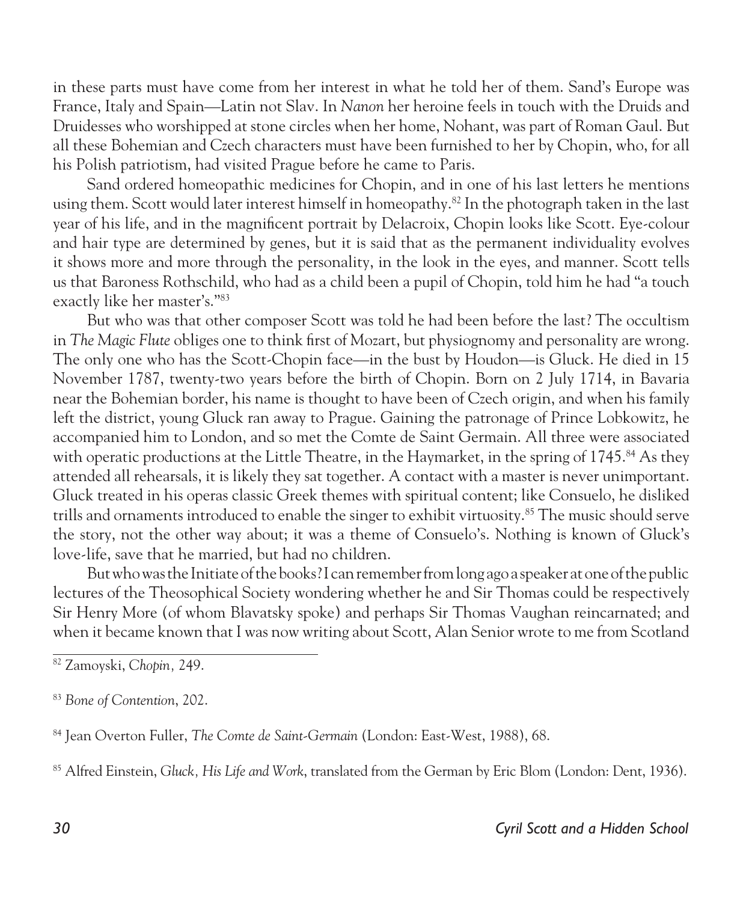in these parts must have come from her interest in what he told her of them. Sand's Europe was France, Italy and Spain—Latin not Slav. In *Nanon* her heroine feels in touch with the Druids and Druidesses who worshipped at stone circles when her home, Nohant, was part of Roman Gaul. But all these Bohemian and Czech characters must have been furnished to her by Chopin, who, for all his Polish patriotism, had visited Prague before he came to Paris.

Sand ordered homeopathic medicines for Chopin, and in one of his last letters he mentions using them. Scott would later interest himself in homeopathy.[82] In the photograph taken in the last year of his life, and in the magnificent portrait by Delacroix, Chopin looks like Scott. Eye-colour and hair type are determined by genes, but it is said that as the permanent individuality evolves it shows more and more through the personality, in the look in the eyes, and manner. Scott tells us that Baroness Rothschild, who had as a child been a pupil of Chopin, told him he had "a touch exactly like her master's."[83]

But who was that other composer Scott was told he had been before the last? The occultism in *The Magic Flute* obliges one to think first of Mozart, but physiognomy and personality are wrong. The only one who has the Scott-Chopin face—in the bust by Houdon—is Gluck. He died in 15 November 1787, twenty-two years before the birth of Chopin. Born on 2 July 1714, in Bavaria near the Bohemian border, his name is thought to have been of Czech origin, and when his family left the district, young Gluck ran away to Prague. Gaining the patronage of Prince Lobkowitz, he accompanied him to London, and so met the Comte de Saint Germain. All three were associated with operatic productions at the Little Theatre, in the Haymarket, in the spring of 1745.[84] As they attended all rehearsals, it is likely they sat together. A contact with a master is never unimportant. Gluck treated in his operas classic Greek themes with spiritual content; like Consuelo, he disliked trills and ornaments introduced to enable the singer to exhibit virtuosity.[85] The music should serve the story, not the other way about; it was a theme of Consuelo's. Nothing is known of Gluck's love-life, save that he married, but had no children.

But who was the Initiate of the books? I can remember from long ago a speaker at one of the public lectures of the Theosophical Society wondering whether he and Sir Thomas could be respectively Sir Henry More (of whom Blavatsky spoke) and perhaps Sir Thomas Vaughan reincarnated; and when it became known that I was now writing about Scott, Alan Senior wrote to me from Scotland

---

[82] Zamoyski, *Chopin*, 249.

[83] *Bone of Contention*, 202.

[84] Jean Overton Fuller, *The Comte de Saint-Germain* (London: East-West, 1988), 68.

[85] Alfred Einstein, *Gluck, His Life and Work*, translated from the German by Eric Blom (London: Dent, 1936).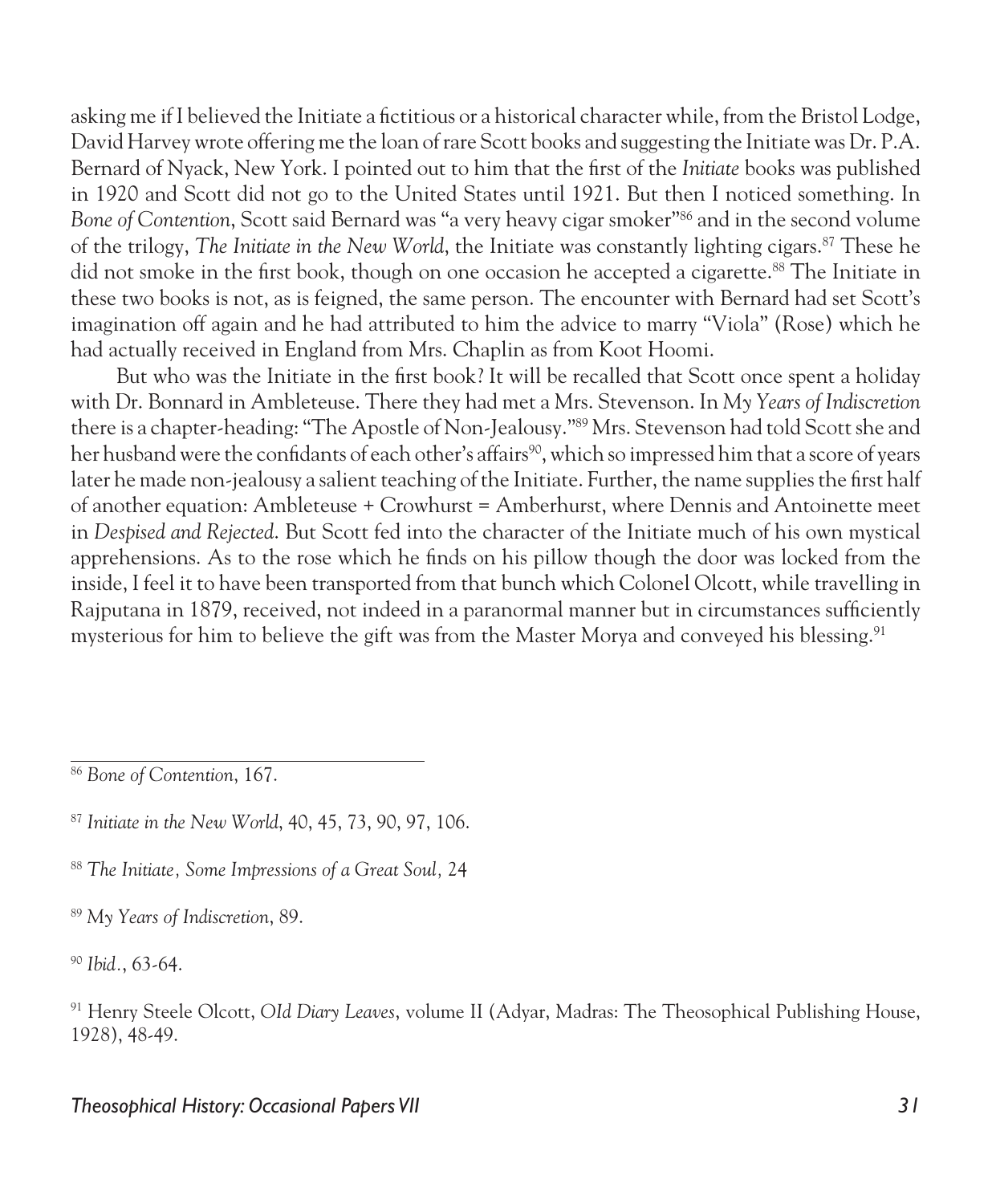asking me if I believed the Initiate a fictitious or a historical character while, from the Bristol Lodge, David Harvey wrote offering me the loan of rare Scott books and suggesting the Initiate was Dr. P.A. Bernard of Nyack, New York. I pointed out to him that the first of the *Initiate* books was published in 1920 and Scott did not go to the United States until 1921. But then I noticed something. In *Bone of Contention*, Scott said Bernard was "a very heavy cigar smoker"[86] and in the second volume of the trilogy, *The Initiate in the New World*, the Initiate was constantly lighting cigars.[87] These he did not smoke in the first book, though on one occasion he accepted a cigarette.[88] The Initiate in these two books is not, as is feigned, the same person. The encounter with Bernard had set Scott's imagination off again and he had attributed to him the advice to marry "Viola" (Rose) which he had actually received in England from Mrs. Chaplin as from Koot Hoomi.

But who was the Initiate in the first book? It will be recalled that Scott once spent a holiday with Dr. Bonnard in Ambleteuse. There they had met a Mrs. Stevenson. In *My Years of Indiscretion* there is a chapter-heading: "The Apostle of Non-Jealousy."[89] Mrs. Stevenson had told Scott she and her husband were the confidants of each other's affairs[90], which so impressed him that a score of years later he made non-jealousy a salient teaching of the Initiate. Further, the name supplies the first half of another equation: Ambleteuse + Crowhurst = Amberhurst, where Dennis and Antoinette meet in *Despised and Rejected*. But Scott fed into the character of the Initiate much of his own mystical apprehensions. As to the rose which he finds on his pillow though the door was locked from the inside, I feel it to have been transported from that bunch which Colonel Olcott, while travelling in Rajputana in 1879, received, not indeed in a paranormal manner but in circumstances sufficiently mysterious for him to believe the gift was from the Master Morya and conveyed his blessing.[91]

---

[86] *Bone of Contention*, 167.

[87] *Initiate in the New World*, 40, 45, 73, 90, 97, 106.

[88] *The Initiate, Some Impressions of a Great Soul,* 24

[89] *My Years of Indiscretion*, 89.

[90] *Ibid.*, 63-64.

[91] Henry Steele Olcott, *Old Diary Leaves*, volume II (Adyar, Madras: The Theosophical Publishing House, 1928), 48-49.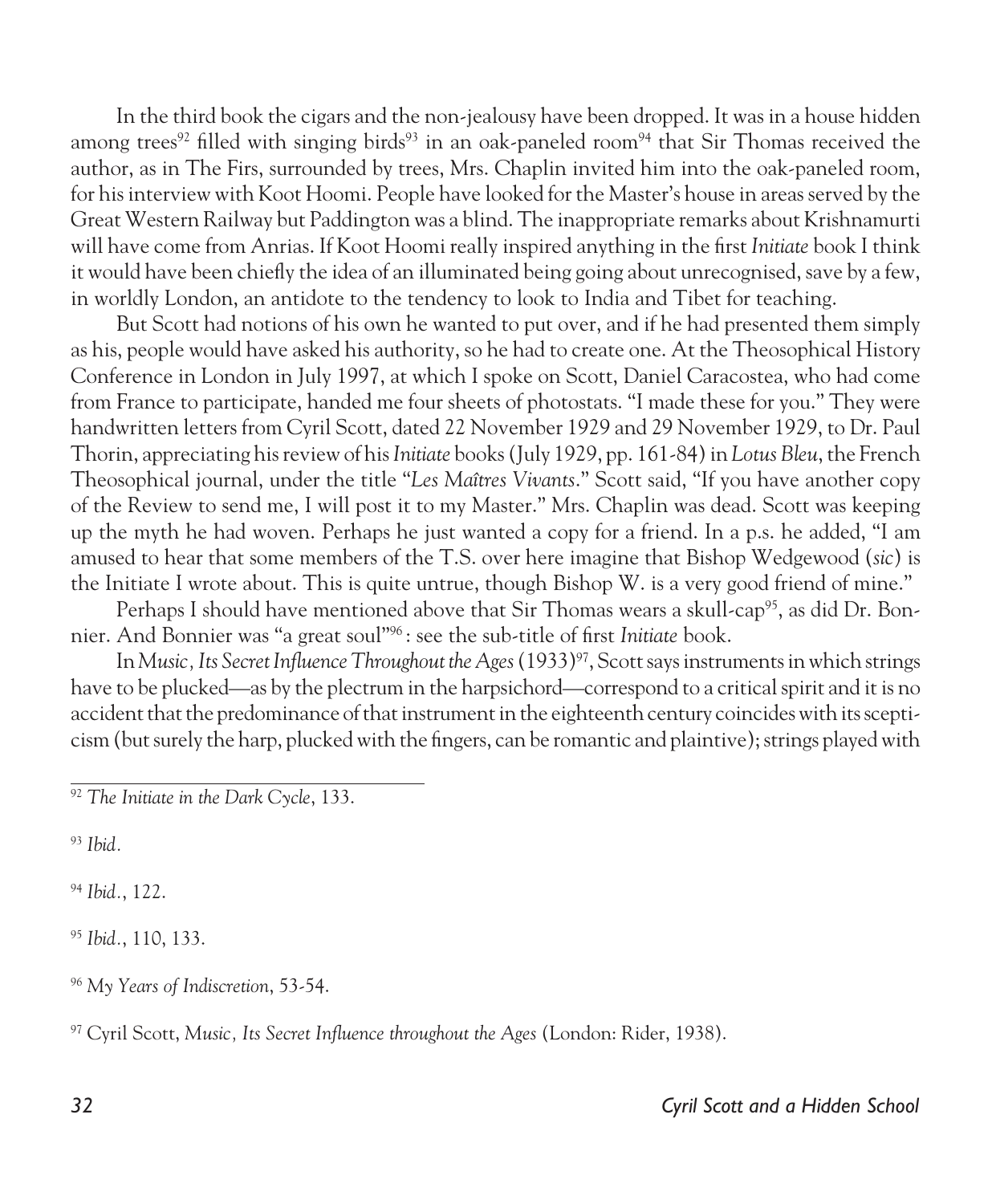In the third book the cigars and the non-jealousy have been dropped. It was in a house hidden among trees[92] filled with singing birds[93] in an oak-paneled room[94] that Sir Thomas received the author, as in The Firs, surrounded by trees, Mrs. Chaplin invited him into the oak-paneled room, for his interview with Koot Hoomi. People have looked for the Master's house in areas served by the Great Western Railway but Paddington was a blind. The inappropriate remarks about Krishnamurti will have come from Anrias. If Koot Hoomi really inspired anything in the first *Initiate* book I think it would have been chiefly the idea of an illuminated being going about unrecognised, save by a few, in worldly London, an antidote to the tendency to look to India and Tibet for teaching.

But Scott had notions of his own he wanted to put over, and if he had presented them simply as his, people would have asked his authority, so he had to create one. At the Theosophical History Conference in London in July 1997, at which I spoke on Scott, Daniel Caracostea, who had come from France to participate, handed me four sheets of photostats. "I made these for you." They were handwritten letters from Cyril Scott, dated 22 November 1929 and 29 November 1929, to Dr. Paul Thorin, appreciating his review of his *Initiate* books (July 1929, pp. 161-84) in *Lotus Bleu*, the French Theosophical journal, under the title "*Les Maîtres Vivants*." Scott said, "If you have another copy of the Review to send me, I will post it to my Master." Mrs. Chaplin was dead. Scott was keeping up the myth he had woven. Perhaps he just wanted a copy for a friend. In a p.s. he added, "I am amused to hear that some members of the T.S. over here imagine that Bishop Wedgewood (*sic*) is the Initiate I wrote about. This is quite untrue, though Bishop W. is a very good friend of mine."

Perhaps I should have mentioned above that Sir Thomas wears a skull-cap[95], as did Dr. Bonnier. And Bonnier was "a great soul"[96]: see the sub-title of first *Initiate* book.

In *Music, Its Secret Influence Throughout the Ages* (1933)[97], Scott says instruments in which strings have to be plucked—as by the plectrum in the harpsichord—correspond to a critical spirit and it is no accident that the predominance of that instrument in the eighteenth century coincides with its scepticism (but surely the harp, plucked with the fingers, can be romantic and plaintive); strings played with

---

[92] *The Initiate in the Dark Cycle*, 133.

[93] *Ibid.*

[94] *Ibid.*, 122.

[95] *Ibid.*, 110, 133.

[96] *My Years of Indiscretion*, 53-54.

[97] Cyril Scott, *Music, Its Secret Influence throughout the Ages* (London: Rider, 1938).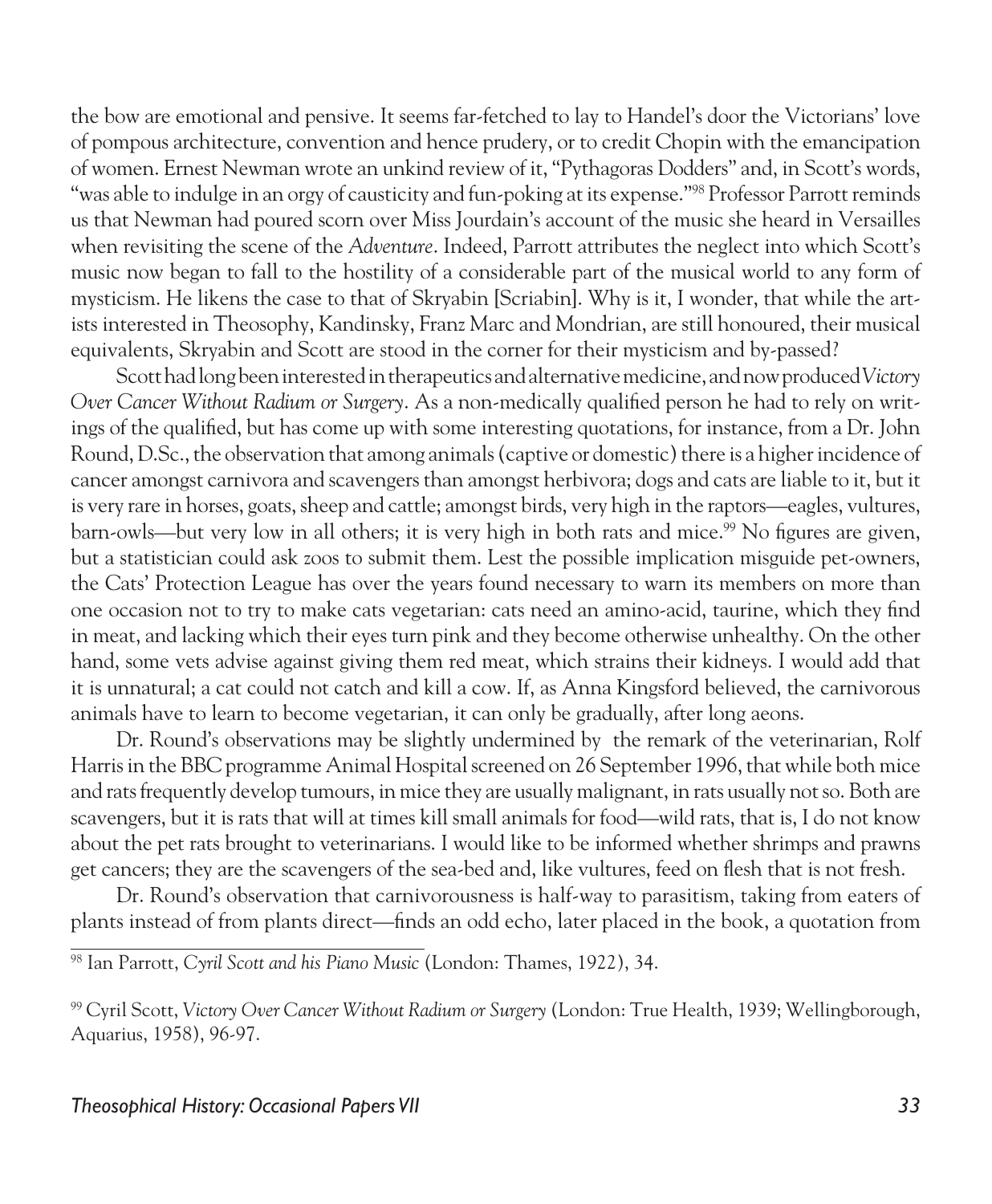the bow are emotional and pensive. It seems far-fetched to lay to Handel's door the Victorians' love of pompous architecture, convention and hence prudery, or to credit Chopin with the emancipation of women. Ernest Newman wrote an unkind review of it, "Pythagoras Dodders" and, in Scott's words, "was able to indulge in an orgy of causticity and fun-poking at its expense."[98] Professor Parrott reminds us that Newman had poured scorn over Miss Jourdain's account of the music she heard in Versailles when revisiting the scene of the *Adventure*. Indeed, Parrott attributes the neglect into which Scott's music now began to fall to the hostility of a considerable part of the musical world to any form of mysticism. He likens the case to that of Skryabin [Scriabin]. Why is it, I wonder, that while the artists interested in Theosophy, Kandinsky, Franz Marc and Mondrian, are still honoured, their musical equivalents, Skryabin and Scott are stood in the corner for their mysticism and by-passed?

Scott had long been interested in therapeutics and alternative medicine, and now produced *Victory Over Cancer Without Radium or Surgery*. As a non-medically qualified person he had to rely on writings of the qualified, but has come up with some interesting quotations, for instance, from a Dr. John Round, D.Sc., the observation that among animals (captive or domestic) there is a higher incidence of cancer amongst carnivora and scavengers than amongst herbivora; dogs and cats are liable to it, but it is very rare in horses, goats, sheep and cattle; amongst birds, very high in the raptors—eagles, vultures, barn-owls—but very low in all others; it is very high in both rats and mice.[99] No figures are given, but a statistician could ask zoos to submit them. Lest the possible implication misguide pet-owners, the Cats' Protection League has over the years found necessary to warn its members on more than one occasion not to try to make cats vegetarian: cats need an amino-acid, taurine, which they find in meat, and lacking which their eyes turn pink and they become otherwise unhealthy. On the other hand, some vets advise against giving them red meat, which strains their kidneys. I would add that it is unnatural; a cat could not catch and kill a cow. If, as Anna Kingsford believed, the carnivorous animals have to learn to become vegetarian, it can only be gradually, after long aeons.

Dr. Round's observations may be slightly undermined by the remark of the veterinarian, Rolf Harris in the BBC programme Animal Hospital screened on 26 September 1996, that while both mice and rats frequently develop tumours, in mice they are usually malignant, in rats usually not so. Both are scavengers, but it is rats that will at times kill small animals for food—wild rats, that is, I do not know about the pet rats brought to veterinarians. I would like to be informed whether shrimps and prawns get cancers; they are the scavengers of the sea-bed and, like vultures, feed on flesh that is not fresh.

Dr. Round's observation that carnivorousness is half-way to parasitism, taking from eaters of plants instead of from plants direct—finds an odd echo, later placed in the book, a quotation from

---

[98] Ian Parrott, *Cyril Scott and his Piano Music* (London: Thames, 1922), 34.

[99] Cyril Scott, *Victory Over Cancer Without Radium or Surgery* (London: True Health, 1939; Wellingborough, Aquarius, 1958), 96-97.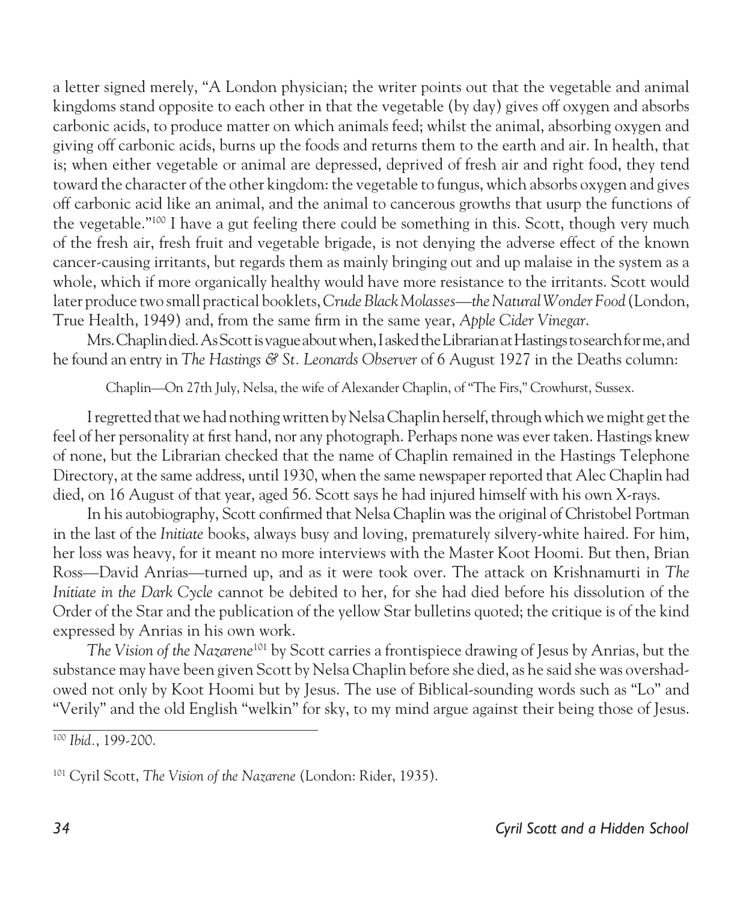a letter signed merely, "A London physician; the writer points out that the vegetable and animal kingdoms stand opposite to each other in that the vegetable (by day) gives off oxygen and absorbs carbonic acids, to produce matter on which animals feed; whilst the animal, absorbing oxygen and giving off carbonic acids, burns up the foods and returns them to the earth and air. In health, that is; when either vegetable or animal are depressed, deprived of fresh air and right food, they tend toward the character of the other kingdom: the vegetable to fungus, which absorbs oxygen and gives off carbonic acid like an animal, and the animal to cancerous growths that usurp the functions of the vegetable."[100] I have a gut feeling there could be something in this. Scott, though very much of the fresh air, fresh fruit and vegetable brigade, is not denying the adverse effect of the known cancer-causing irritants, but regards them as mainly bringing out and up malaise in the system as a whole, which if more organically healthy would have more resistance to the irritants. Scott would later produce two small practical booklets, *Crude Black Molasses—the Natural Wonder Food* (London, True Health, 1949) and, from the same firm in the same year, *Apple Cider Vinegar*.

Mrs. Chaplin died. As Scott is vague about when, I asked the Librarian at Hastings to search for me, and he found an entry in *The Hastings & St. Leonards Observer* of 6 August 1927 in the Deaths column:

> Chaplin—On 27th July, Nelsa, the wife of Alexander Chaplin, of "The Firs," Crowhurst, Sussex.

I regretted that we had nothing written by Nelsa Chaplin herself, through which we might get the feel of her personality at first hand, nor any photograph. Perhaps none was ever taken. Hastings knew of none, but the Librarian checked that the name of Chaplin remained in the Hastings Telephone Directory, at the same address, until 1930, when the same newspaper reported that Alec Chaplin had died, on 16 August of that year, aged 56. Scott says he had injured himself with his own X-rays.

In his autobiography, Scott confirmed that Nelsa Chaplin was the original of Christobel Portman in the last of the *Initiate* books, always busy and loving, prematurely silvery-white haired. For him, her loss was heavy, for it meant no more interviews with the Master Koot Hoomi. But then, Brian Ross—David Anrias—turned up, and as it were took over. The attack on Krishnamurti in *The Initiate in the Dark Cycle* cannot be debited to her, for she had died before his dissolution of the Order of the Star and the publication of the yellow Star bulletins quoted; the critique is of the kind expressed by Anrias in his own work.

*The Vision of the Nazarene*[101] by Scott carries a frontispiece drawing of Jesus by Anrias, but the substance may have been given Scott by Nelsa Chaplin before she died, as he said she was overshadowed not only by Koot Hoomi but by Jesus. The use of Biblical-sounding words such as "Lo" and "Verily" and the old English "welkin" for sky, to my mind argue against their being those of Jesus.

---

[100] *Ibid.*, 199-200.

[101] Cyril Scott, *The Vision of the Nazarene* (London: Rider, 1935).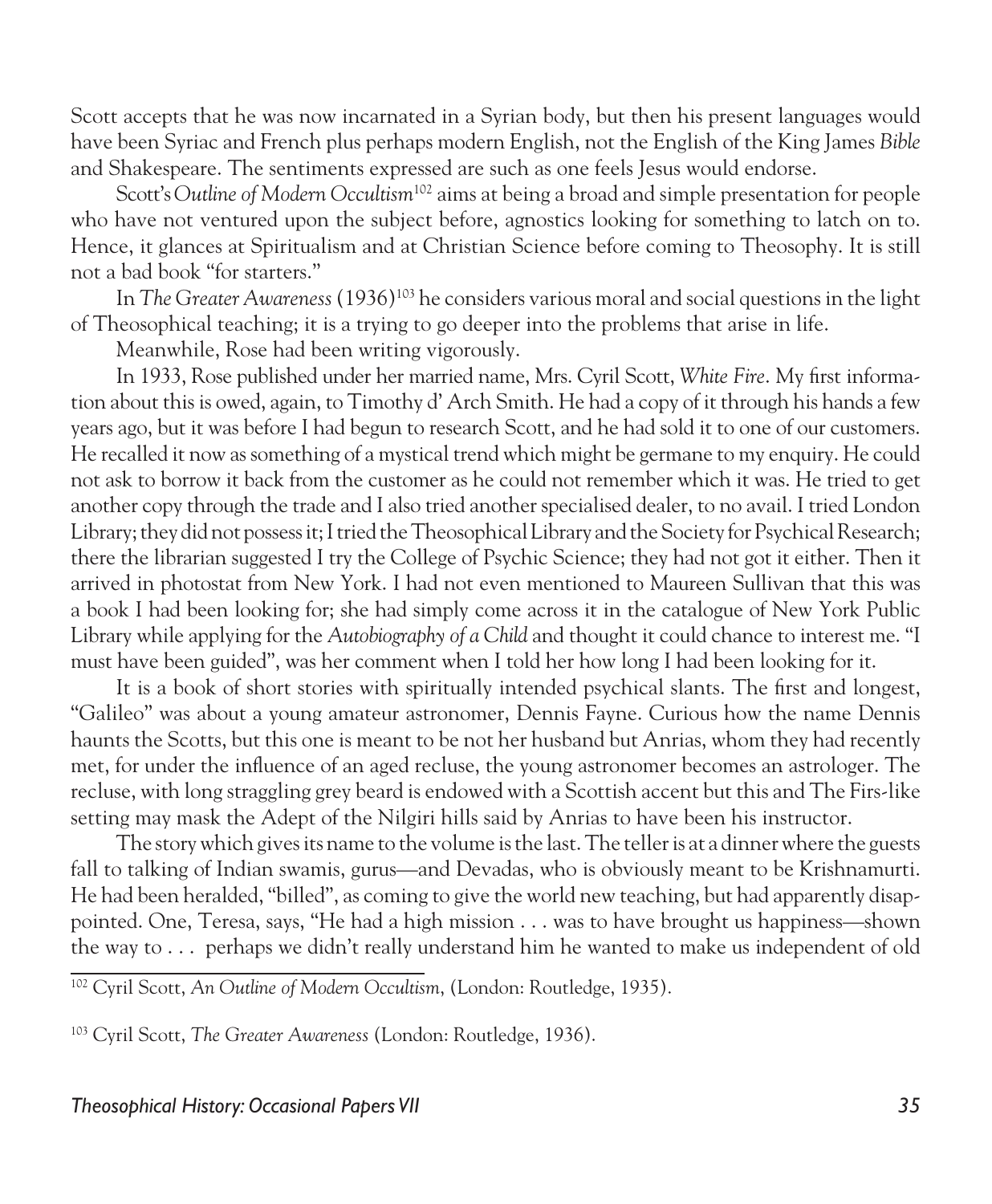Scott accepts that he was now incarnated in a Syrian body, but then his present languages would have been Syriac and French plus perhaps modern English, not the English of the King James *Bible* and Shakespeare. The sentiments expressed are such as one feels Jesus would endorse.

Scott's *Outline of Modern Occultism*[102] aims at being a broad and simple presentation for people who have not ventured upon the subject before, agnostics looking for something to latch on to. Hence, it glances at Spiritualism and at Christian Science before coming to Theosophy. It is still not a bad book "for starters."

In *The Greater Awareness* (1936)[103] he considers various moral and social questions in the light of Theosophical teaching; it is a trying to go deeper into the problems that arise in life.

Meanwhile, Rose had been writing vigorously.

In 1933, Rose published under her married name, Mrs. Cyril Scott, *White Fire*. My first information about this is owed, again, to Timothy d' Arch Smith. He had a copy of it through his hands a few years ago, but it was before I had begun to research Scott, and he had sold it to one of our customers. He recalled it now as something of a mystical trend which might be germane to my enquiry. He could not ask to borrow it back from the customer as he could not remember which it was. He tried to get another copy through the trade and I also tried another specialised dealer, to no avail. I tried London Library; they did not possess it; I tried the Theosophical Library and the Society for Psychical Research; there the librarian suggested I try the College of Psychic Science; they had not got it either. Then it arrived in photostat from New York. I had not even mentioned to Maureen Sullivan that this was a book I had been looking for; she had simply come across it in the catalogue of New York Public Library while applying for the *Autobiography of a Child* and thought it could chance to interest me. "I must have been guided", was her comment when I told her how long I had been looking for it.

It is a book of short stories with spiritually intended psychical slants. The first and longest, "Galileo" was about a young amateur astronomer, Dennis Fayne. Curious how the name Dennis haunts the Scotts, but this one is meant to be not her husband but Anrias, whom they had recently met, for under the influence of an aged recluse, the young astronomer becomes an astrologer. The recluse, with long straggling grey beard is endowed with a Scottish accent but this and The Firs-like setting may mask the Adept of the Nilgiri hills said by Anrias to have been his instructor.

The story which gives its name to the volume is the last. The teller is at a dinner where the guests fall to talking of Indian swamis, gurus—and Devadas, who is obviously meant to be Krishnamurti. He had been heralded, "billed", as coming to give the world new teaching, but had apparently disappointed. One, Teresa, says, "He had a high mission . . . was to have brought us happiness—shown the way to . . . perhaps we didn't really understand him he wanted to make us independent of old

---

[102] Cyril Scott, *An Outline of Modern Occultism*, (London: Routledge, 1935).

[103] Cyril Scott, *The Greater Awareness* (London: Routledge, 1936).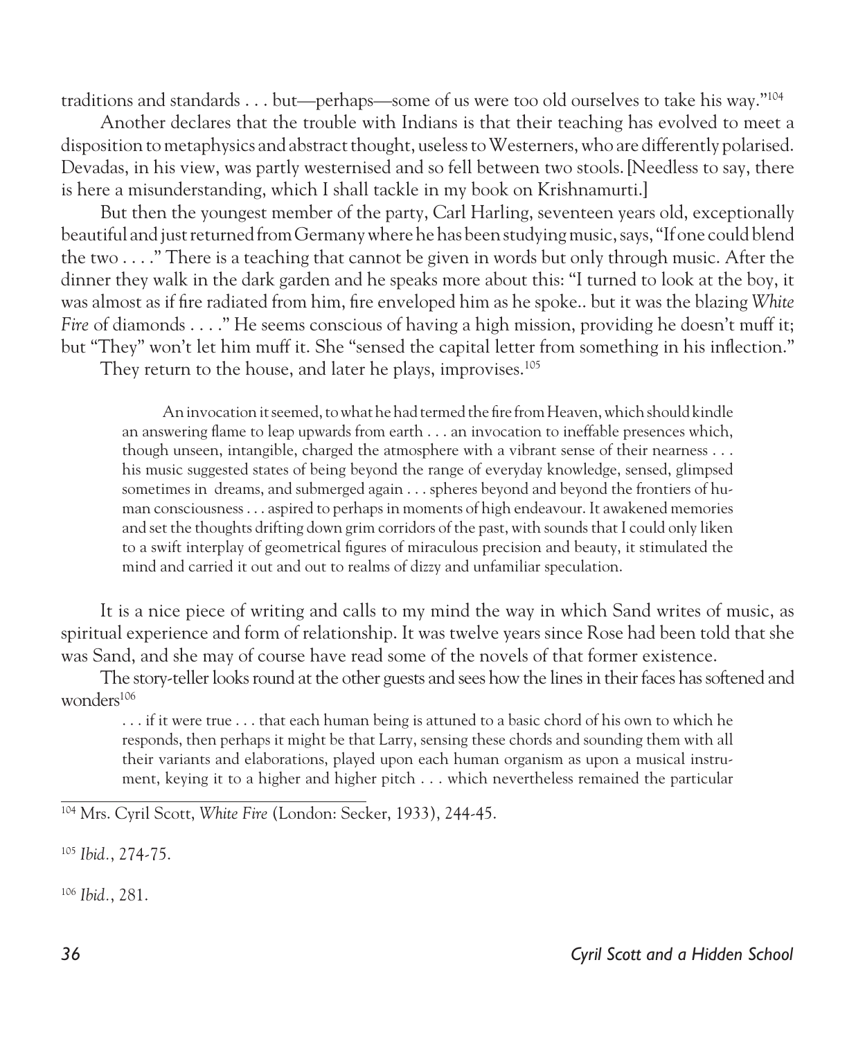traditions and standards . . . but—perhaps—some of us were too old ourselves to take his way."[104]

Another declares that the trouble with Indians is that their teaching has evolved to meet a disposition to metaphysics and abstract thought, useless to Westerners, who are differently polarised. Devadas, in his view, was partly westernised and so fell between two stools. [Needless to say, there is here a misunderstanding, which I shall tackle in my book on Krishnamurti.]

But then the youngest member of the party, Carl Harling, seventeen years old, exceptionally beautiful and just returned from Germany where he has been studying music, says, "If one could blend the two . . . ." There is a teaching that cannot be given in words but only through music. After the dinner they walk in the dark garden and he speaks more about this: "I turned to look at the boy, it was almost as if fire radiated from him, fire enveloped him as he spoke.. but it was the blazing *White Fire* of diamonds . . . ." He seems conscious of having a high mission, providing he doesn't muff it; but "They" won't let him muff it. She "sensed the capital letter from something in his inflection."

They return to the house, and later he plays, improvises.[105]

> An invocation it seemed, to what he had termed the fire from Heaven, which should kindle an answering flame to leap upwards from earth . . . an invocation to ineffable presences which, though unseen, intangible, charged the atmosphere with a vibrant sense of their nearness . . . his music suggested states of being beyond the range of everyday knowledge, sensed, glimpsed sometimes in dreams, and submerged again . . . spheres beyond and beyond the frontiers of human consciousness . . . aspired to perhaps in moments of high endeavour. It awakened memories and set the thoughts drifting down grim corridors of the past, with sounds that I could only liken to a swift interplay of geometrical figures of miraculous precision and beauty, it stimulated the mind and carried it out and out to realms of dizzy and unfamiliar speculation.

It is a nice piece of writing and calls to my mind the way in which Sand writes of music, as spiritual experience and form of relationship. It was twelve years since Rose had been told that she was Sand, and she may of course have read some of the novels of that former existence.

The story-teller looks round at the other guests and sees how the lines in their faces has softened and wonders[106]

> . . . if it were true . . . that each human being is attuned to a basic chord of his own to which he responds, then perhaps it might be that Larry, sensing these chords and sounding them with all their variants and elaborations, played upon each human organism as upon a musical instrument, keying it to a higher and higher pitch . . . which nevertheless remained the particular

---

[104] Mrs. Cyril Scott, *White Fire* (London: Secker, 1933), 244-45.

[105] *Ibid.*, 274-75.

[106] *Ibid.*, 281.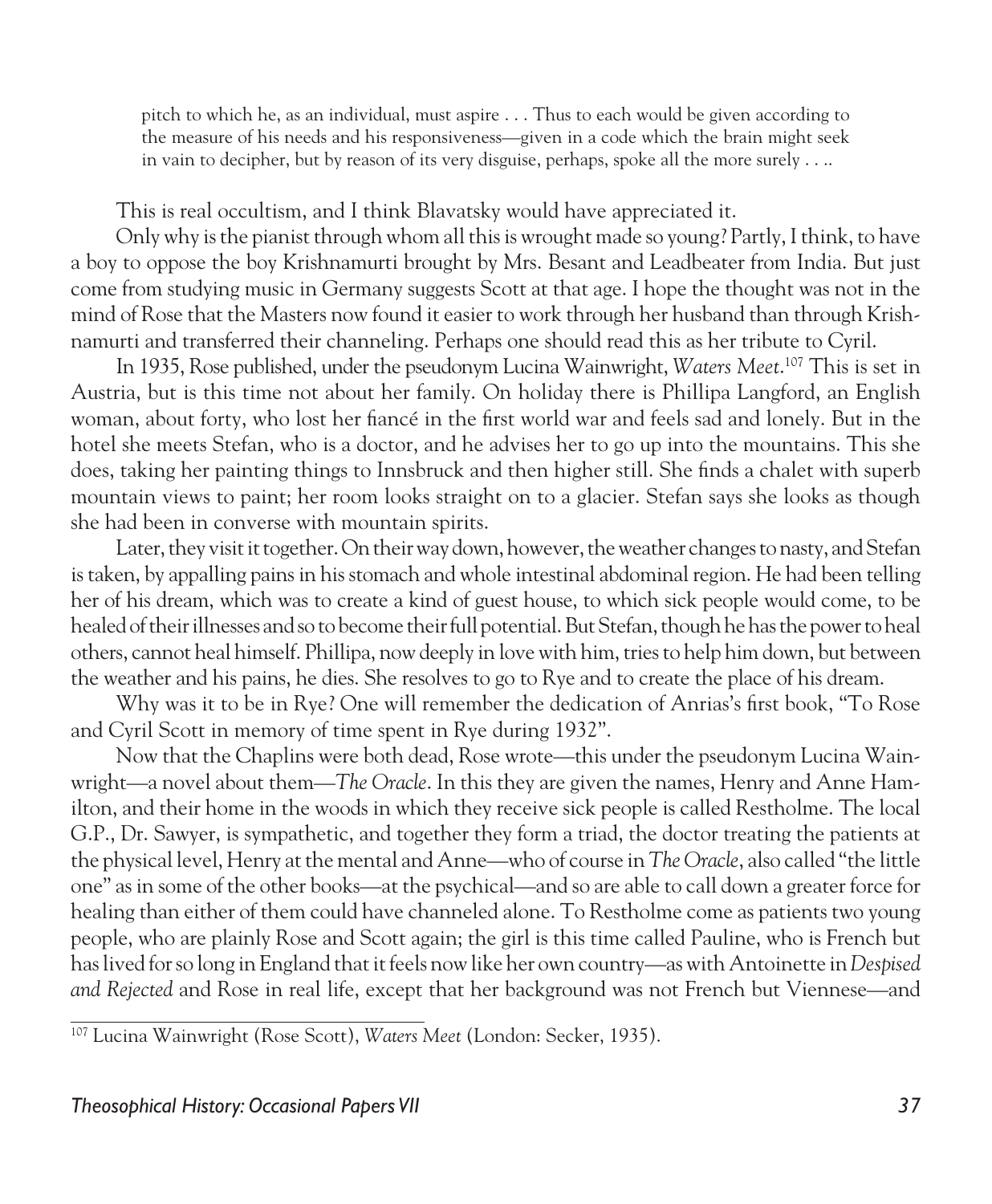> pitch to which he, as an individual, must aspire . . . Thus to each would be given according to the measure of his needs and his responsiveness—given in a code which the brain might seek in vain to decipher, but by reason of its very disguise, perhaps, spoke all the more surely . . ..

This is real occultism, and I think Blavatsky would have appreciated it.

Only why is the pianist through whom all this is wrought made so young? Partly, I think, to have a boy to oppose the boy Krishnamurti brought by Mrs. Besant and Leadbeater from India. But just come from studying music in Germany suggests Scott at that age. I hope the thought was not in the mind of Rose that the Masters now found it easier to work through her husband than through Krishnamurti and transferred their channeling. Perhaps one should read this as her tribute to Cyril.

In 1935, Rose published, under the pseudonym Lucina Wainwright, *Waters Meet*.[107] This is set in Austria, but is this time not about her family. On holiday there is Phillipa Langford, an English woman, about forty, who lost her fiancé in the first world war and feels sad and lonely. But in the hotel she meets Stefan, who is a doctor, and he advises her to go up into the mountains. This she does, taking her painting things to Innsbruck and then higher still. She finds a chalet with superb mountain views to paint; her room looks straight on to a glacier. Stefan says she looks as though she had been in converse with mountain spirits.

Later, they visit it together. On their way down, however, the weather changes to nasty, and Stefan is taken, by appalling pains in his stomach and whole intestinal abdominal region. He had been telling her of his dream, which was to create a kind of guest house, to which sick people would come, to be healed of their illnesses and so to become their full potential. But Stefan, though he has the power to heal others, cannot heal himself. Phillipa, now deeply in love with him, tries to help him down, but between the weather and his pains, he dies. She resolves to go to Rye and to create the place of his dream.

Why was it to be in Rye? One will remember the dedication of Anrias's first book, "To Rose and Cyril Scott in memory of time spent in Rye during 1932".

Now that the Chaplins were both dead, Rose wrote—this under the pseudonym Lucina Wainwright—a novel about them—*The Oracle*. In this they are given the names, Henry and Anne Hamilton, and their home in the woods in which they receive sick people is called Restholme. The local G.P., Dr. Sawyer, is sympathetic, and together they form a triad, the doctor treating the patients at the physical level, Henry at the mental and Anne—who of course in *The Oracle*, also called "the little one" as in some of the other books—at the psychical—and so are able to call down a greater force for healing than either of them could have channeled alone. To Restholme come as patients two young people, who are plainly Rose and Scott again; the girl is this time called Pauline, who is French but has lived for so long in England that it feels now like her own country—as with Antoinette in *Despised and Rejected* and Rose in real life, except that her background was not French but Viennese—and

[107] Lucina Wainwright (Rose Scott), *Waters Meet* (London: Secker, 1935).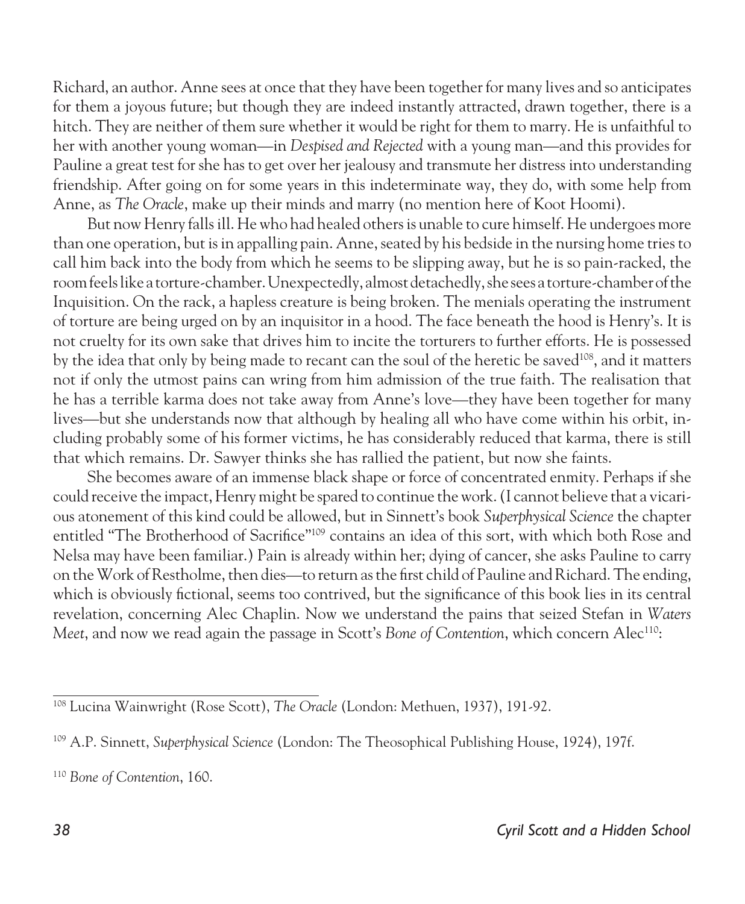Richard, an author. Anne sees at once that they have been together for many lives and so anticipates for them a joyous future; but though they are indeed instantly attracted, drawn together, there is a hitch. They are neither of them sure whether it would be right for them to marry. He is unfaithful to her with another young woman—in *Despised and Rejected* with a young man—and this provides for Pauline a great test for she has to get over her jealousy and transmute her distress into understanding friendship. After going on for some years in this indeterminate way, they do, with some help from Anne, as *The Oracle*, make up their minds and marry (no mention here of Koot Hoomi).

But now Henry falls ill. He who had healed others is unable to cure himself. He undergoes more than one operation, but is in appalling pain. Anne, seated by his bedside in the nursing home tries to call him back into the body from which he seems to be slipping away, but he is so pain-racked, the room feels like a torture-chamber. Unexpectedly, almost detachedly, she sees a torture-chamber of the Inquisition. On the rack, a hapless creature is being broken. The menials operating the instrument of torture are being urged on by an inquisitor in a hood. The face beneath the hood is Henry's. It is not cruelty for its own sake that drives him to incite the torturers to further efforts. He is possessed by the idea that only by being made to recant can the soul of the heretic be saved[108], and it matters not if only the utmost pains can wring from him admission of the true faith. The realisation that he has a terrible karma does not take away from Anne's love—they have been together for many lives—but she understands now that although by healing all who have come within his orbit, including probably some of his former victims, he has considerably reduced that karma, there is still that which remains. Dr. Sawyer thinks she has rallied the patient, but now she faints.

She becomes aware of an immense black shape or force of concentrated enmity. Perhaps if she could receive the impact, Henry might be spared to continue the work. (I cannot believe that a vicarious atonement of this kind could be allowed, but in Sinnett's book *Superphysical Science* the chapter entitled "The Brotherhood of Sacrifice"[109] contains an idea of this sort, with which both Rose and Nelsa may have been familiar.) Pain is already within her; dying of cancer, she asks Pauline to carry on the Work of Restholme, then dies—to return as the first child of Pauline and Richard. The ending, which is obviously fictional, seems too contrived, but the significance of this book lies in its central revelation, concerning Alec Chaplin. Now we understand the pains that seized Stefan in *Waters Meet*, and now we read again the passage in Scott's *Bone of Contention*, which concern Alec[110]:

---

[108] Lucina Wainwright (Rose Scott), *The Oracle* (London: Methuen, 1937), 191-92.

[109] A.P. Sinnett, *Superphysical Science* (London: The Theosophical Publishing House, 1924), 197f.

[110] *Bone of Contention*, 160.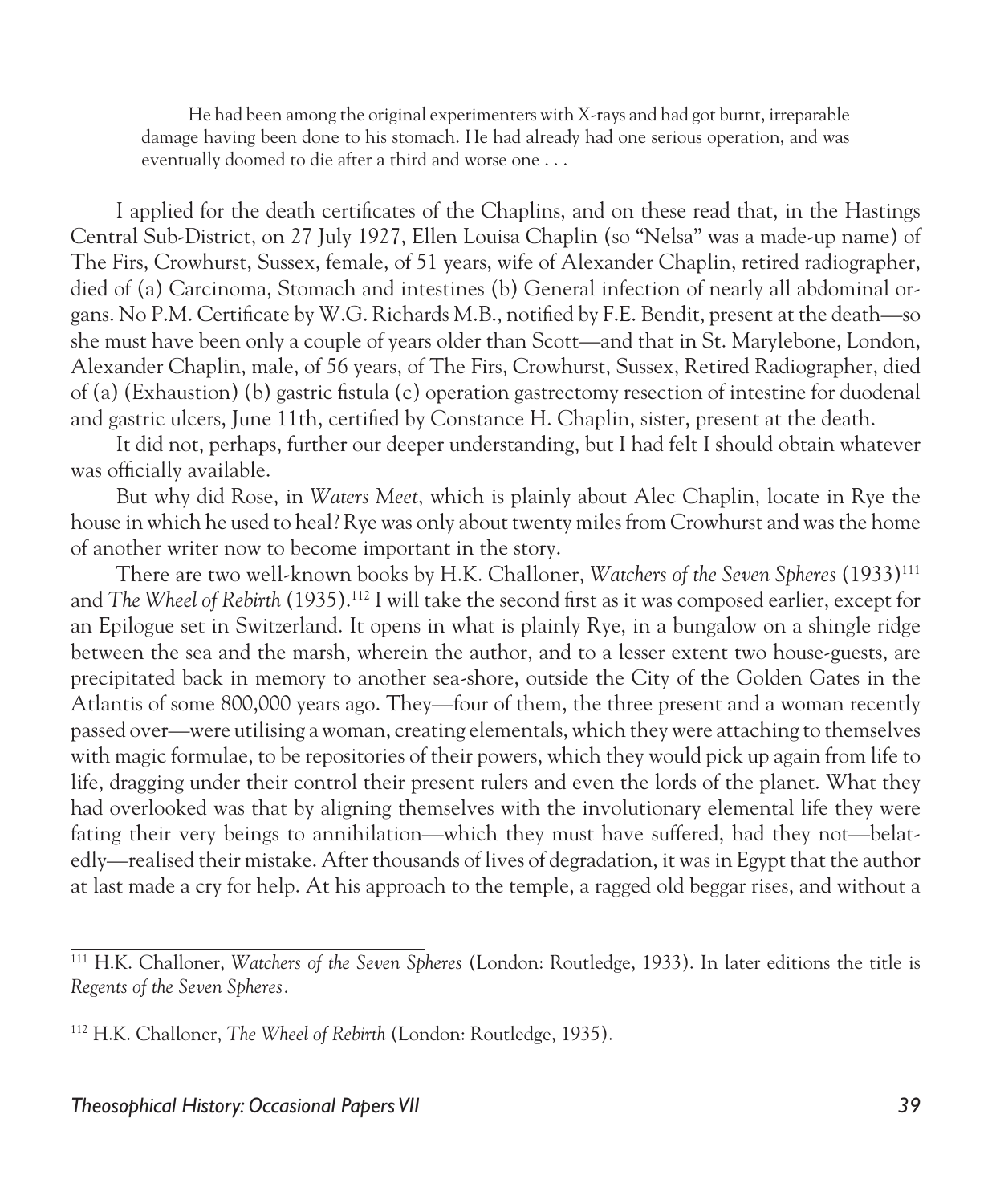> He had been among the original experimenters with X-rays and had got burnt, irreparable damage having been done to his stomach. He had already had one serious operation, and was eventually doomed to die after a third and worse one . . .

I applied for the death certificates of the Chaplins, and on these read that, in the Hastings Central Sub-District, on 27 July 1927, Ellen Louisa Chaplin (so "Nelsa" was a made-up name) of The Firs, Crowhurst, Sussex, female, of 51 years, wife of Alexander Chaplin, retired radiographer, died of (a) Carcinoma, Stomach and intestines (b) General infection of nearly all abdominal organs. No P.M. Certificate by W.G. Richards M.B., notified by F.E. Bendit, present at the death—so she must have been only a couple of years older than Scott—and that in St. Marylebone, London, Alexander Chaplin, male, of 56 years, of The Firs, Crowhurst, Sussex, Retired Radiographer, died of (a) (Exhaustion) (b) gastric fistula (c) operation gastrectomy resection of intestine for duodenal and gastric ulcers, June 11th, certified by Constance H. Chaplin, sister, present at the death.

It did not, perhaps, further our deeper understanding, but I had felt I should obtain whatever was officially available.

But why did Rose, in *Waters Meet*, which is plainly about Alec Chaplin, locate in Rye the house in which he used to heal? Rye was only about twenty miles from Crowhurst and was the home of another writer now to become important in the story.

There are two well-known books by H.K. Challoner, *Watchers of the Seven Spheres* (1933)[111] and *The Wheel of Rebirth* (1935).[112] I will take the second first as it was composed earlier, except for an Epilogue set in Switzerland. It opens in what is plainly Rye, in a bungalow on a shingle ridge between the sea and the marsh, wherein the author, and to a lesser extent two house-guests, are precipitated back in memory to another sea-shore, outside the City of the Golden Gates in the Atlantis of some 800,000 years ago. They—four of them, the three present and a woman recently passed over—were utilising a woman, creating elementals, which they were attaching to themselves with magic formulae, to be repositories of their powers, which they would pick up again from life to life, dragging under their control their present rulers and even the lords of the planet. What they had overlooked was that by aligning themselves with the involutionary elemental life they were fating their very beings to annihilation—which they must have suffered, had they not—belatedly—realised their mistake. After thousands of lives of degradation, it was in Egypt that the author at last made a cry for help. At his approach to the temple, a ragged old beggar rises, and without a

---

[111] H.K. Challoner, *Watchers of the Seven Spheres* (London: Routledge, 1933). In later editions the title is *Regents of the Seven Spheres*.

[112] H.K. Challoner, *The Wheel of Rebirth* (London: Routledge, 1935).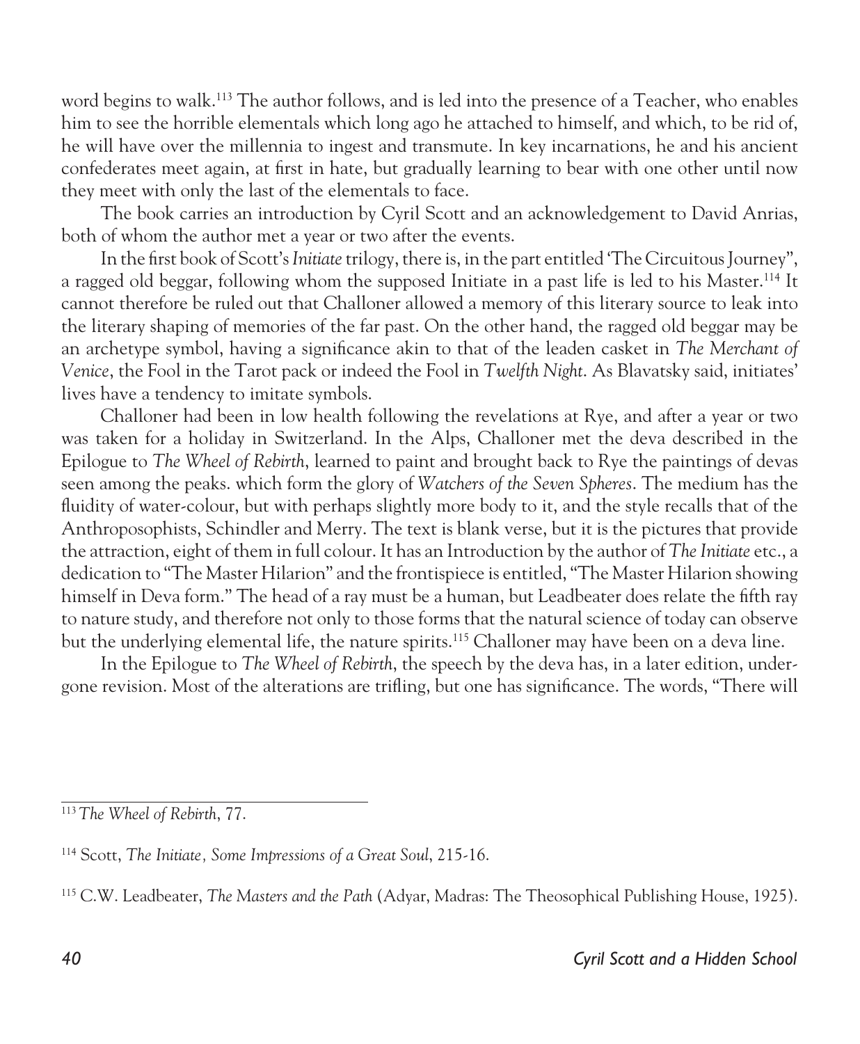word begins to walk.[113] The author follows, and is led into the presence of a Teacher, who enables him to see the horrible elementals which long ago he attached to himself, and which, to be rid of, he will have over the millennia to ingest and transmute. In key incarnations, he and his ancient confederates meet again, at first in hate, but gradually learning to bear with one other until now they meet with only the last of the elementals to face.

The book carries an introduction by Cyril Scott and an acknowledgement to David Anrias, both of whom the author met a year or two after the events.

In the first book of Scott's *Initiate* trilogy, there is, in the part entitled 'The Circuitous Journey", a ragged old beggar, following whom the supposed Initiate in a past life is led to his Master.[114] It cannot therefore be ruled out that Challoner allowed a memory of this literary source to leak into the literary shaping of memories of the far past. On the other hand, the ragged old beggar may be an archetype symbol, having a significance akin to that of the leaden casket in *The Merchant of Venice*, the Fool in the Tarot pack or indeed the Fool in *Twelfth Night*. As Blavatsky said, initiates' lives have a tendency to imitate symbols.

Challoner had been in low health following the revelations at Rye, and after a year or two was taken for a holiday in Switzerland. In the Alps, Challoner met the deva described in the Epilogue to *The Wheel of Rebirth*, learned to paint and brought back to Rye the paintings of devas seen among the peaks. which form the glory of *Watchers of the Seven Spheres*. The medium has the fluidity of water-colour, but with perhaps slightly more body to it, and the style recalls that of the Anthroposophists, Schindler and Merry. The text is blank verse, but it is the pictures that provide the attraction, eight of them in full colour. It has an Introduction by the author of *The Initiate* etc., a dedication to "The Master Hilarion" and the frontispiece is entitled, "The Master Hilarion showing himself in Deva form." The head of a ray must be a human, but Leadbeater does relate the fifth ray to nature study, and therefore not only to those forms that the natural science of today can observe but the underlying elemental life, the nature spirits.[115] Challoner may have been on a deva line.

In the Epilogue to *The Wheel of Rebirth*, the speech by the deva has, in a later edition, undergone revision. Most of the alterations are trifling, but one has significance. The words, "There will

---

[113] *The Wheel of Rebirth*, 77.

[114] Scott, *The Initiate, Some Impressions of a Great Soul*, 215-16.

[115] C.W. Leadbeater, *The Masters and the Path* (Adyar, Madras: The Theosophical Publishing House, 1925).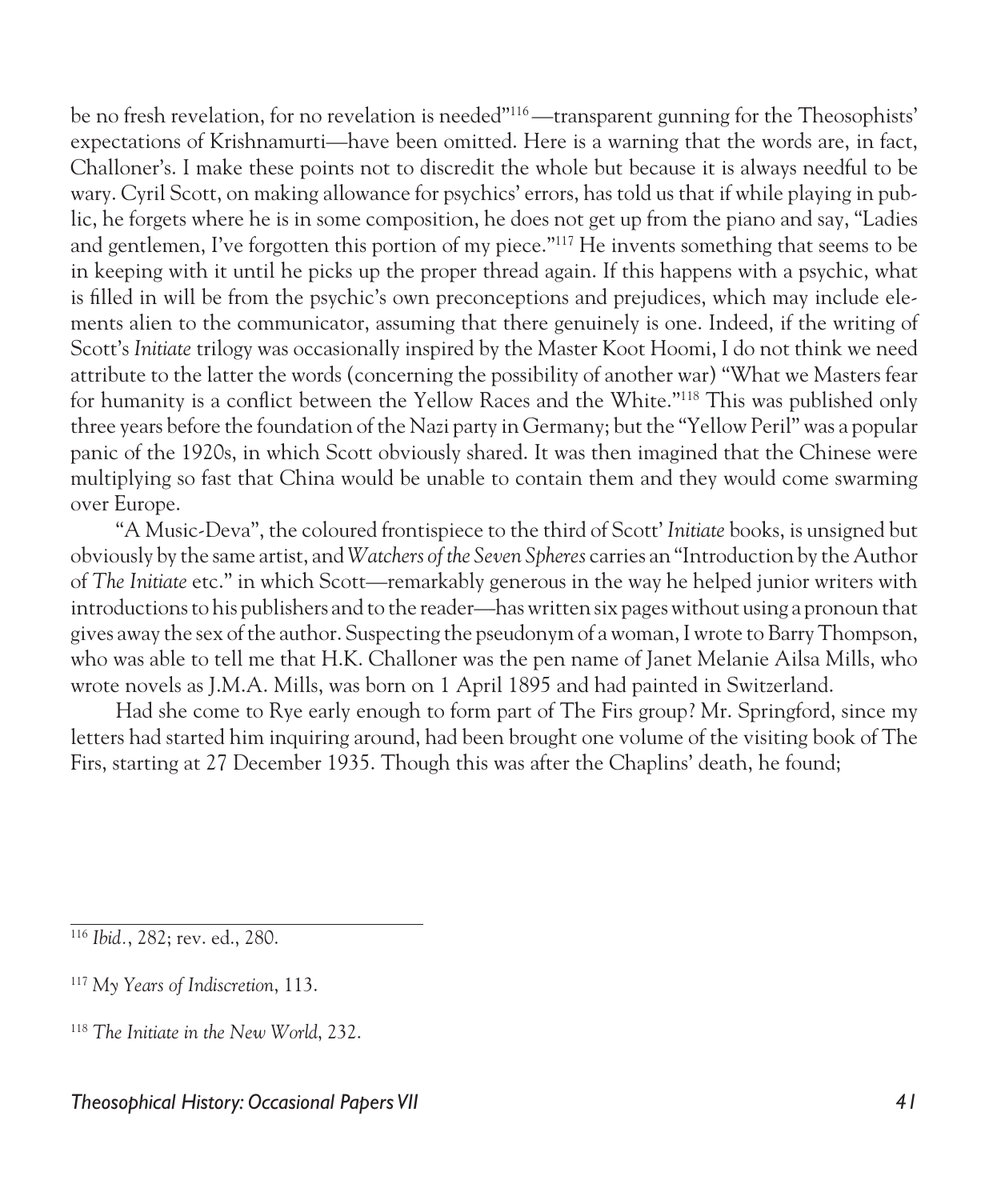be no fresh revelation, for no revelation is needed"[116]—transparent gunning for the Theosophists' expectations of Krishnamurti—have been omitted. Here is a warning that the words are, in fact, Challoner's. I make these points not to discredit the whole but because it is always needful to be wary. Cyril Scott, on making allowance for psychics' errors, has told us that if while playing in public, he forgets where he is in some composition, he does not get up from the piano and say, "Ladies and gentlemen, I've forgotten this portion of my piece."[117] He invents something that seems to be in keeping with it until he picks up the proper thread again. If this happens with a psychic, what is filled in will be from the psychic's own preconceptions and prejudices, which may include elements alien to the communicator, assuming that there genuinely is one. Indeed, if the writing of Scott's *Initiate* trilogy was occasionally inspired by the Master Koot Hoomi, I do not think we need attribute to the latter the words (concerning the possibility of another war) "What we Masters fear for humanity is a conflict between the Yellow Races and the White."[118] This was published only three years before the foundation of the Nazi party in Germany; but the "Yellow Peril" was a popular panic of the 1920s, in which Scott obviously shared. It was then imagined that the Chinese were multiplying so fast that China would be unable to contain them and they would come swarming over Europe.

"A Music-Deva", the coloured frontispiece to the third of Scott' *Initiate* books, is unsigned but obviously by the same artist, and *Watchers of the Seven Spheres* carries an "Introduction by the Author of *The Initiate* etc." in which Scott—remarkably generous in the way he helped junior writers with introductions to his publishers and to the reader—has written six pages without using a pronoun that gives away the sex of the author. Suspecting the pseudonym of a woman, I wrote to Barry Thompson, who was able to tell me that H.K. Challoner was the pen name of Janet Melanie Ailsa Mills, who wrote novels as J.M.A. Mills, was born on 1 April 1895 and had painted in Switzerland.

Had she come to Rye early enough to form part of The Firs group? Mr. Springford, since my letters had started him inquiring around, had been brought one volume of the visiting book of The Firs, starting at 27 December 1935. Though this was after the Chaplins' death, he found;

---

[116] *Ibid.*, 282; rev. ed., 280.

[117] *My Years of Indiscretion*, 113.

[118] *The Initiate in the New World*, 232.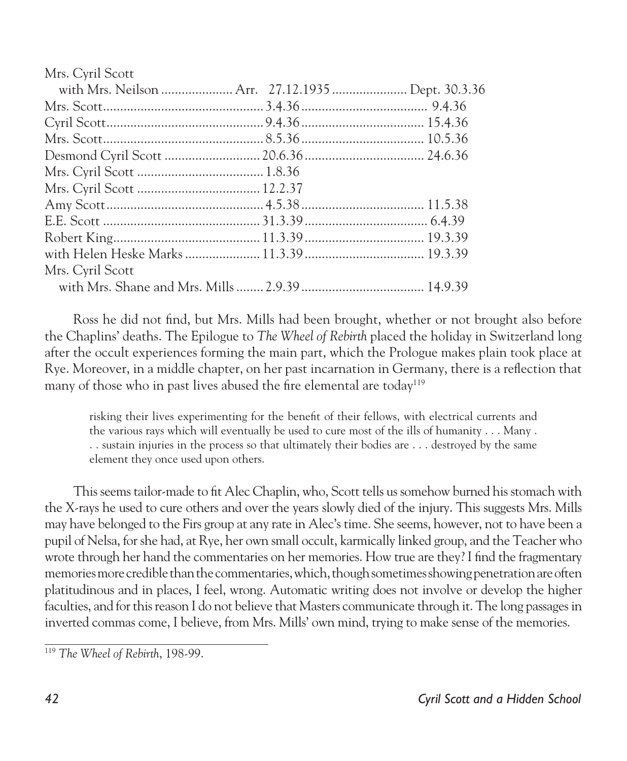| | | |
|---|---|---|
| Mrs. Cyril Scott with Mrs. Neilson | Arr. 27.12.1935 | Dept. 30.3.36 |
| Mrs. Scott | 3.4.36 | 9.4.36 |
| Cyril Scott | 9.4.36 | 15.4.36 |
| Mrs. Scott | 8.5.36 | 10.5.36 |
| Desmond Cyril Scott | 20.6.36 | 24.6.36 |
| Mrs. Cyril Scott | 1.8.36 | |
| Mrs. Cyril Scott | 12.2.37 | |
| Amy Scott | 4.5.38 | 11.5.38 |
| E.E. Scott | 31.3.39 | 6.4.39 |
| Robert King | 11.3.39 | 19.3.39 |
| with Helen Heske Marks | 11.3.39 | 19.3.39 |
| Mrs. Cyril Scott with Mrs. Shane and Mrs. Mills | 2.9.39 | 14.9.39 |

Ross he did not find, but Mrs. Mills had been brought, whether or not brought also before the Chaplins' deaths. The Epilogue to *The Wheel of Rebirth* placed the holiday in Switzerland long after the occult experiences forming the main part, which the Prologue makes plain took place at Rye. Moreover, in a middle chapter, on her past incarnation in Germany, there is a reflection that many of those who in past lives abused the fire elemental are today[119]

> risking their lives experimenting for the benefit of their fellows, with electrical currents and the various rays which will eventually be used to cure most of the ills of humanity . . . Many . . . sustain injuries in the process so that ultimately their bodies are . . . destroyed by the same element they once used upon others.

This seems tailor-made to fit Alec Chaplin, who, Scott tells us somehow burned his stomach with the X-rays he used to cure others and over the years slowly died of the injury. This suggests Mrs. Mills may have belonged to the Firs group at any rate in Alec's time. She seems, however, not to have been a pupil of Nelsa, for she had, at Rye, her own small occult, karmically linked group, and the Teacher who wrote through her hand the commentaries on her memories. How true are they? I find the fragmentary memories more credible than the commentaries, which, though sometimes showing penetration are often platitudinous and in places, I feel, wrong. Automatic writing does not involve or develop the higher faculties, and for this reason I do not believe that Masters communicate through it. The long passages in inverted commas come, I believe, from Mrs. Mills' own mind, trying to make sense of the memories.

[119] *The Wheel of Rebirth*, 198-99.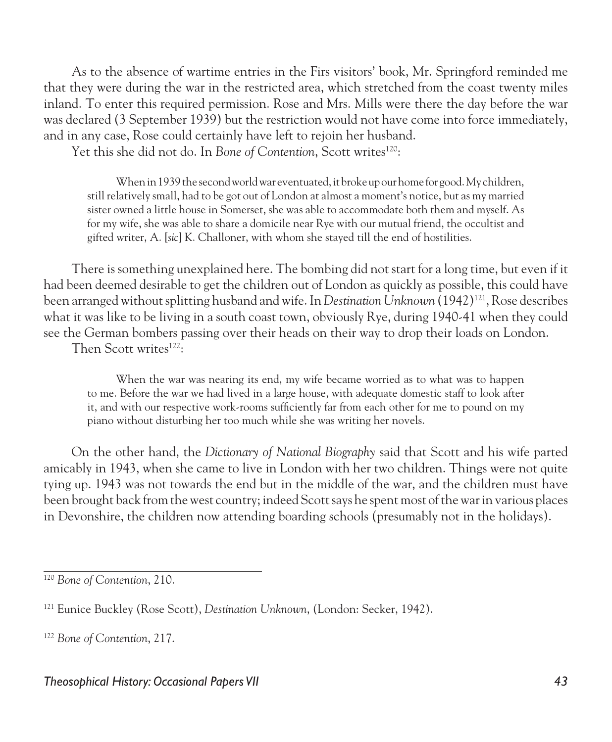As to the absence of wartime entries in the Firs visitors' book, Mr. Springford reminded me that they were during the war in the restricted area, which stretched from the coast twenty miles inland. To enter this required permission. Rose and Mrs. Mills were there the day before the war was declared (3 September 1939) but the restriction would not have come into force immediately, and in any case, Rose could certainly have left to rejoin her husband.

Yet this she did not do. In *Bone of Contention*, Scott writes[120]:

> When in 1939 the second world war eventuated, it broke up our home for good. My children, still relatively small, had to be got out of London at almost a moment's notice, but as my married sister owned a little house in Somerset, she was able to accommodate both them and myself. As for my wife, she was able to share a domicile near Rye with our mutual friend, the occultist and gifted writer, A. [*sic*] K. Challoner, with whom she stayed till the end of hostilities.

There is something unexplained here. The bombing did not start for a long time, but even if it had been deemed desirable to get the children out of London as quickly as possible, this could have been arranged without splitting husband and wife. In *Destination Unknown* (1942)[121], Rose describes what it was like to be living in a south coast town, obviously Rye, during 1940-41 when they could see the German bombers passing over their heads on their way to drop their loads on London.

Then Scott writes[122]:

> When the war was nearing its end, my wife became worried as to what was to happen to me. Before the war we had lived in a large house, with adequate domestic staff to look after it, and with our respective work-rooms sufficiently far from each other for me to pound on my piano without disturbing her too much while she was writing her novels.

On the other hand, the *Dictionary of National Biography* said that Scott and his wife parted amicably in 1943, when she came to live in London with her two children. Things were not quite tying up. 1943 was not towards the end but in the middle of the war, and the children must have been brought back from the west country; indeed Scott says he spent most of the war in various places in Devonshire, the children now attending boarding schools (presumably not in the holidays).

---

[120] *Bone of Contention*, 210.

[121] Eunice Buckley (Rose Scott), *Destination Unknown*, (London: Secker, 1942).

[122] *Bone of Contention*, 217.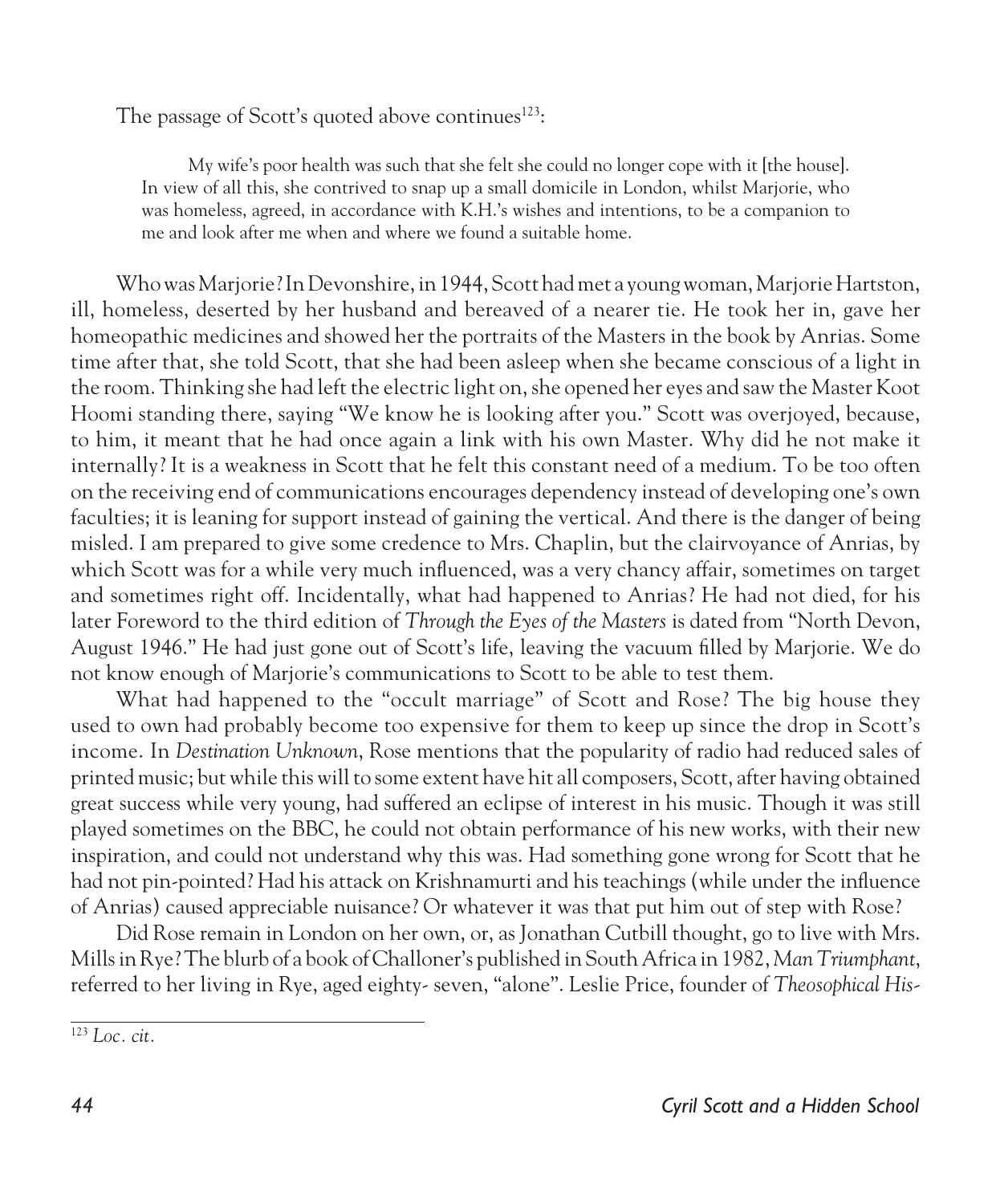The passage of Scott's quoted above continues[123]:

> My wife's poor health was such that she felt she could no longer cope with it [the house]. In view of all this, she contrived to snap up a small domicile in London, whilst Marjorie, who was homeless, agreed, in accordance with K.H.'s wishes and intentions, to be a companion to me and look after me when and where we found a suitable home.

Who was Marjorie? In Devonshire, in 1944, Scott had met a young woman, Marjorie Hartston, ill, homeless, deserted by her husband and bereaved of a nearer tie. He took her in, gave her homeopathic medicines and showed her the portraits of the Masters in the book by Anrias. Some time after that, she told Scott, that she had been asleep when she became conscious of a light in the room. Thinking she had left the electric light on, she opened her eyes and saw the Master Koot Hoomi standing there, saying "We know he is looking after you." Scott was overjoyed, because, to him, it meant that he had once again a link with his own Master. Why did he not make it internally? It is a weakness in Scott that he felt this constant need of a medium. To be too often on the receiving end of communications encourages dependency instead of developing one's own faculties; it is leaning for support instead of gaining the vertical. And there is the danger of being misled. I am prepared to give some credence to Mrs. Chaplin, but the clairvoyance of Anrias, by which Scott was for a while very much influenced, was a very chancy affair, sometimes on target and sometimes right off. Incidentally, what had happened to Anrias? He had not died, for his later Foreword to the third edition of *Through the Eyes of the Masters* is dated from "North Devon, August 1946." He had just gone out of Scott's life, leaving the vacuum filled by Marjorie. We do not know enough of Marjorie's communications to Scott to be able to test them.

What had happened to the "occult marriage" of Scott and Rose? The big house they used to own had probably become too expensive for them to keep up since the drop in Scott's income. In *Destination Unknown*, Rose mentions that the popularity of radio had reduced sales of printed music; but while this will to some extent have hit all composers, Scott, after having obtained great success while very young, had suffered an eclipse of interest in his music. Though it was still played sometimes on the BBC, he could not obtain performance of his new works, with their new inspiration, and could not understand why this was. Had something gone wrong for Scott that he had not pin-pointed? Had his attack on Krishnamurti and his teachings (while under the influence of Anrias) caused appreciable nuisance? Or whatever it was that put him out of step with Rose?

Did Rose remain in London on her own, or, as Jonathan Cutbill thought, go to live with Mrs. Mills in Rye? The blurb of a book of Challoner's published in South Africa in 1982, *Man Triumphant*, referred to her living in Rye, aged eighty- seven, "alone". Leslie Price, founder of *Theosophical His-*

---

[123] *Loc. cit.*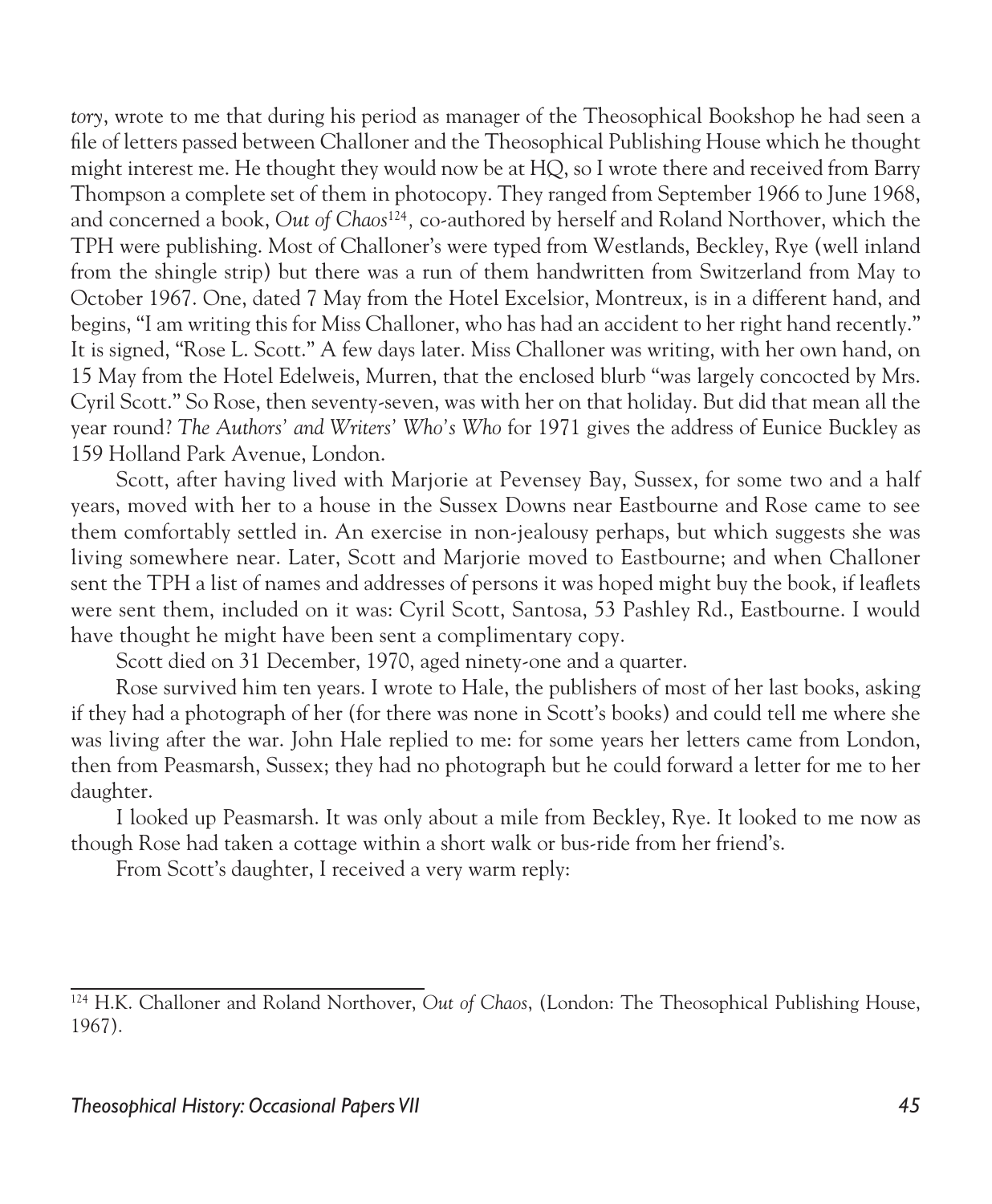*tory*, wrote to me that during his period as manager of the Theosophical Bookshop he had seen a file of letters passed between Challoner and the Theosophical Publishing House which he thought might interest me. He thought they would now be at HQ, so I wrote there and received from Barry Thompson a complete set of them in photocopy. They ranged from September 1966 to June 1968, and concerned a book, *Out of Chaos*[124], co-authored by herself and Roland Northover, which the TPH were publishing. Most of Challoner's were typed from Westlands, Beckley, Rye (well inland from the shingle strip) but there was a run of them handwritten from Switzerland from May to October 1967. One, dated 7 May from the Hotel Excelsior, Montreux, is in a different hand, and begins, "I am writing this for Miss Challoner, who has had an accident to her right hand recently." It is signed, "Rose L. Scott." A few days later. Miss Challoner was writing, with her own hand, on 15 May from the Hotel Edelweis, Murren, that the enclosed blurb "was largely concocted by Mrs. Cyril Scott." So Rose, then seventy-seven, was with her on that holiday. But did that mean all the year round? *The Authors' and Writers' Who's Who* for 1971 gives the address of Eunice Buckley as 159 Holland Park Avenue, London.

Scott, after having lived with Marjorie at Pevensey Bay, Sussex, for some two and a half years, moved with her to a house in the Sussex Downs near Eastbourne and Rose came to see them comfortably settled in. An exercise in non-jealousy perhaps, but which suggests she was living somewhere near. Later, Scott and Marjorie moved to Eastbourne; and when Challoner sent the TPH a list of names and addresses of persons it was hoped might buy the book, if leaflets were sent them, included on it was: Cyril Scott, Santosa, 53 Pashley Rd., Eastbourne. I would have thought he might have been sent a complimentary copy.

Scott died on 31 December, 1970, aged ninety-one and a quarter.

Rose survived him ten years. I wrote to Hale, the publishers of most of her last books, asking if they had a photograph of her (for there was none in Scott's books) and could tell me where she was living after the war. John Hale replied to me: for some years her letters came from London, then from Peasmarsh, Sussex; they had no photograph but he could forward a letter for me to her daughter.

I looked up Peasmarsh. It was only about a mile from Beckley, Rye. It looked to me now as though Rose had taken a cottage within a short walk or bus-ride from her friend's.

From Scott's daughter, I received a very warm reply:

---

[124] H.K. Challoner and Roland Northover, *Out of Chaos*, (London: The Theosophical Publishing House, 1967).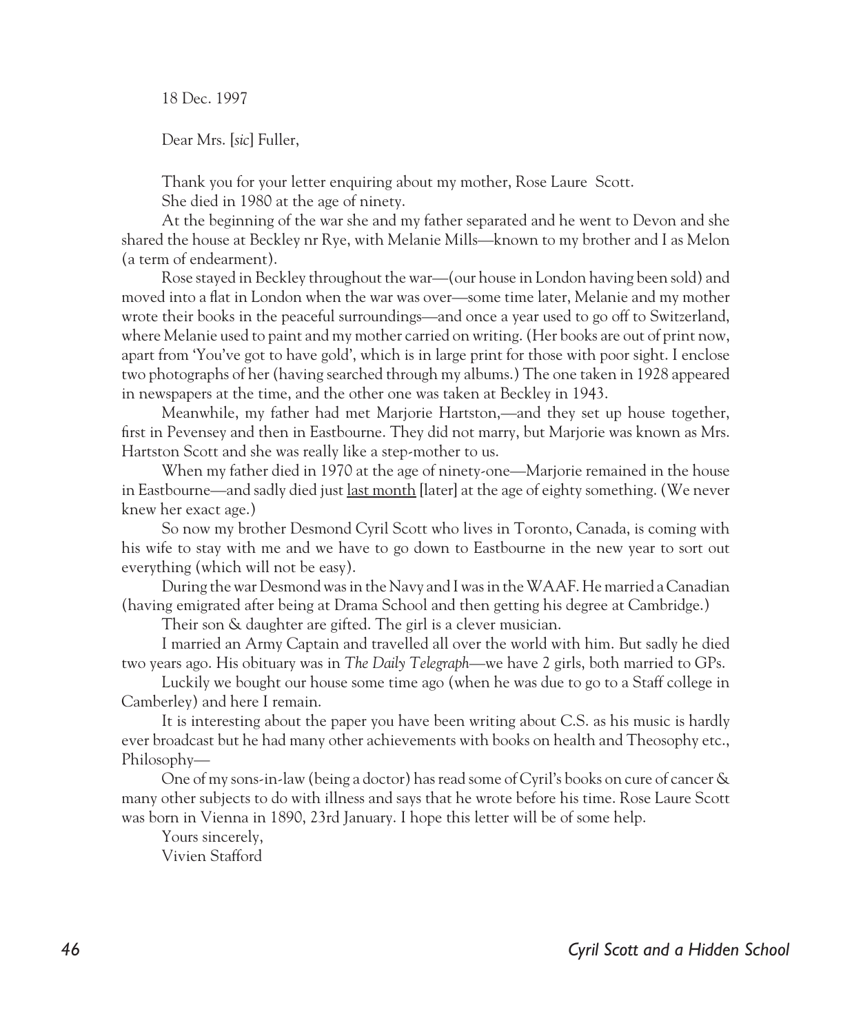18 Dec. 1997

Dear Mrs. [*sic*] Fuller,

Thank you for your letter enquiring about my mother, Rose Laure Scott.

She died in 1980 at the age of ninety.

At the beginning of the war she and my father separated and he went to Devon and she shared the house at Beckley nr Rye, with Melanie Mills—known to my brother and I as Melon (a term of endearment).

Rose stayed in Beckley throughout the war—(our house in London having been sold) and moved into a flat in London when the war was over—some time later, Melanie and my mother wrote their books in the peaceful surroundings—and once a year used to go off to Switzerland, where Melanie used to paint and my mother carried on writing. (Her books are out of print now, apart from 'You've got to have gold', which is in large print for those with poor sight. I enclose two photographs of her (having searched through my albums.) The one taken in 1928 appeared in newspapers at the time, and the other one was taken at Beckley in 1943.

Meanwhile, my father had met Marjorie Hartston,—and they set up house together, first in Pevensey and then in Eastbourne. They did not marry, but Marjorie was known as Mrs. Hartston Scott and she was really like a step-mother to us.

When my father died in 1970 at the age of ninety-one—Marjorie remained in the house in Eastbourne—and sadly died just <u>last month</u> [later] at the age of eighty something. (We never knew her exact age.)

So now my brother Desmond Cyril Scott who lives in Toronto, Canada, is coming with his wife to stay with me and we have to go down to Eastbourne in the new year to sort out everything (which will not be easy).

During the war Desmond was in the Navy and I was in the WAAF. He married a Canadian (having emigrated after being at Drama School and then getting his degree at Cambridge.)

Their son & daughter are gifted. The girl is a clever musician.

I married an Army Captain and travelled all over the world with him. But sadly he died two years ago. His obituary was in *The Daily Telegraph*—we have 2 girls, both married to GPs.

Luckily we bought our house some time ago (when he was due to go to a Staff college in Camberley) and here I remain.

It is interesting about the paper you have been writing about C.S. as his music is hardly ever broadcast but he had many other achievements with books on health and Theosophy etc., Philosophy—

One of my sons-in-law (being a doctor) has read some of Cyril's books on cure of cancer & many other subjects to do with illness and says that he wrote before his time. Rose Laure Scott was born in Vienna in 1890, 23rd January. I hope this letter will be of some help.

Yours sincerely,

Vivien Stafford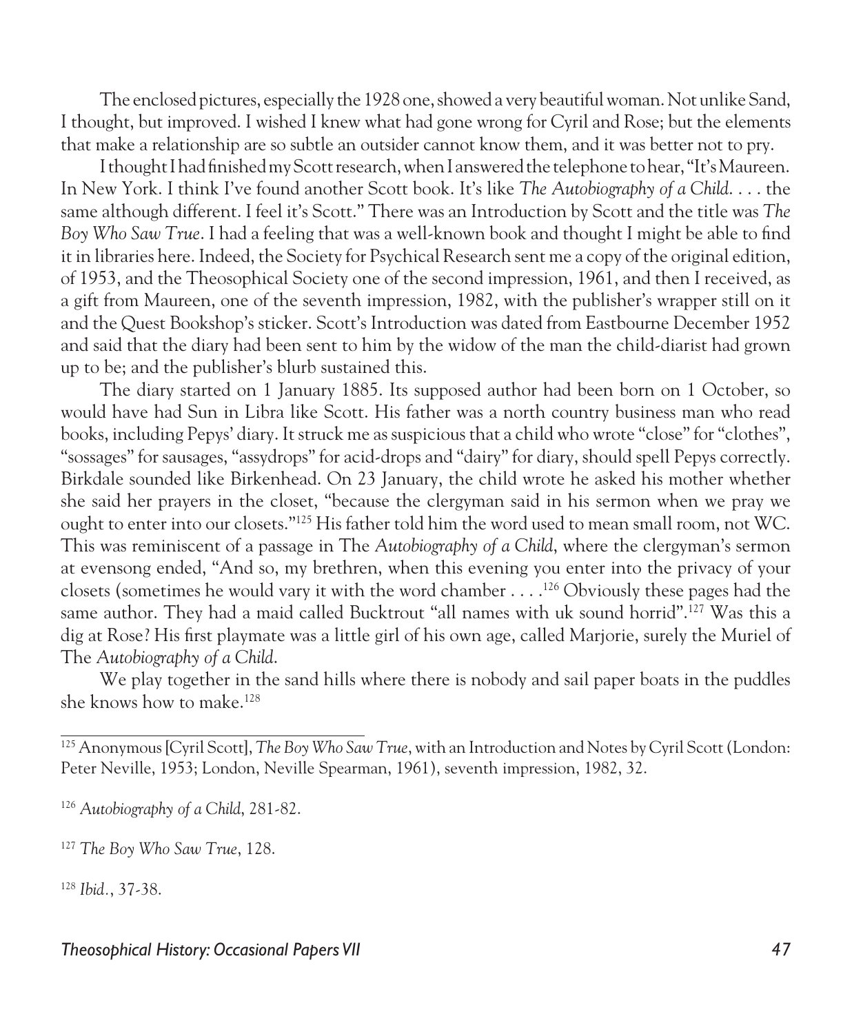The enclosed pictures, especially the 1928 one, showed a very beautiful woman. Not unlike Sand, I thought, but improved. I wished I knew what had gone wrong for Cyril and Rose; but the elements that make a relationship are so subtle an outsider cannot know them, and it was better not to pry.

I thought I had finished my Scott research, when I answered the telephone to hear, "It's Maureen. In New York. I think I've found another Scott book. It's like *The Autobiography of a Child*. . . . the same although different. I feel it's Scott." There was an Introduction by Scott and the title was *The Boy Who Saw True*. I had a feeling that was a well-known book and thought I might be able to find it in libraries here. Indeed, the Society for Psychical Research sent me a copy of the original edition, of 1953, and the Theosophical Society one of the second impression, 1961, and then I received, as a gift from Maureen, one of the seventh impression, 1982, with the publisher's wrapper still on it and the Quest Bookshop's sticker. Scott's Introduction was dated from Eastbourne December 1952 and said that the diary had been sent to him by the widow of the man the child-diarist had grown up to be; and the publisher's blurb sustained this.

The diary started on 1 January 1885. Its supposed author had been born on 1 October, so would have had Sun in Libra like Scott. His father was a north country business man who read books, including Pepys' diary. It struck me as suspicious that a child who wrote "close" for "clothes", "sossages" for sausages, "assydrops" for acid-drops and "dairy" for diary, should spell Pepys correctly. Birkdale sounded like Birkenhead. On 23 January, the child wrote he asked his mother whether she said her prayers in the closet, "because the clergyman said in his sermon when we pray we ought to enter into our closets."[125] His father told him the word used to mean small room, not WC. This was reminiscent of a passage in The *Autobiography of a Child*, where the clergyman's sermon at evensong ended, "And so, my brethren, when this evening you enter into the privacy of your closets (sometimes he would vary it with the word chamber . . . .[126] Obviously these pages had the same author. They had a maid called Bucktrout "all names with uk sound horrid".[127] Was this a dig at Rose? His first playmate was a little girl of his own age, called Marjorie, surely the Muriel of The *Autobiography of a Child*.

We play together in the sand hills where there is nobody and sail paper boats in the puddles she knows how to make.[128]

---

[125] Anonymous [Cyril Scott], *The Boy Who Saw True*, with an Introduction and Notes by Cyril Scott (London: Peter Neville, 1953; London, Neville Spearman, 1961), seventh impression, 1982, 32.

[126] *Autobiography of a Child*, 281-82.

[127] *The Boy Who Saw True*, 128.

[128] *Ibid.*, 37-38.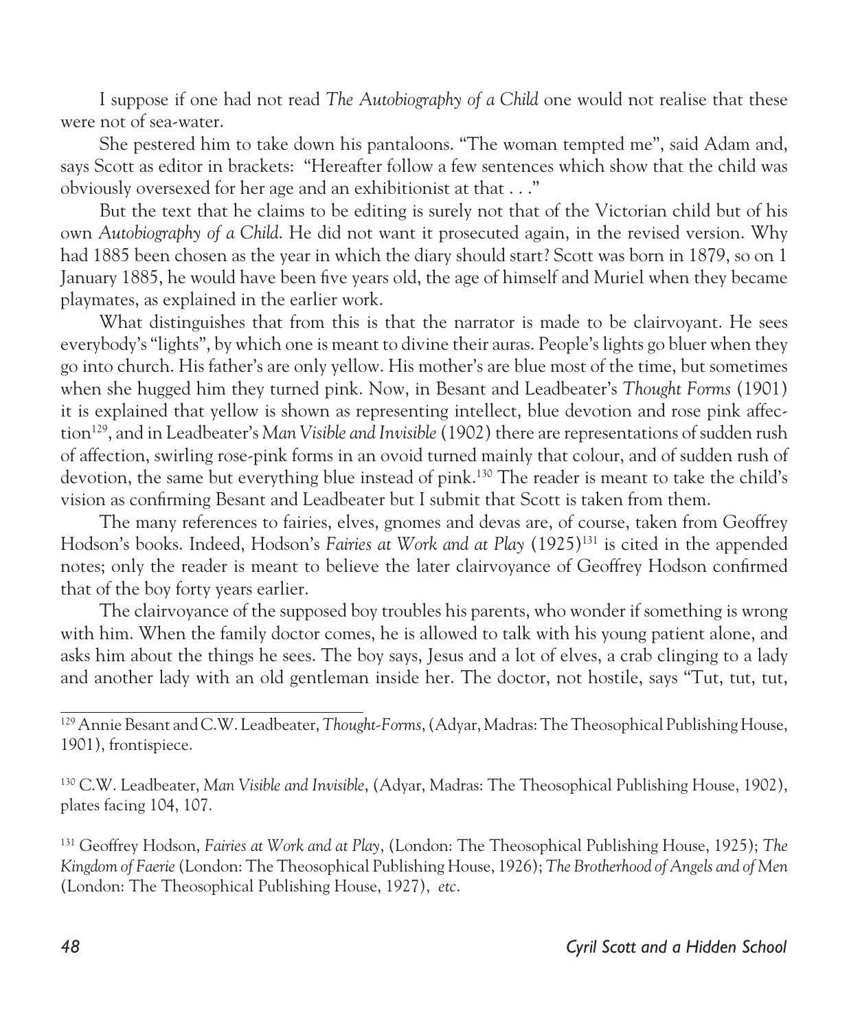I suppose if one had not read *The Autobiography of a Child* one would not realise that these were not of sea-water.

She pestered him to take down his pantaloons. "The woman tempted me", said Adam and, says Scott as editor in brackets: "Hereafter follow a few sentences which show that the child was obviously oversexed for her age and an exhibitionist at that . . ."

But the text that he claims to be editing is surely not that of the Victorian child but of his own *Autobiography of a Child*. He did not want it prosecuted again, in the revised version. Why had 1885 been chosen as the year in which the diary should start? Scott was born in 1879, so on 1 January 1885, he would have been five years old, the age of himself and Muriel when they became playmates, as explained in the earlier work.

What distinguishes that from this is that the narrator is made to be clairvoyant. He sees everybody's "lights", by which one is meant to divine their auras. People's lights go bluer when they go into church. His father's are only yellow. His mother's are blue most of the time, but sometimes when she hugged him they turned pink. Now, in Besant and Leadbeater's *Thought Forms* (1901) it is explained that yellow is shown as representing intellect, blue devotion and rose pink affection[129], and in Leadbeater's *Man Visible and Invisible* (1902) there are representations of sudden rush of affection, swirling rose-pink forms in an ovoid turned mainly that colour, and of sudden rush of devotion, the same but everything blue instead of pink.[130] The reader is meant to take the child's vision as confirming Besant and Leadbeater but I submit that Scott is taken from them.

The many references to fairies, elves, gnomes and devas are, of course, taken from Geoffrey Hodson's books. Indeed, Hodson's *Fairies at Work and at Play* (1925)[131] is cited in the appended notes; only the reader is meant to believe the later clairvoyance of Geoffrey Hodson confirmed that of the boy forty years earlier.

The clairvoyance of the supposed boy troubles his parents, who wonder if something is wrong with him. When the family doctor comes, he is allowed to talk with his young patient alone, and asks him about the things he sees. The boy says, Jesus and a lot of elves, a crab clinging to a lady and another lady with an old gentleman inside her. The doctor, not hostile, says "Tut, tut, tut,

---

[129] Annie Besant and C.W. Leadbeater, *Thought-Forms*, (Adyar, Madras: The Theosophical Publishing House, 1901), frontispiece.

[130] C.W. Leadbeater, *Man Visible and Invisible*, (Adyar, Madras: The Theosophical Publishing House, 1902), plates facing 104, 107.

[131] Geoffrey Hodson, *Fairies at Work and at Play*, (London: The Theosophical Publishing House, 1925); *The Kingdom of Faerie* (London: The Theosophical Publishing House, 1926); *The Brotherhood of Angels and of Men* (London: The Theosophical Publishing House, 1927), *etc.*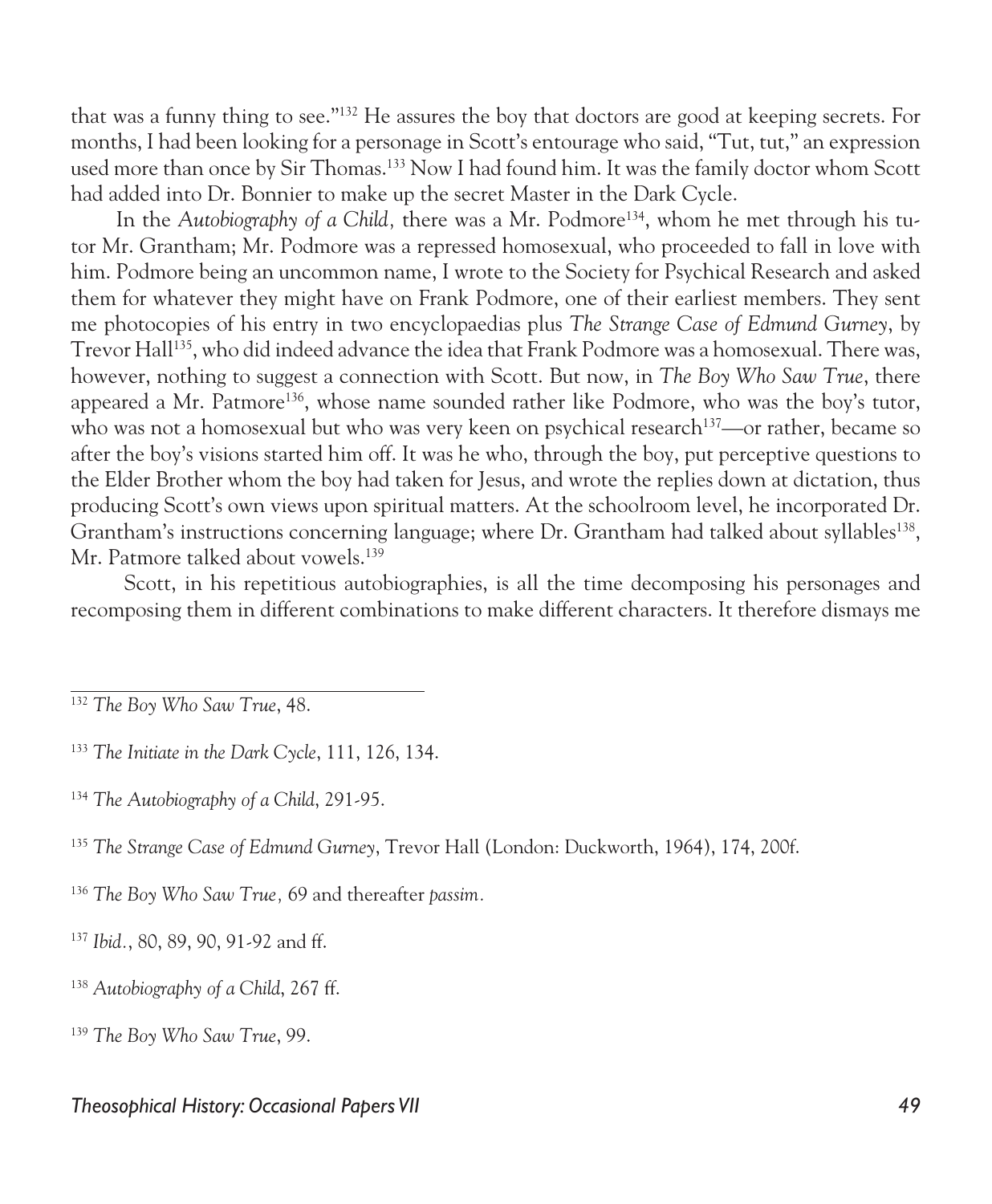that was a funny thing to see."[132] He assures the boy that doctors are good at keeping secrets. For months, I had been looking for a personage in Scott's entourage who said, "Tut, tut," an expression used more than once by Sir Thomas.[133] Now I had found him. It was the family doctor whom Scott had added into Dr. Bonnier to make up the secret Master in the Dark Cycle.

In the *Autobiography of a Child,* there was a Mr. Podmore[134], whom he met through his tutor Mr. Grantham; Mr. Podmore was a repressed homosexual, who proceeded to fall in love with him. Podmore being an uncommon name, I wrote to the Society for Psychical Research and asked them for whatever they might have on Frank Podmore, one of their earliest members. They sent me photocopies of his entry in two encyclopaedias plus *The Strange Case of Edmund Gurney*, by Trevor Hall[135], who did indeed advance the idea that Frank Podmore was a homosexual. There was, however, nothing to suggest a connection with Scott. But now, in *The Boy Who Saw True*, there appeared a Mr. Patmore[136], whose name sounded rather like Podmore, who was the boy's tutor, who was not a homosexual but who was very keen on psychical research[137]—or rather, became so after the boy's visions started him off. It was he who, through the boy, put perceptive questions to the Elder Brother whom the boy had taken for Jesus, and wrote the replies down at dictation, thus producing Scott's own views upon spiritual matters. At the schoolroom level, he incorporated Dr. Grantham's instructions concerning language; where Dr. Grantham had talked about syllables[138], Mr. Patmore talked about vowels.[139]

Scott, in his repetitious autobiographies, is all the time decomposing his personages and recomposing them in different combinations to make different characters. It therefore dismays me

---

[132] *The Boy Who Saw True*, 48.

[133] *The Initiate in the Dark Cycle*, 111, 126, 134.

[134] *The Autobiography of a Child*, 291-95.

[135] *The Strange Case of Edmund Gurney*, Trevor Hall (London: Duckworth, 1964), 174, 200f.

[136] *The Boy Who Saw True,* 69 and thereafter *passim*.

[137] *Ibid.*, 80, 89, 90, 91-92 and ff.

[138] *Autobiography of a Child*, 267 ff.

[139] *The Boy Who Saw True*, 99.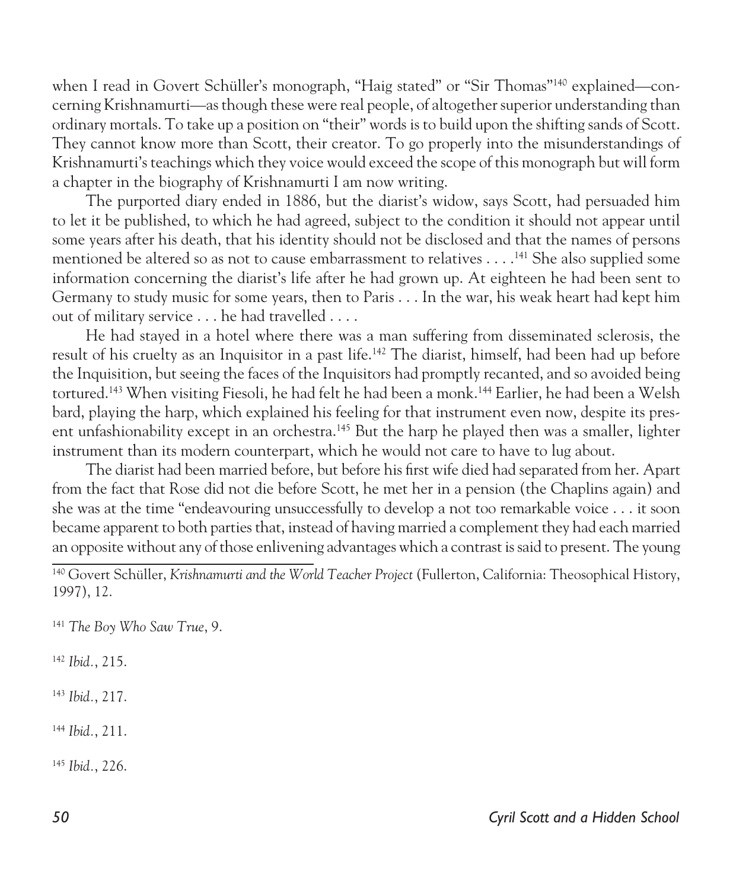when I read in Govert Schüller's monograph, "Haig stated" or "Sir Thomas"[140] explained—concerning Krishnamurti—as though these were real people, of altogether superior understanding than ordinary mortals. To take up a position on "their" words is to build upon the shifting sands of Scott. They cannot know more than Scott, their creator. To go properly into the misunderstandings of Krishnamurti's teachings which they voice would exceed the scope of this monograph but will form a chapter in the biography of Krishnamurti I am now writing.

The purported diary ended in 1886, but the diarist's widow, says Scott, had persuaded him to let it be published, to which he had agreed, subject to the condition it should not appear until some years after his death, that his identity should not be disclosed and that the names of persons mentioned be altered so as not to cause embarrassment to relatives . . . .[141] She also supplied some information concerning the diarist's life after he had grown up. At eighteen he had been sent to Germany to study music for some years, then to Paris . . . In the war, his weak heart had kept him out of military service . . . he had travelled . . . .

He had stayed in a hotel where there was a man suffering from disseminated sclerosis, the result of his cruelty as an Inquisitor in a past life.[142] The diarist, himself, had been had up before the Inquisition, but seeing the faces of the Inquisitors had promptly recanted, and so avoided being tortured.[143] When visiting Fiesoli, he had felt he had been a monk.[144] Earlier, he had been a Welsh bard, playing the harp, which explained his feeling for that instrument even now, despite its present unfashionability except in an orchestra.[145] But the harp he played then was a smaller, lighter instrument than its modern counterpart, which he would not care to have to lug about.

The diarist had been married before, but before his first wife died had separated from her. Apart from the fact that Rose did not die before Scott, he met her in a pension (the Chaplins again) and she was at the time "endeavouring unsuccessfully to develop a not too remarkable voice . . . it soon became apparent to both parties that, instead of having married a complement they had each married an opposite without any of those enlivening advantages which a contrast is said to present. The young

---

[140] Govert Schüller, *Krishnamurti and the World Teacher Project* (Fullerton, California: Theosophical History, 1997), 12.

[141] *The Boy Who Saw True*, 9.

[142] *Ibid.*, 215.

[143] *Ibid.*, 217.

[144] *Ibid.*, 211.

[145] *Ibid.*, 226.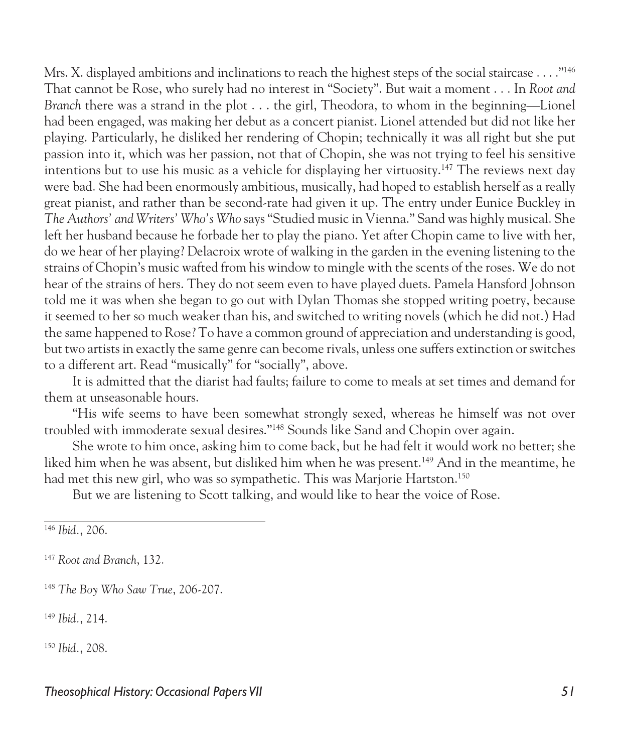Mrs. X. displayed ambitions and inclinations to reach the highest steps of the social staircase . . . ."[146] That cannot be Rose, who surely had no interest in "Society". But wait a moment . . . In *Root and Branch* there was a strand in the plot . . . the girl, Theodora, to whom in the beginning—Lionel had been engaged, was making her debut as a concert pianist. Lionel attended but did not like her playing. Particularly, he disliked her rendering of Chopin; technically it was all right but she put passion into it, which was her passion, not that of Chopin, she was not trying to feel his sensitive intentions but to use his music as a vehicle for displaying her virtuosity.[147] The reviews next day were bad. She had been enormously ambitious, musically, had hoped to establish herself as a really great pianist, and rather than be second-rate had given it up. The entry under Eunice Buckley in *The Authors' and Writers' Who's Who* says "Studied music in Vienna." Sand was highly musical. She left her husband because he forbade her to play the piano. Yet after Chopin came to live with her, do we hear of her playing? Delacroix wrote of walking in the garden in the evening listening to the strains of Chopin's music wafted from his window to mingle with the scents of the roses. We do not hear of the strains of hers. They do not seem even to have played duets. Pamela Hansford Johnson told me it was when she began to go out with Dylan Thomas she stopped writing poetry, because it seemed to her so much weaker than his, and switched to writing novels (which he did not.) Had the same happened to Rose? To have a common ground of appreciation and understanding is good, but two artists in exactly the same genre can become rivals, unless one suffers extinction or switches to a different art. Read "musically" for "socially", above.

It is admitted that the diarist had faults; failure to come to meals at set times and demand for them at unseasonable hours.

"His wife seems to have been somewhat strongly sexed, whereas he himself was not over troubled with immoderate sexual desires."[148] Sounds like Sand and Chopin over again.

She wrote to him once, asking him to come back, but he had felt it would work no better; she liked him when he was absent, but disliked him when he was present.[149] And in the meantime, he had met this new girl, who was so sympathetic. This was Marjorie Hartston.[150]

But we are listening to Scott talking, and would like to hear the voice of Rose.

---

[146] *Ibid.*, 206.

[147] *Root and Branch*, 132.

[148] *The Boy Who Saw True*, 206-207.

[149] *Ibid.*, 214.

[150] *Ibid.*, 208.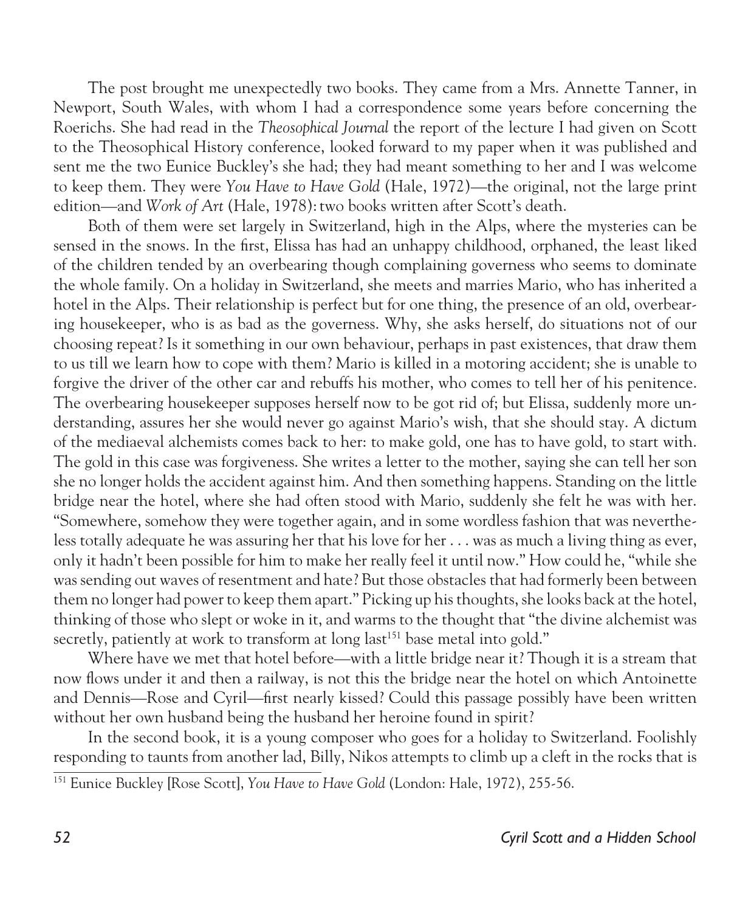The post brought me unexpectedly two books. They came from a Mrs. Annette Tanner, in Newport, South Wales, with whom I had a correspondence some years before concerning the Roerichs. She had read in the *Theosophical Journal* the report of the lecture I had given on Scott to the Theosophical History conference, looked forward to my paper when it was published and sent me the two Eunice Buckley's she had; they had meant something to her and I was welcome to keep them. They were *You Have to Have Gold* (Hale, 1972)—the original, not the large print edition—and *Work of Art* (Hale, 1978): two books written after Scott's death.

Both of them were set largely in Switzerland, high in the Alps, where the mysteries can be sensed in the snows. In the first, Elissa has had an unhappy childhood, orphaned, the least liked of the children tended by an overbearing though complaining governess who seems to dominate the whole family. On a holiday in Switzerland, she meets and marries Mario, who has inherited a hotel in the Alps. Their relationship is perfect but for one thing, the presence of an old, overbearing housekeeper, who is as bad as the governess. Why, she asks herself, do situations not of our choosing repeat? Is it something in our own behaviour, perhaps in past existences, that draw them to us till we learn how to cope with them? Mario is killed in a motoring accident; she is unable to forgive the driver of the other car and rebuffs his mother, who comes to tell her of his penitence. The overbearing housekeeper supposes herself now to be got rid of; but Elissa, suddenly more understanding, assures her she would never go against Mario's wish, that she should stay. A dictum of the mediaeval alchemists comes back to her: to make gold, one has to have gold, to start with. The gold in this case was forgiveness. She writes a letter to the mother, saying she can tell her son she no longer holds the accident against him. And then something happens. Standing on the little bridge near the hotel, where she had often stood with Mario, suddenly she felt he was with her. "Somewhere, somehow they were together again, and in some wordless fashion that was nevertheless totally adequate he was assuring her that his love for her . . . was as much a living thing as ever, only it hadn't been possible for him to make her really feel it until now." How could he, "while she was sending out waves of resentment and hate? But those obstacles that had formerly been between them no longer had power to keep them apart." Picking up his thoughts, she looks back at the hotel, thinking of those who slept or woke in it, and warms to the thought that "the divine alchemist was secretly, patiently at work to transform at long last[151] base metal into gold."

Where have we met that hotel before—with a little bridge near it? Though it is a stream that now flows under it and then a railway, is not this the bridge near the hotel on which Antoinette and Dennis—Rose and Cyril—first nearly kissed? Could this passage possibly have been written without her own husband being the husband her heroine found in spirit?

In the second book, it is a young composer who goes for a holiday to Switzerland. Foolishly responding to taunts from another lad, Billy, Nikos attempts to climb up a cleft in the rocks that is

[151] Eunice Buckley [Rose Scott], *You Have to Have Gold* (London: Hale, 1972), 255-56.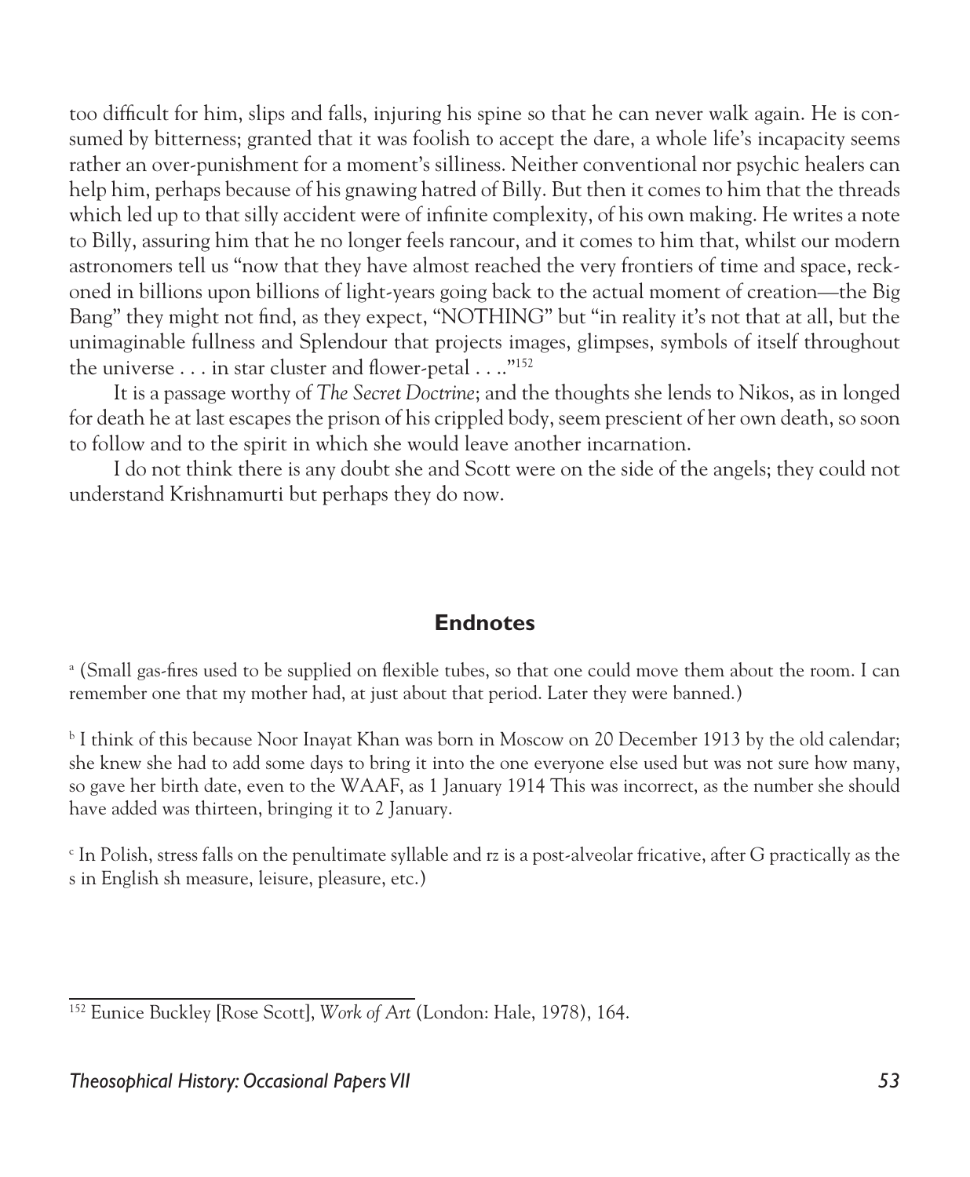too difficult for him, slips and falls, injuring his spine so that he can never walk again. He is consumed by bitterness; granted that it was foolish to accept the dare, a whole life's incapacity seems rather an over-punishment for a moment's silliness. Neither conventional nor psychic healers can help him, perhaps because of his gnawing hatred of Billy. But then it comes to him that the threads which led up to that silly accident were of infinite complexity, of his own making. He writes a note to Billy, assuring him that he no longer feels rancour, and it comes to him that, whilst our modern astronomers tell us "now that they have almost reached the very frontiers of time and space, reckoned in billions upon billions of light-years going back to the actual moment of creation—the Big Bang" they might not find, as they expect, "NOTHING" but "in reality it's not that at all, but the unimaginable fullness and Splendour that projects images, glimpses, symbols of itself throughout the universe . . . in star cluster and flower-petal . . . ."[152]

It is a passage worthy of *The Secret Doctrine*; and the thoughts she lends to Nikos, as in longed for death he at last escapes the prison of his crippled body, seem prescient of her own death, so soon to follow and to the spirit in which she would leave another incarnation.

I do not think there is any doubt she and Scott were on the side of the angels; they could not understand Krishnamurti but perhaps they do now.

## Endnotes

[a] (Small gas-fires used to be supplied on flexible tubes, so that one could move them about the room. I can remember one that my mother had, at just about that period. Later they were banned.)

[b] I think of this because Noor Inayat Khan was born in Moscow on 20 December 1913 by the old calendar; she knew she had to add some days to bring it into the one everyone else used but was not sure how many, so gave her birth date, even to the WAAF, as 1 January 1914 This was incorrect, as the number she should have added was thirteen, bringing it to 2 January.

[c] In Polish, stress falls on the penultimate syllable and rz is a post-alveolar fricative, after G practically as the s in English sh measure, leisure, pleasure, etc.)

[152] Eunice Buckley [Rose Scott], *Work of Art* (London: Hale, 1978), 164.